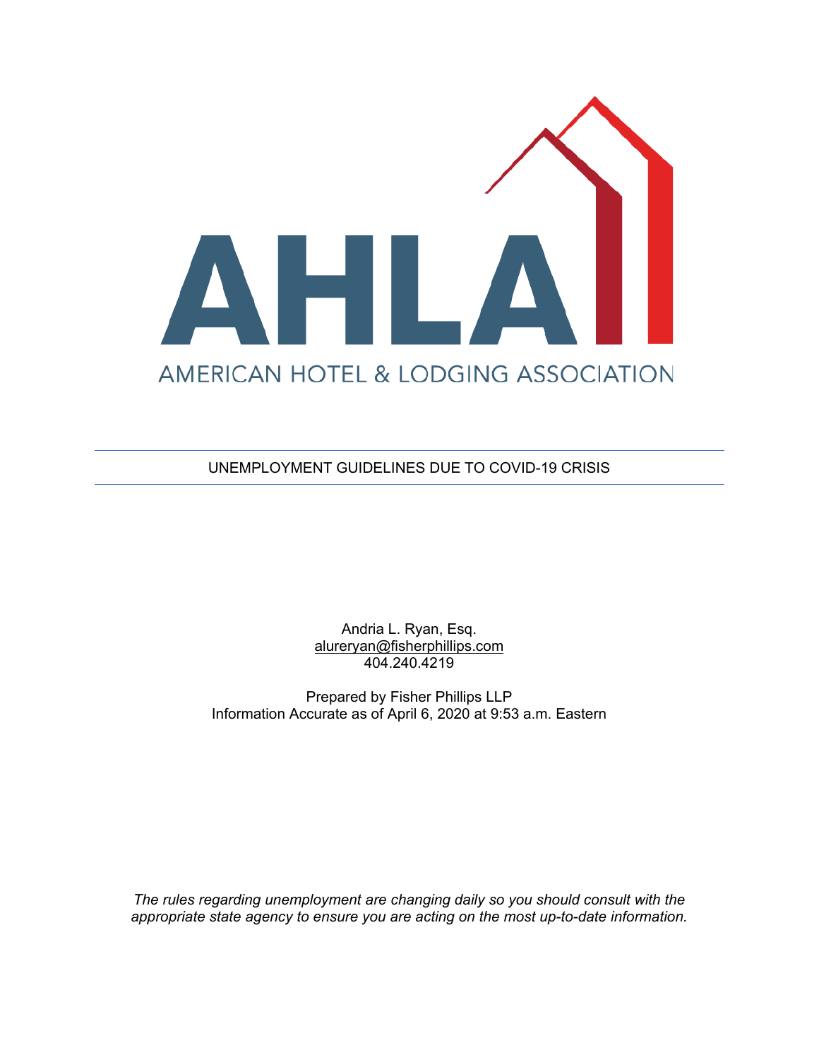AHLA

AMERICAN HOTEL & LODGING ASSOCIATION

# UNEMPLOYMENT GUIDELINES DUE TO COVID-19 CRISIS

Andria L. Ryan, Esq.
alureryan@fisherphillips.com
404.240.4219

Prepared by Fisher Phillips LLP
Information Accurate as of April 6, 2020 at 9:53 a.m. Eastern

*The rules regarding unemployment are changing daily so you should consult with the appropriate state agency to ensure you are acting on the most up-to-date information.*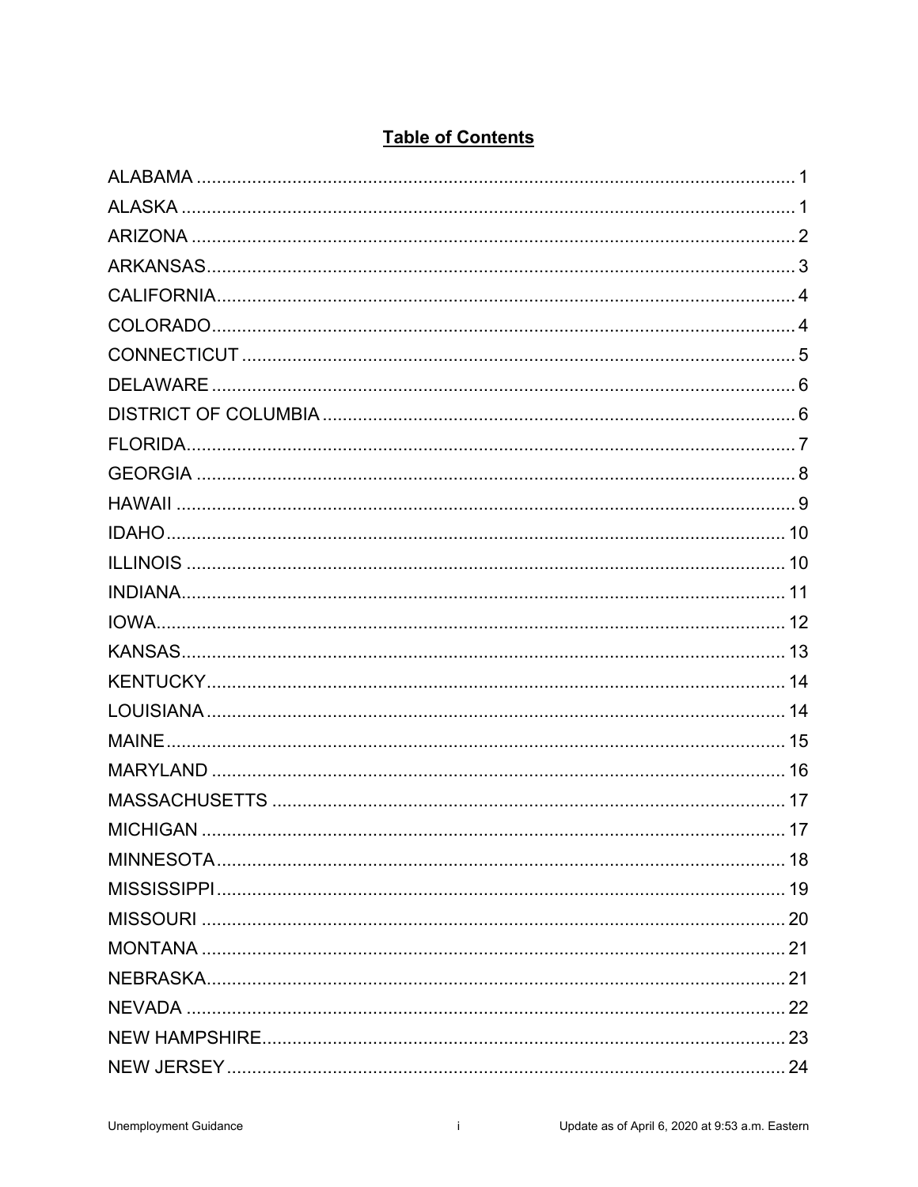## Table of Contents

ALABAMA ........................................................................................................ 1
ALASKA .......................................................................................................... 1
ARIZONA ........................................................................................................ 2
ARKANSAS ...................................................................................................... 3
CALIFORNIA .................................................................................................... 4
COLORADO ..................................................................................................... 4
CONNECTICUT ................................................................................................ 5
DELAWARE ..................................................................................................... 6
DISTRICT OF COLUMBIA ................................................................................ 6
FLORIDA ......................................................................................................... 7
GEORGIA ........................................................................................................ 8
HAWAII ........................................................................................................... 9
IDAHO ........................................................................................................... 10
ILLINOIS ........................................................................................................ 10
INDIANA ......................................................................................................... 11
IOWA .............................................................................................................. 12
KANSAS ......................................................................................................... 13
KENTUCKY .................................................................................................... 14
LOUISIANA .................................................................................................... 14
MAINE ............................................................................................................ 15
MARYLAND ................................................................................................... 16
MASSACHUSETTS ........................................................................................ 17
MICHIGAN ..................................................................................................... 17
MINNESOTA .................................................................................................. 18
MISSISSIPPI .................................................................................................. 19
MISSOURI ..................................................................................................... 20
MONTANA ..................................................................................................... 21
NEBRASKA .................................................................................................... 21
NEVADA ........................................................................................................ 22
NEW HAMPSHIRE ......................................................................................... 23
NEW JERSEY ................................................................................................ 24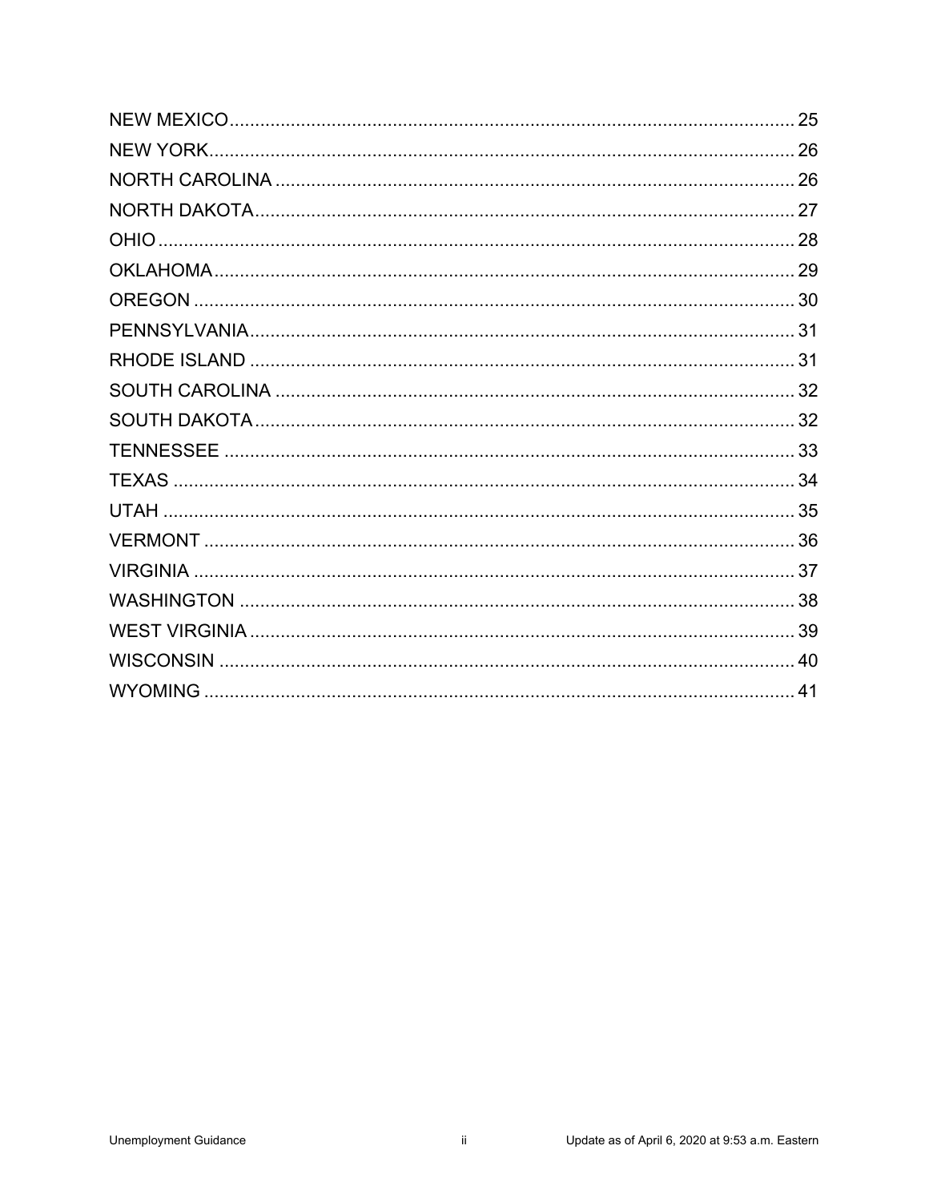NEW MEXICO .......... 25
NEW YORK .......... 26
NORTH CAROLINA .......... 26
NORTH DAKOTA .......... 27
OHIO .......... 28
OKLAHOMA .......... 29
OREGON .......... 30
PENNSYLVANIA .......... 31
RHODE ISLAND .......... 31
SOUTH CAROLINA .......... 32
SOUTH DAKOTA .......... 32
TENNESSEE .......... 33
TEXAS .......... 34
UTAH .......... 35
VERMONT .......... 36
VIRGINIA .......... 37
WASHINGTON .......... 38
WEST VIRGINIA .......... 39
WISCONSIN .......... 40
WYOMING .......... 41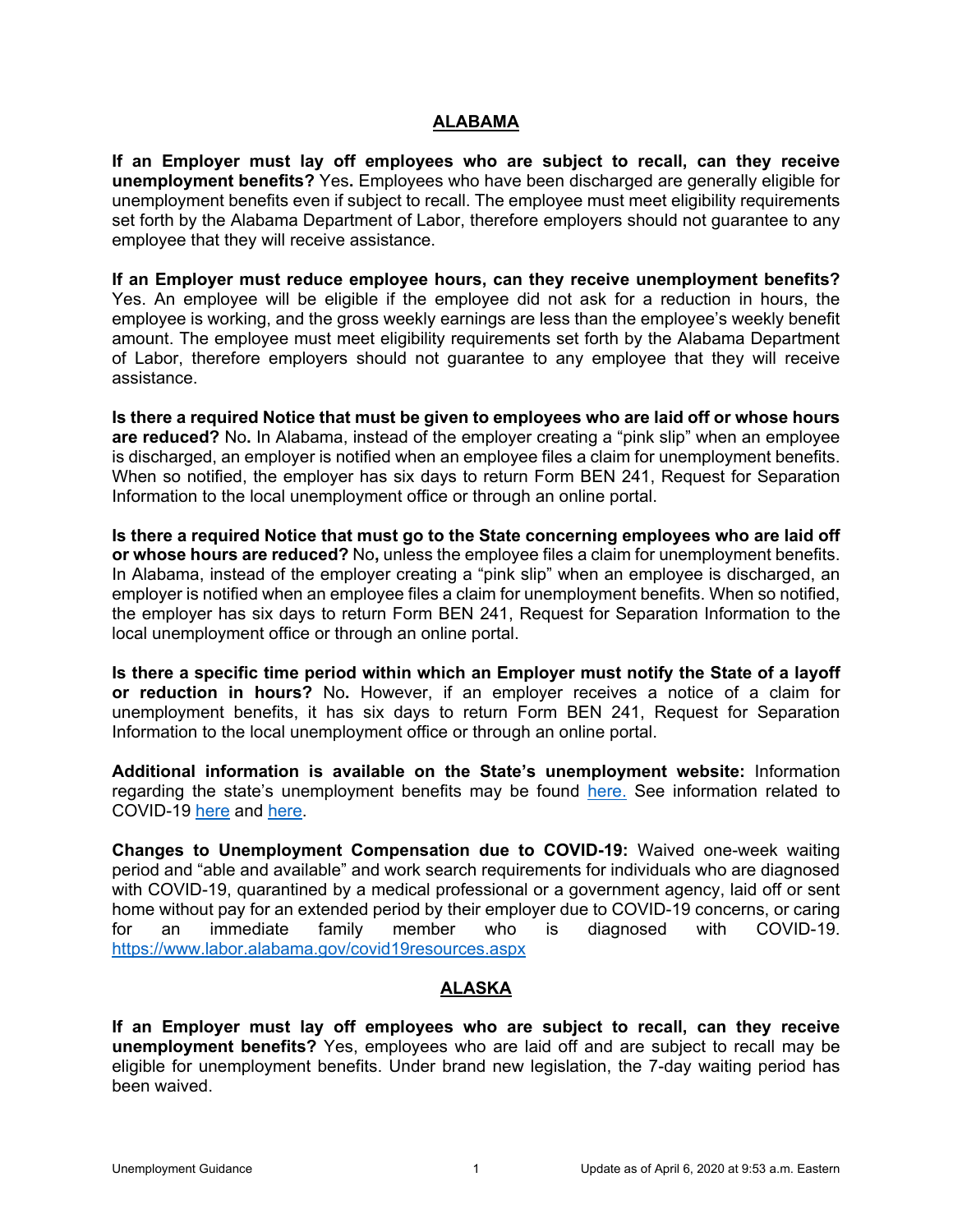## ALABAMA

**If an Employer must lay off employees who are subject to recall, can they receive unemployment benefits?** Yes**.** Employees who have been discharged are generally eligible for unemployment benefits even if subject to recall. The employee must meet eligibility requirements set forth by the Alabama Department of Labor, therefore employers should not guarantee to any employee that they will receive assistance.

**If an Employer must reduce employee hours, can they receive unemployment benefits?** Yes. An employee will be eligible if the employee did not ask for a reduction in hours, the employee is working, and the gross weekly earnings are less than the employee's weekly benefit amount. The employee must meet eligibility requirements set forth by the Alabama Department of Labor, therefore employers should not guarantee to any employee that they will receive assistance.

**Is there a required Notice that must be given to employees who are laid off or whose hours are reduced?** No**.** In Alabama, instead of the employer creating a "pink slip" when an employee is discharged, an employer is notified when an employee files a claim for unemployment benefits. When so notified, the employer has six days to return Form BEN 241, Request for Separation Information to the local unemployment office or through an online portal.

**Is there a required Notice that must go to the State concerning employees who are laid off or whose hours are reduced?** No**,** unless the employee files a claim for unemployment benefits. In Alabama, instead of the employer creating a "pink slip" when an employee is discharged, an employer is notified when an employee files a claim for unemployment benefits. When so notified, the employer has six days to return Form BEN 241, Request for Separation Information to the local unemployment office or through an online portal.

**Is there a specific time period within which an Employer must notify the State of a layoff or reduction in hours?** No**.** However, if an employer receives a notice of a claim for unemployment benefits, it has six days to return Form BEN 241, Request for Separation Information to the local unemployment office or through an online portal.

**Additional information is available on the State's unemployment website:** Information regarding the state's unemployment benefits may be found here. See information related to COVID-19 here and here.

**Changes to Unemployment Compensation due to COVID-19:** Waived one-week waiting period and "able and available" and work search requirements for individuals who are diagnosed with COVID-19, quarantined by a medical professional or a government agency, laid off or sent home without pay for an extended period by their employer due to COVID-19 concerns, or caring for an immediate family member who is diagnosed with COVID-19. https://www.labor.alabama.gov/covid19resources.aspx

## ALASKA

**If an Employer must lay off employees who are subject to recall, can they receive unemployment benefits?** Yes, employees who are laid off and are subject to recall may be eligible for unemployment benefits. Under brand new legislation, the 7-day waiting period has been waived.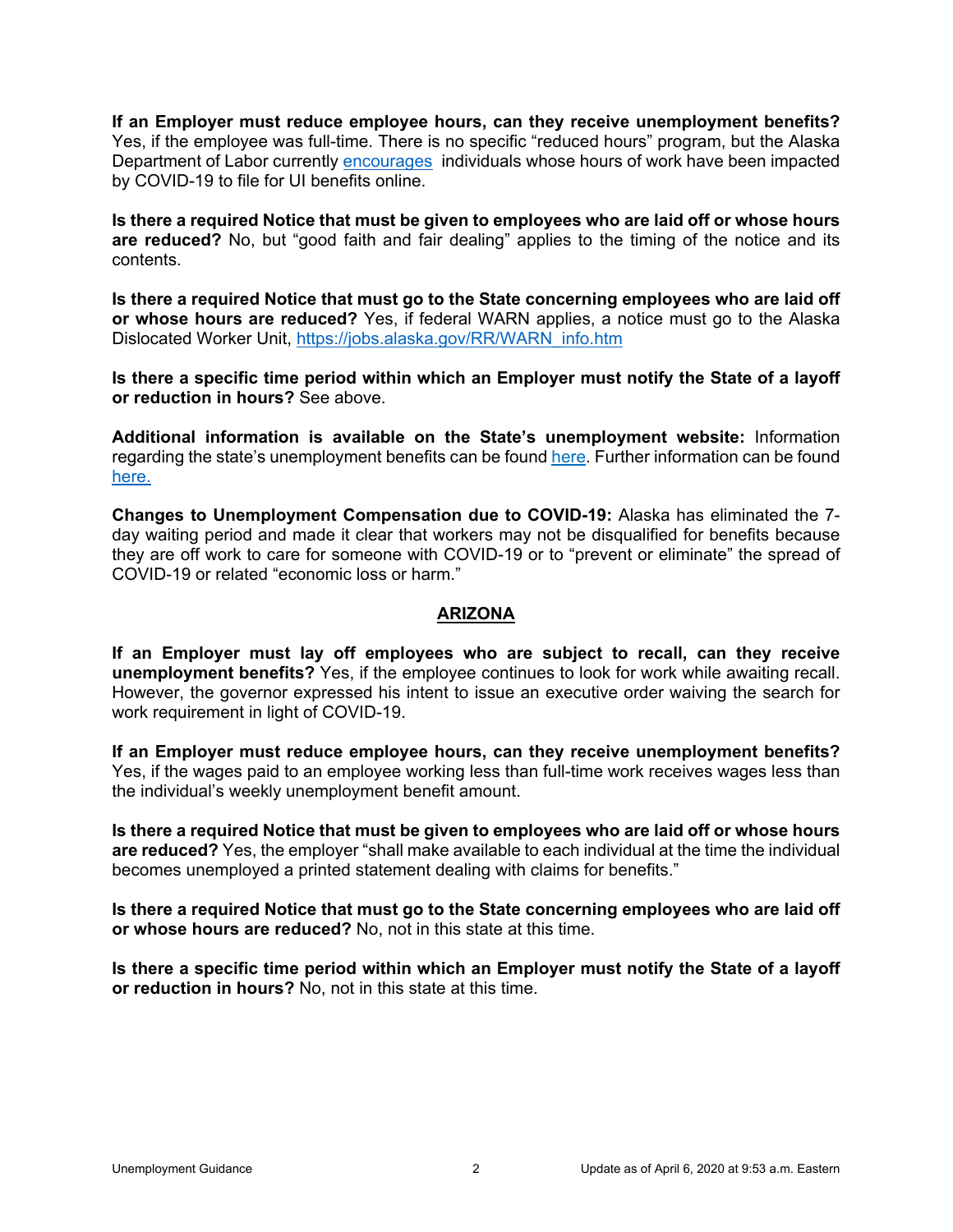**If an Employer must reduce employee hours, can they receive unemployment benefits?** Yes, if the employee was full-time. There is no specific "reduced hours" program, but the Alaska Department of Labor currently encourages individuals whose hours of work have been impacted by COVID-19 to file for UI benefits online.

**Is there a required Notice that must be given to employees who are laid off or whose hours are reduced?** No, but "good faith and fair dealing" applies to the timing of the notice and its contents.

**Is there a required Notice that must go to the State concerning employees who are laid off or whose hours are reduced?** Yes, if federal WARN applies, a notice must go to the Alaska Dislocated Worker Unit, https://jobs.alaska.gov/RR/WARN_info.htm

**Is there a specific time period within which an Employer must notify the State of a layoff or reduction in hours?** See above.

**Additional information is available on the State's unemployment website:** Information regarding the state's unemployment benefits can be found here. Further information can be found here.

**Changes to Unemployment Compensation due to COVID-19:** Alaska has eliminated the 7-day waiting period and made it clear that workers may not be disqualified for benefits because they are off work to care for someone with COVID-19 or to "prevent or eliminate" the spread of COVID-19 or related "economic loss or harm."

## ARIZONA

**If an Employer must lay off employees who are subject to recall, can they receive unemployment benefits?** Yes, if the employee continues to look for work while awaiting recall. However, the governor expressed his intent to issue an executive order waiving the search for work requirement in light of COVID-19.

**If an Employer must reduce employee hours, can they receive unemployment benefits?** Yes, if the wages paid to an employee working less than full-time work receives wages less than the individual's weekly unemployment benefit amount.

**Is there a required Notice that must be given to employees who are laid off or whose hours are reduced?** Yes, the employer "shall make available to each individual at the time the individual becomes unemployed a printed statement dealing with claims for benefits."

**Is there a required Notice that must go to the State concerning employees who are laid off or whose hours are reduced?** No, not in this state at this time.

**Is there a specific time period within which an Employer must notify the State of a layoff or reduction in hours?** No, not in this state at this time.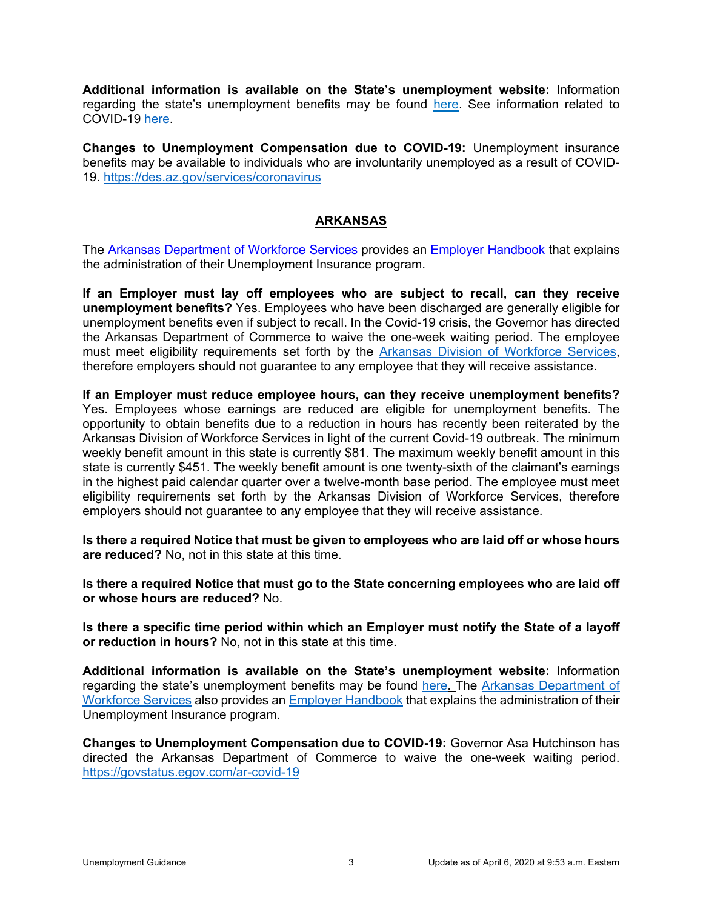**Additional information is available on the State's unemployment website:** Information regarding the state's unemployment benefits may be found here. See information related to COVID-19 here.

**Changes to Unemployment Compensation due to COVID-19:** Unemployment insurance benefits may be available to individuals who are involuntarily unemployed as a result of COVID-19. https://des.az.gov/services/coronavirus

## ARKANSAS

The Arkansas Department of Workforce Services provides an Employer Handbook that explains the administration of their Unemployment Insurance program.

**If an Employer must lay off employees who are subject to recall, can they receive unemployment benefits?** Yes. Employees who have been discharged are generally eligible for unemployment benefits even if subject to recall. In the Covid-19 crisis, the Governor has directed the Arkansas Department of Commerce to waive the one-week waiting period. The employee must meet eligibility requirements set forth by the Arkansas Division of Workforce Services, therefore employers should not guarantee to any employee that they will receive assistance.

**If an Employer must reduce employee hours, can they receive unemployment benefits?** Yes. Employees whose earnings are reduced are eligible for unemployment benefits. The opportunity to obtain benefits due to a reduction in hours has recently been reiterated by the Arkansas Division of Workforce Services in light of the current Covid-19 outbreak. The minimum weekly benefit amount in this state is currently $81. The maximum weekly benefit amount in this state is currently $451. The weekly benefit amount is one twenty-sixth of the claimant's earnings in the highest paid calendar quarter over a twelve-month base period. The employee must meet eligibility requirements set forth by the Arkansas Division of Workforce Services, therefore employers should not guarantee to any employee that they will receive assistance.

**Is there a required Notice that must be given to employees who are laid off or whose hours are reduced?** No, not in this state at this time.

**Is there a required Notice that must go to the State concerning employees who are laid off or whose hours are reduced?** No.

**Is there a specific time period within which an Employer must notify the State of a layoff or reduction in hours?** No, not in this state at this time.

**Additional information is available on the State's unemployment website:** Information regarding the state's unemployment benefits may be found here. The Arkansas Department of Workforce Services also provides an Employer Handbook that explains the administration of their Unemployment Insurance program.

**Changes to Unemployment Compensation due to COVID-19:** Governor Asa Hutchinson has directed the Arkansas Department of Commerce to waive the one-week waiting period. https://govstatus.egov.com/ar-covid-19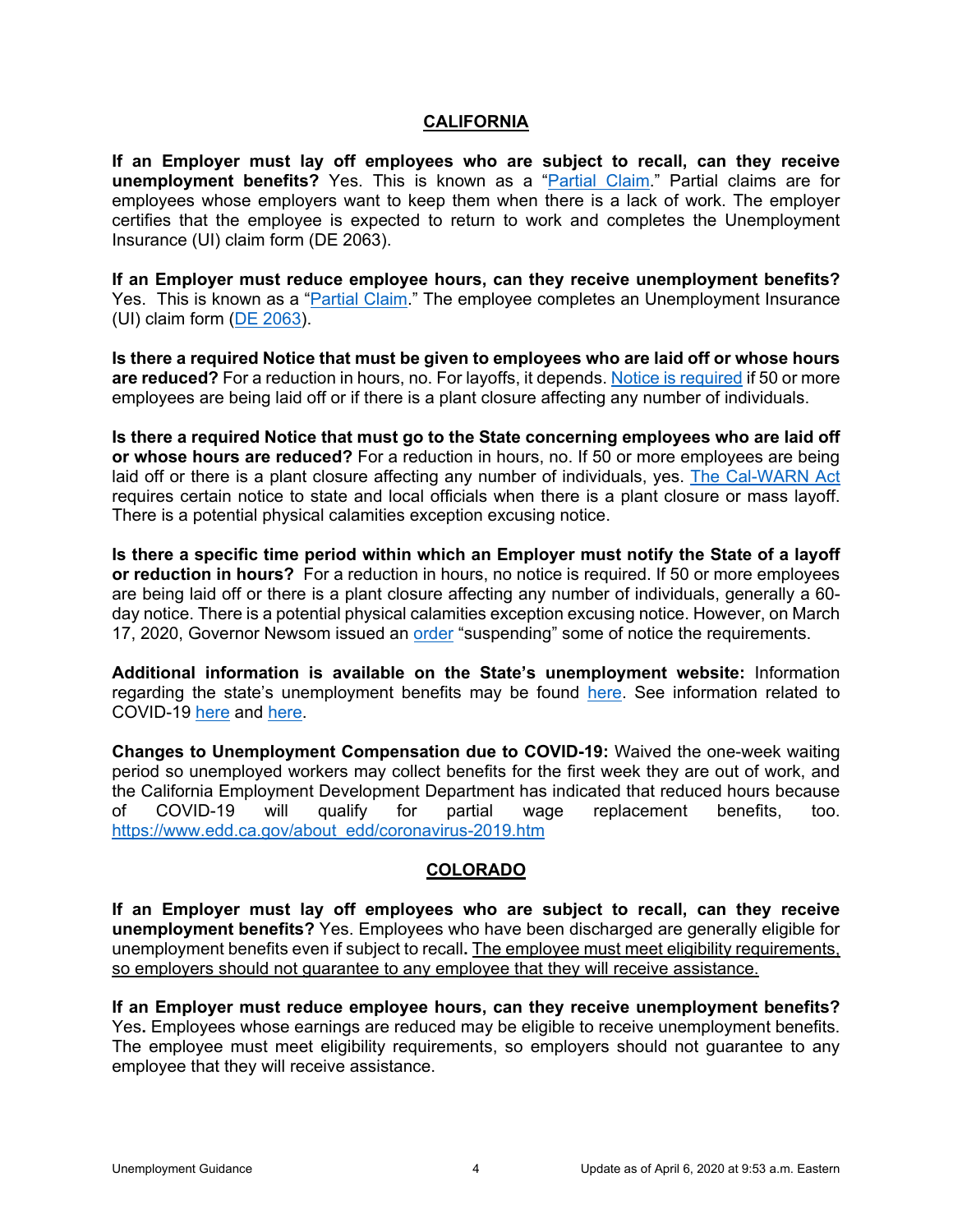## CALIFORNIA

**If an Employer must lay off employees who are subject to recall, can they receive unemployment benefits?** Yes. This is known as a "Partial Claim." Partial claims are for employees whose employers want to keep them when there is a lack of work. The employer certifies that the employee is expected to return to work and completes the Unemployment Insurance (UI) claim form (DE 2063).

**If an Employer must reduce employee hours, can they receive unemployment benefits?** Yes. This is known as a "Partial Claim." The employee completes an Unemployment Insurance (UI) claim form (DE 2063).

**Is there a required Notice that must be given to employees who are laid off or whose hours are reduced?** For a reduction in hours, no. For layoffs, it depends. Notice is required if 50 or more employees are being laid off or if there is a plant closure affecting any number of individuals.

**Is there a required Notice that must go to the State concerning employees who are laid off or whose hours are reduced?** For a reduction in hours, no. If 50 or more employees are being laid off or there is a plant closure affecting any number of individuals, yes. The Cal-WARN Act requires certain notice to state and local officials when there is a plant closure or mass layoff. There is a potential physical calamities exception excusing notice.

**Is there a specific time period within which an Employer must notify the State of a layoff or reduction in hours?** For a reduction in hours, no notice is required. If 50 or more employees are being laid off or there is a plant closure affecting any number of individuals, generally a 60-day notice. There is a potential physical calamities exception excusing notice. However, on March 17, 2020, Governor Newsom issued an order "suspending" some of notice the requirements.

**Additional information is available on the State's unemployment website:** Information regarding the state's unemployment benefits may be found here. See information related to COVID-19 here and here.

**Changes to Unemployment Compensation due to COVID-19:** Waived the one-week waiting period so unemployed workers may collect benefits for the first week they are out of work, and the California Employment Development Department has indicated that reduced hours because of COVID-19 will qualify for partial wage replacement benefits, too. https://www.edd.ca.gov/about_edd/coronavirus-2019.htm

## COLORADO

**If an Employer must lay off employees who are subject to recall, can they receive unemployment benefits?** Yes. Employees who have been discharged are generally eligible for unemployment benefits even if subject to recall**.** The employee must meet eligibility requirements, so employers should not guarantee to any employee that they will receive assistance.

**If an Employer must reduce employee hours, can they receive unemployment benefits?** Yes**.** Employees whose earnings are reduced may be eligible to receive unemployment benefits. The employee must meet eligibility requirements, so employers should not guarantee to any employee that they will receive assistance.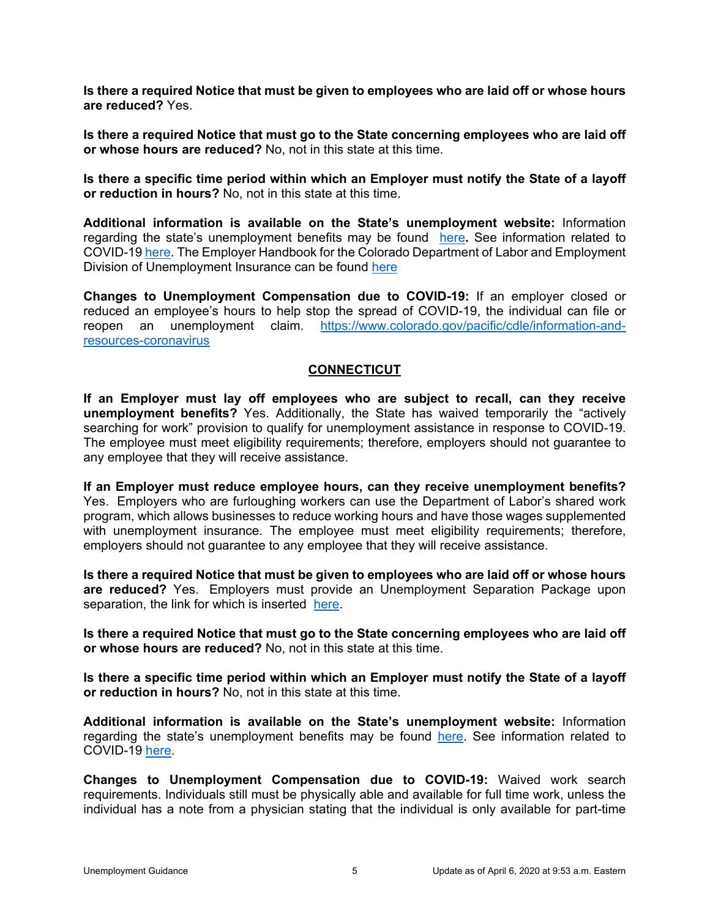**Is there a required Notice that must be given to employees who are laid off or whose hours are reduced?** Yes.

**Is there a required Notice that must go to the State concerning employees who are laid off or whose hours are reduced?** No, not in this state at this time.

**Is there a specific time period within which an Employer must notify the State of a layoff or reduction in hours?** No, not in this state at this time.

**Additional information is available on the State's unemployment website:** Information regarding the state's unemployment benefits may be found [here](). See information related to COVID-19 [here](). The Employer Handbook for the Colorado Department of Labor and Employment Division of Unemployment Insurance can be found [here]()

**Changes to Unemployment Compensation due to COVID-19:** If an employer closed or reduced an employee's hours to help stop the spread of COVID-19, the individual can file or reopen an unemployment claim. https://www.colorado.gov/pacific/cdle/information-and-resources-coronavirus

## CONNECTICUT

**If an Employer must lay off employees who are subject to recall, can they receive unemployment benefits?** Yes. Additionally, the State has waived temporarily the "actively searching for work" provision to qualify for unemployment assistance in response to COVID-19. The employee must meet eligibility requirements; therefore, employers should not guarantee to any employee that they will receive assistance.

**If an Employer must reduce employee hours, can they receive unemployment benefits?** Yes. Employers who are furloughing workers can use the Department of Labor's shared work program, which allows businesses to reduce working hours and have those wages supplemented with unemployment insurance. The employee must meet eligibility requirements; therefore, employers should not guarantee to any employee that they will receive assistance.

**Is there a required Notice that must be given to employees who are laid off or whose hours are reduced?** Yes. Employers must provide an Unemployment Separation Package upon separation, the link for which is inserted [here]().

**Is there a required Notice that must go to the State concerning employees who are laid off or whose hours are reduced?** No, not in this state at this time.

**Is there a specific time period within which an Employer must notify the State of a layoff or reduction in hours?** No, not in this state at this time.

**Additional information is available on the State's unemployment website:** Information regarding the state's unemployment benefits may be found [here](). See information related to COVID-19 [here]().

**Changes to Unemployment Compensation due to COVID-19:** Waived work search requirements. Individuals still must be physically able and available for full time work, unless the individual has a note from a physician stating that the individual is only available for part-time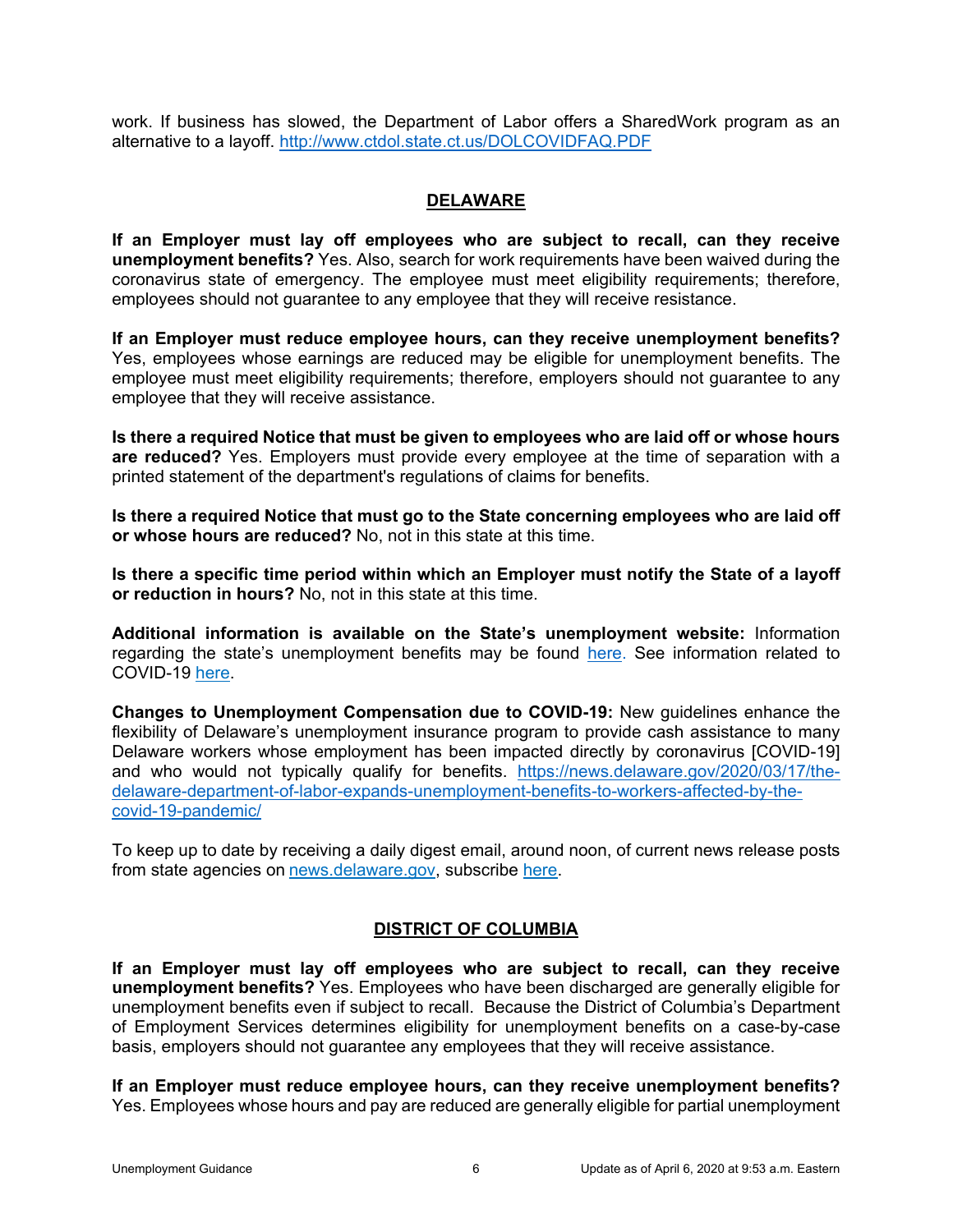work. If business has slowed, the Department of Labor offers a SharedWork program as an alternative to a layoff. [http://www.ctdol.state.ct.us/DOLCOVIDFAQ.PDF](http://www.ctdol.state.ct.us/DOLCOVIDFAQ.PDF)

## DELAWARE

**If an Employer must lay off employees who are subject to recall, can they receive unemployment benefits?** Yes. Also, search for work requirements have been waived during the coronavirus state of emergency. The employee must meet eligibility requirements; therefore, employees should not guarantee to any employee that they will receive resistance.

**If an Employer must reduce employee hours, can they receive unemployment benefits?** Yes, employees whose earnings are reduced may be eligible for unemployment benefits. The employee must meet eligibility requirements; therefore, employers should not guarantee to any employee that they will receive assistance.

**Is there a required Notice that must be given to employees who are laid off or whose hours are reduced?** Yes. Employers must provide every employee at the time of separation with a printed statement of the department's regulations of claims for benefits.

**Is there a required Notice that must go to the State concerning employees who are laid off or whose hours are reduced?** No, not in this state at this time.

**Is there a specific time period within which an Employer must notify the State of a layoff or reduction in hours?** No, not in this state at this time.

**Additional information is available on the State's unemployment website:** Information regarding the state's unemployment benefits may be found here. See information related to COVID-19 here.

**Changes to Unemployment Compensation due to COVID-19:** New guidelines enhance the flexibility of Delaware's unemployment insurance program to provide cash assistance to many Delaware workers whose employment has been impacted directly by coronavirus [COVID-19] and who would not typically qualify for benefits. [https://news.delaware.gov/2020/03/17/the-delaware-department-of-labor-expands-unemployment-benefits-to-workers-affected-by-the-covid-19-pandemic/](https://news.delaware.gov/2020/03/17/the-delaware-department-of-labor-expands-unemployment-benefits-to-workers-affected-by-the-covid-19-pandemic/)

To keep up to date by receiving a daily digest email, around noon, of current news release posts from state agencies on news.delaware.gov, subscribe here.

## DISTRICT OF COLUMBIA

**If an Employer must lay off employees who are subject to recall, can they receive unemployment benefits?** Yes. Employees who have been discharged are generally eligible for unemployment benefits even if subject to recall. Because the District of Columbia's Department of Employment Services determines eligibility for unemployment benefits on a case-by-case basis, employers should not guarantee any employees that they will receive assistance.

**If an Employer must reduce employee hours, can they receive unemployment benefits?** Yes. Employees whose hours and pay are reduced are generally eligible for partial unemployment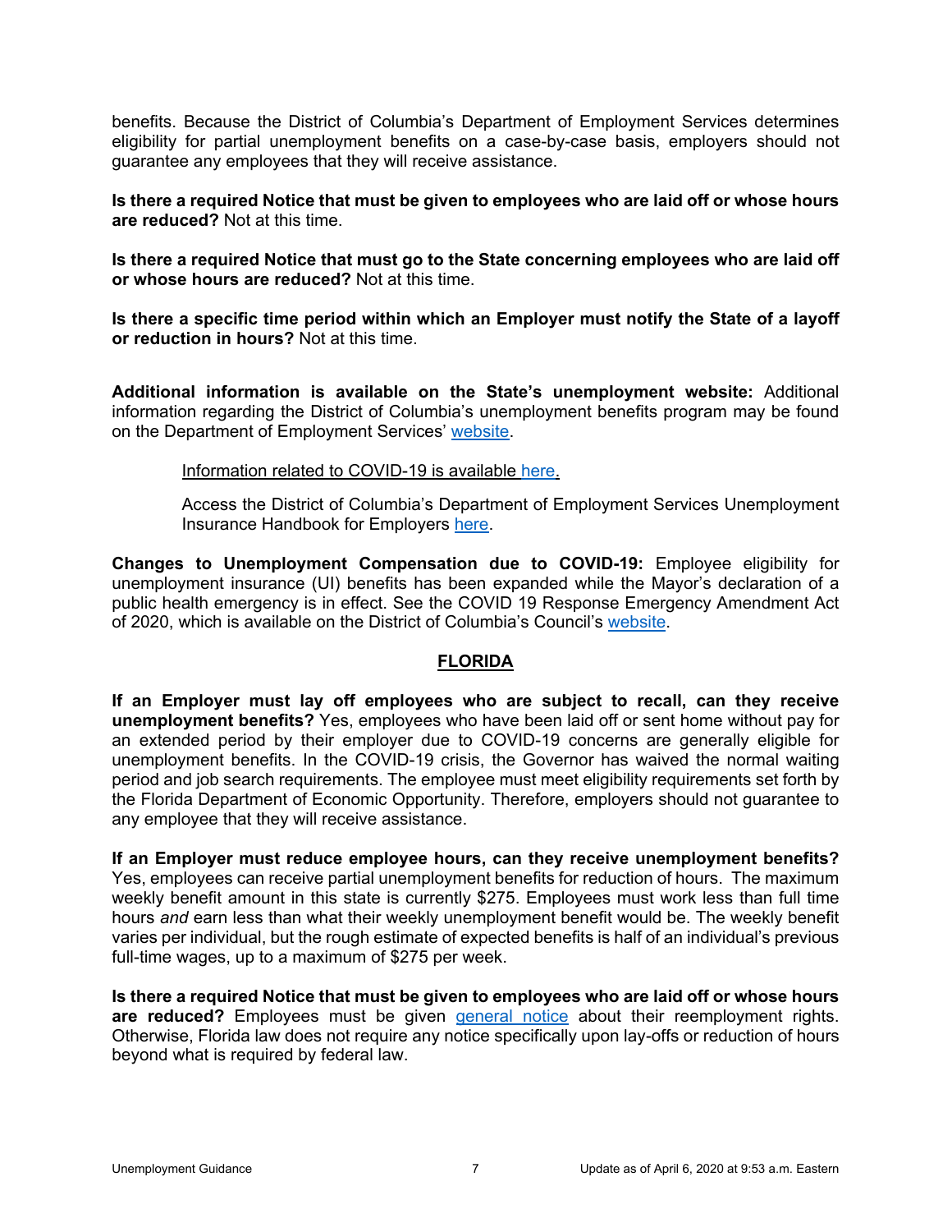benefits. Because the District of Columbia's Department of Employment Services determines eligibility for partial unemployment benefits on a case-by-case basis, employers should not guarantee any employees that they will receive assistance.

**Is there a required Notice that must be given to employees who are laid off or whose hours are reduced?** Not at this time.

**Is there a required Notice that must go to the State concerning employees who are laid off or whose hours are reduced?** Not at this time.

**Is there a specific time period within which an Employer must notify the State of a layoff or reduction in hours?** Not at this time.

**Additional information is available on the State's unemployment website:** Additional information regarding the District of Columbia's unemployment benefits program may be found on the Department of Employment Services' website.

> Information related to COVID-19 is available here.
>
> Access the District of Columbia's Department of Employment Services Unemployment Insurance Handbook for Employers here.

**Changes to Unemployment Compensation due to COVID-19:** Employee eligibility for unemployment insurance (UI) benefits has been expanded while the Mayor's declaration of a public health emergency is in effect. See the COVID 19 Response Emergency Amendment Act of 2020, which is available on the District of Columbia's Council's website.

## FLORIDA

**If an Employer must lay off employees who are subject to recall, can they receive unemployment benefits?** Yes, employees who have been laid off or sent home without pay for an extended period by their employer due to COVID-19 concerns are generally eligible for unemployment benefits. In the COVID-19 crisis, the Governor has waived the normal waiting period and job search requirements. The employee must meet eligibility requirements set forth by the Florida Department of Economic Opportunity. Therefore, employers should not guarantee to any employee that they will receive assistance.

**If an Employer must reduce employee hours, can they receive unemployment benefits?** Yes, employees can receive partial unemployment benefits for reduction of hours. The maximum weekly benefit amount in this state is currently $275. Employees must work less than full time hours *and* earn less than what their weekly unemployment benefit would be. The weekly benefit varies per individual, but the rough estimate of expected benefits is half of an individual's previous full-time wages, up to a maximum of $275 per week.

**Is there a required Notice that must be given to employees who are laid off or whose hours are reduced?** Employees must be given general notice about their reemployment rights. Otherwise, Florida law does not require any notice specifically upon lay-offs or reduction of hours beyond what is required by federal law.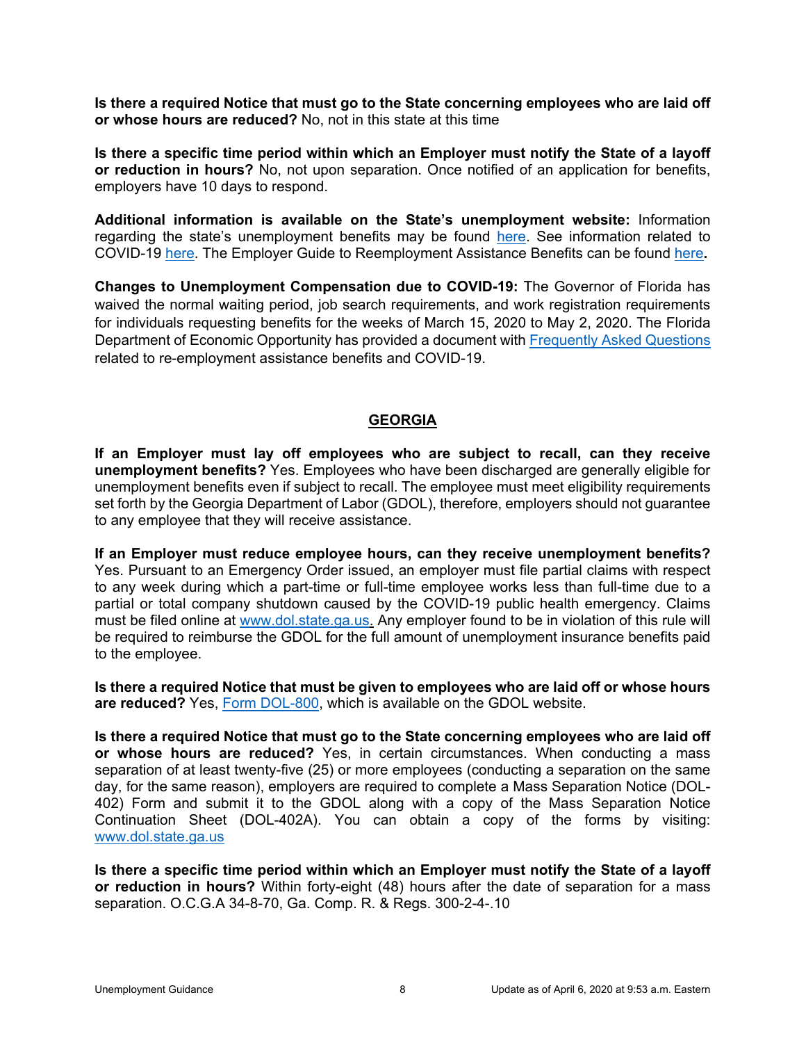**Is there a required Notice that must go to the State concerning employees who are laid off or whose hours are reduced?** No, not in this state at this time

**Is there a specific time period within which an Employer must notify the State of a layoff or reduction in hours?** No, not upon separation. Once notified of an application for benefits, employers have 10 days to respond.

**Additional information is available on the State's unemployment website:** Information regarding the state's unemployment benefits may be found here. See information related to COVID-19 here. The Employer Guide to Reemployment Assistance Benefits can be found here**.**

**Changes to Unemployment Compensation due to COVID-19:** The Governor of Florida has waived the normal waiting period, job search requirements, and work registration requirements for individuals requesting benefits for the weeks of March 15, 2020 to May 2, 2020. The Florida Department of Economic Opportunity has provided a document with Frequently Asked Questions related to re-employment assistance benefits and COVID-19.

## GEORGIA

**If an Employer must lay off employees who are subject to recall, can they receive unemployment benefits?** Yes. Employees who have been discharged are generally eligible for unemployment benefits even if subject to recall. The employee must meet eligibility requirements set forth by the Georgia Department of Labor (GDOL), therefore, employers should not guarantee to any employee that they will receive assistance.

**If an Employer must reduce employee hours, can they receive unemployment benefits?** Yes. Pursuant to an Emergency Order issued, an employer must file partial claims with respect to any week during which a part-time or full-time employee works less than full-time due to a partial or total company shutdown caused by the COVID-19 public health emergency. Claims must be filed online at www.dol.state.ga.us. Any employer found to be in violation of this rule will be required to reimburse the GDOL for the full amount of unemployment insurance benefits paid to the employee.

**Is there a required Notice that must be given to employees who are laid off or whose hours are reduced?** Yes, Form DOL-800, which is available on the GDOL website.

**Is there a required Notice that must go to the State concerning employees who are laid off or whose hours are reduced?** Yes, in certain circumstances. When conducting a mass separation of at least twenty-five (25) or more employees (conducting a separation on the same day, for the same reason), employers are required to complete a Mass Separation Notice (DOL-402) Form and submit it to the GDOL along with a copy of the Mass Separation Notice Continuation Sheet (DOL-402A). You can obtain a copy of the forms by visiting: www.dol.state.ga.us

**Is there a specific time period within which an Employer must notify the State of a layoff or reduction in hours?** Within forty-eight (48) hours after the date of separation for a mass separation. O.C.G.A 34-8-70, Ga. Comp. R. & Regs. 300-2-4-.10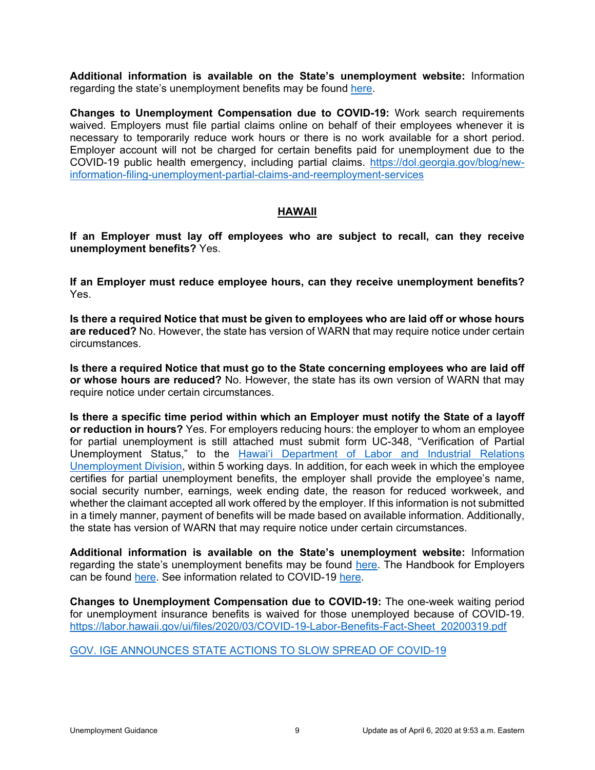**Additional information is available on the State's unemployment website:** Information regarding the state's unemployment benefits may be found here.

**Changes to Unemployment Compensation due to COVID-19:** Work search requirements waived. Employers must file partial claims online on behalf of their employees whenever it is necessary to temporarily reduce work hours or there is no work available for a short period. Employer account will not be charged for certain benefits paid for unemployment due to the COVID-19 public health emergency, including partial claims. https://dol.georgia.gov/blog/new-information-filing-unemployment-partial-claims-and-reemployment-services

## HAWAII

**If an Employer must lay off employees who are subject to recall, can they receive unemployment benefits?** Yes.

**If an Employer must reduce employee hours, can they receive unemployment benefits?** Yes.

**Is there a required Notice that must be given to employees who are laid off or whose hours are reduced?** No. However, the state has version of WARN that may require notice under certain circumstances.

**Is there a required Notice that must go to the State concerning employees who are laid off or whose hours are reduced?** No. However, the state has its own version of WARN that may require notice under certain circumstances.

**Is there a specific time period within which an Employer must notify the State of a layoff or reduction in hours?** Yes. For employers reducing hours: the employer to whom an employee for partial unemployment is still attached must submit form UC-348, "Verification of Partial Unemployment Status," to the Hawaiʻi Department of Labor and Industrial Relations Unemployment Division, within 5 working days. In addition, for each week in which the employee certifies for partial unemployment benefits, the employer shall provide the employee's name, social security number, earnings, week ending date, the reason for reduced workweek, and whether the claimant accepted all work offered by the employer. If this information is not submitted in a timely manner, payment of benefits will be made based on available information. Additionally, the state has version of WARN that may require notice under certain circumstances.

**Additional information is available on the State's unemployment website:** Information regarding the state's unemployment benefits may be found here. The Handbook for Employers can be found here. See information related to COVID-19 here.

**Changes to Unemployment Compensation due to COVID-19:** The one-week waiting period for unemployment insurance benefits is waived for those unemployed because of COVID-19. https://labor.hawaii.gov/ui/files/2020/03/COVID-19-Labor-Benefits-Fact-Sheet_20200319.pdf

GOV. IGE ANNOUNCES STATE ACTIONS TO SLOW SPREAD OF COVID-19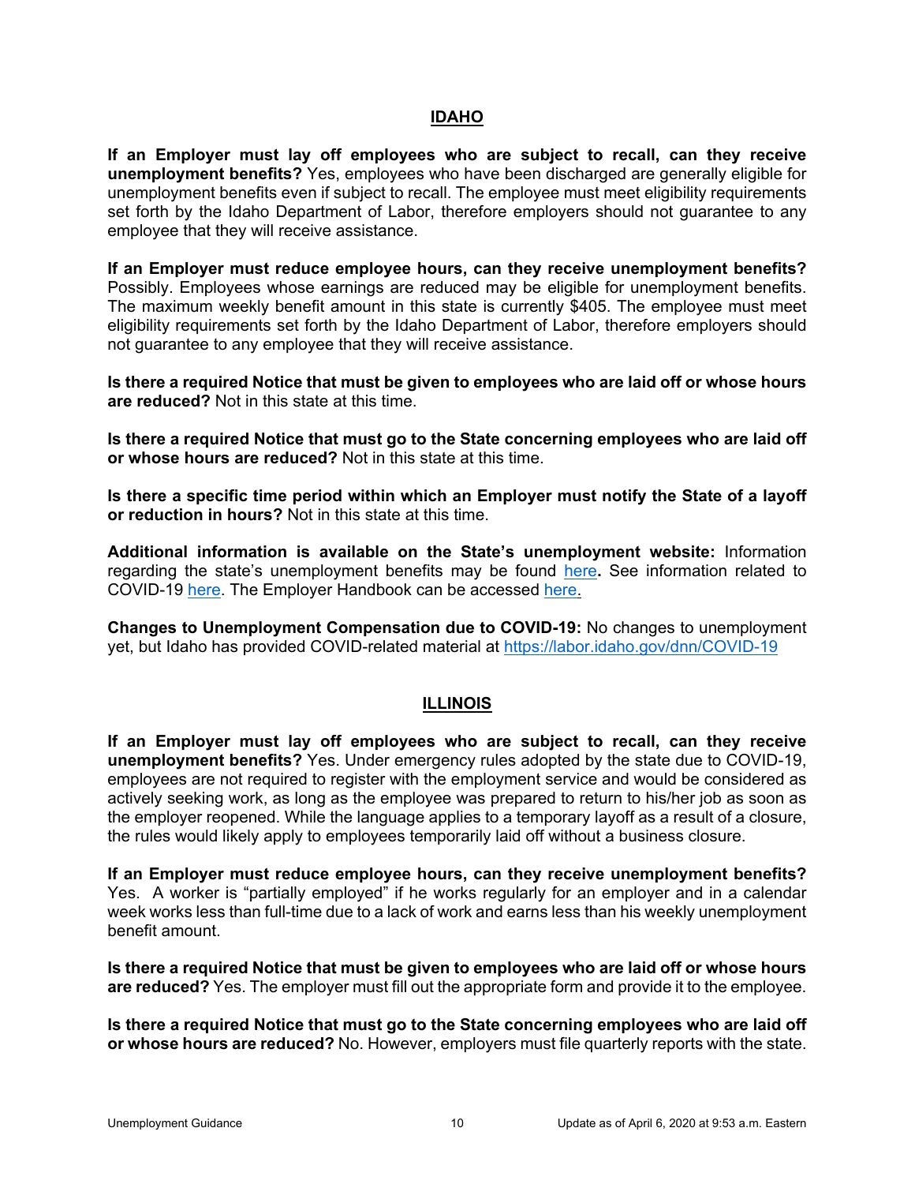## IDAHO

**If an Employer must lay off employees who are subject to recall, can they receive unemployment benefits?** Yes, employees who have been discharged are generally eligible for unemployment benefits even if subject to recall. The employee must meet eligibility requirements set forth by the Idaho Department of Labor, therefore employers should not guarantee to any employee that they will receive assistance.

**If an Employer must reduce employee hours, can they receive unemployment benefits?** Possibly. Employees whose earnings are reduced may be eligible for unemployment benefits. The maximum weekly benefit amount in this state is currently $405. The employee must meet eligibility requirements set forth by the Idaho Department of Labor, therefore employers should not guarantee to any employee that they will receive assistance.

**Is there a required Notice that must be given to employees who are laid off or whose hours are reduced?** Not in this state at this time.

**Is there a required Notice that must go to the State concerning employees who are laid off or whose hours are reduced?** Not in this state at this time.

**Is there a specific time period within which an Employer must notify the State of a layoff or reduction in hours?** Not in this state at this time.

**Additional information is available on the State's unemployment website:** Information regarding the state's unemployment benefits may be found here**.** See information related to COVID-19 here. The Employer Handbook can be accessed here.

**Changes to Unemployment Compensation due to COVID-19:** No changes to unemployment yet, but Idaho has provided COVID-related material at https://labor.idaho.gov/dnn/COVID-19

## ILLINOIS

**If an Employer must lay off employees who are subject to recall, can they receive unemployment benefits?** Yes. Under emergency rules adopted by the state due to COVID-19, employees are not required to register with the employment service and would be considered as actively seeking work, as long as the employee was prepared to return to his/her job as soon as the employer reopened. While the language applies to a temporary layoff as a result of a closure, the rules would likely apply to employees temporarily laid off without a business closure.

**If an Employer must reduce employee hours, can they receive unemployment benefits?** Yes. A worker is "partially employed" if he works regularly for an employer and in a calendar week works less than full-time due to a lack of work and earns less than his weekly unemployment benefit amount.

**Is there a required Notice that must be given to employees who are laid off or whose hours are reduced?** Yes. The employer must fill out the appropriate form and provide it to the employee.

**Is there a required Notice that must go to the State concerning employees who are laid off or whose hours are reduced?** No. However, employers must file quarterly reports with the state.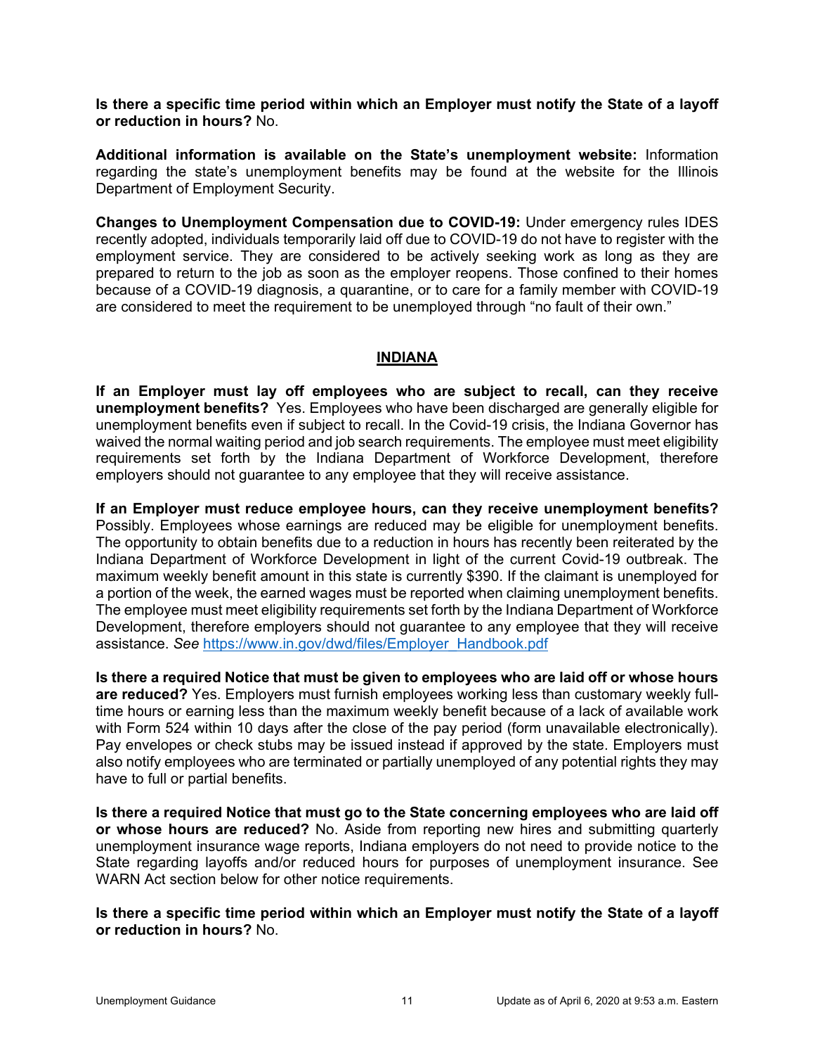**Is there a specific time period within which an Employer must notify the State of a layoff or reduction in hours?** No.

**Additional information is available on the State's unemployment website:** Information regarding the state's unemployment benefits may be found at the website for the Illinois Department of Employment Security.

**Changes to Unemployment Compensation due to COVID-19:** Under emergency rules IDES recently adopted, individuals temporarily laid off due to COVID-19 do not have to register with the employment service. They are considered to be actively seeking work as long as they are prepared to return to the job as soon as the employer reopens. Those confined to their homes because of a COVID-19 diagnosis, a quarantine, or to care for a family member with COVID-19 are considered to meet the requirement to be unemployed through "no fault of their own."

## INDIANA

**If an Employer must lay off employees who are subject to recall, can they receive unemployment benefits?** Yes. Employees who have been discharged are generally eligible for unemployment benefits even if subject to recall. In the Covid-19 crisis, the Indiana Governor has waived the normal waiting period and job search requirements. The employee must meet eligibility requirements set forth by the Indiana Department of Workforce Development, therefore employers should not guarantee to any employee that they will receive assistance.

**If an Employer must reduce employee hours, can they receive unemployment benefits?** Possibly. Employees whose earnings are reduced may be eligible for unemployment benefits. The opportunity to obtain benefits due to a reduction in hours has recently been reiterated by the Indiana Department of Workforce Development in light of the current Covid-19 outbreak. The maximum weekly benefit amount in this state is currently $390. If the claimant is unemployed for a portion of the week, the earned wages must be reported when claiming unemployment benefits. The employee must meet eligibility requirements set forth by the Indiana Department of Workforce Development, therefore employers should not guarantee to any employee that they will receive assistance. *See* https://www.in.gov/dwd/files/Employer_Handbook.pdf

**Is there a required Notice that must be given to employees who are laid off or whose hours are reduced?** Yes. Employers must furnish employees working less than customary weekly full-time hours or earning less than the maximum weekly benefit because of a lack of available work with Form 524 within 10 days after the close of the pay period (form unavailable electronically). Pay envelopes or check stubs may be issued instead if approved by the state. Employers must also notify employees who are terminated or partially unemployed of any potential rights they may have to full or partial benefits.

**Is there a required Notice that must go to the State concerning employees who are laid off or whose hours are reduced?** No. Aside from reporting new hires and submitting quarterly unemployment insurance wage reports, Indiana employers do not need to provide notice to the State regarding layoffs and/or reduced hours for purposes of unemployment insurance. See WARN Act section below for other notice requirements.

**Is there a specific time period within which an Employer must notify the State of a layoff or reduction in hours?** No.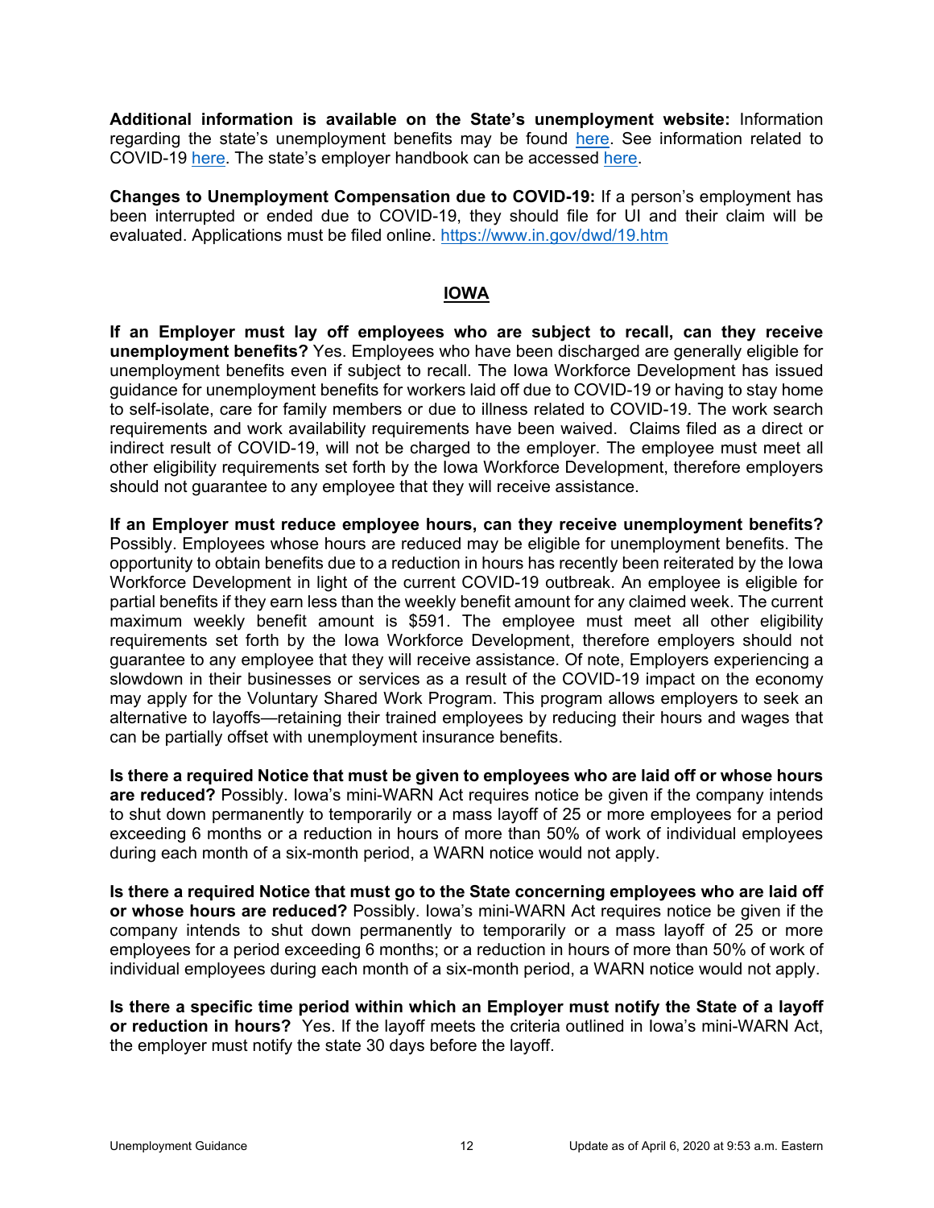**Additional information is available on the State's unemployment website:** Information regarding the state's unemployment benefits may be found [here](). See information related to COVID-19 [here](). The state's employer handbook can be accessed [here]().

**Changes to Unemployment Compensation due to COVID-19:** If a person's employment has been interrupted or ended due to COVID-19, they should file for UI and their claim will be evaluated. Applications must be filed online. https://www.in.gov/dwd/19.htm

## IOWA

**If an Employer must lay off employees who are subject to recall, can they receive unemployment benefits?** Yes. Employees who have been discharged are generally eligible for unemployment benefits even if subject to recall. The Iowa Workforce Development has issued guidance for unemployment benefits for workers laid off due to COVID-19 or having to stay home to self-isolate, care for family members or due to illness related to COVID-19. The work search requirements and work availability requirements have been waived. Claims filed as a direct or indirect result of COVID-19, will not be charged to the employer. The employee must meet all other eligibility requirements set forth by the Iowa Workforce Development, therefore employers should not guarantee to any employee that they will receive assistance.

**If an Employer must reduce employee hours, can they receive unemployment benefits?** Possibly. Employees whose hours are reduced may be eligible for unemployment benefits. The opportunity to obtain benefits due to a reduction in hours has recently been reiterated by the Iowa Workforce Development in light of the current COVID-19 outbreak. An employee is eligible for partial benefits if they earn less than the weekly benefit amount for any claimed week. The current maximum weekly benefit amount is $591. The employee must meet all other eligibility requirements set forth by the Iowa Workforce Development, therefore employers should not guarantee to any employee that they will receive assistance. Of note, Employers experiencing a slowdown in their businesses or services as a result of the COVID-19 impact on the economy may apply for the Voluntary Shared Work Program. This program allows employers to seek an alternative to layoffs—retaining their trained employees by reducing their hours and wages that can be partially offset with unemployment insurance benefits.

**Is there a required Notice that must be given to employees who are laid off or whose hours are reduced?** Possibly. Iowa's mini-WARN Act requires notice be given if the company intends to shut down permanently to temporarily or a mass layoff of 25 or more employees for a period exceeding 6 months or a reduction in hours of more than 50% of work of individual employees during each month of a six-month period, a WARN notice would not apply.

**Is there a required Notice that must go to the State concerning employees who are laid off or whose hours are reduced?** Possibly. Iowa's mini-WARN Act requires notice be given if the company intends to shut down permanently to temporarily or a mass layoff of 25 or more employees for a period exceeding 6 months; or a reduction in hours of more than 50% of work of individual employees during each month of a six-month period, a WARN notice would not apply.

**Is there a specific time period within which an Employer must notify the State of a layoff or reduction in hours?** Yes. If the layoff meets the criteria outlined in Iowa's mini-WARN Act, the employer must notify the state 30 days before the layoff.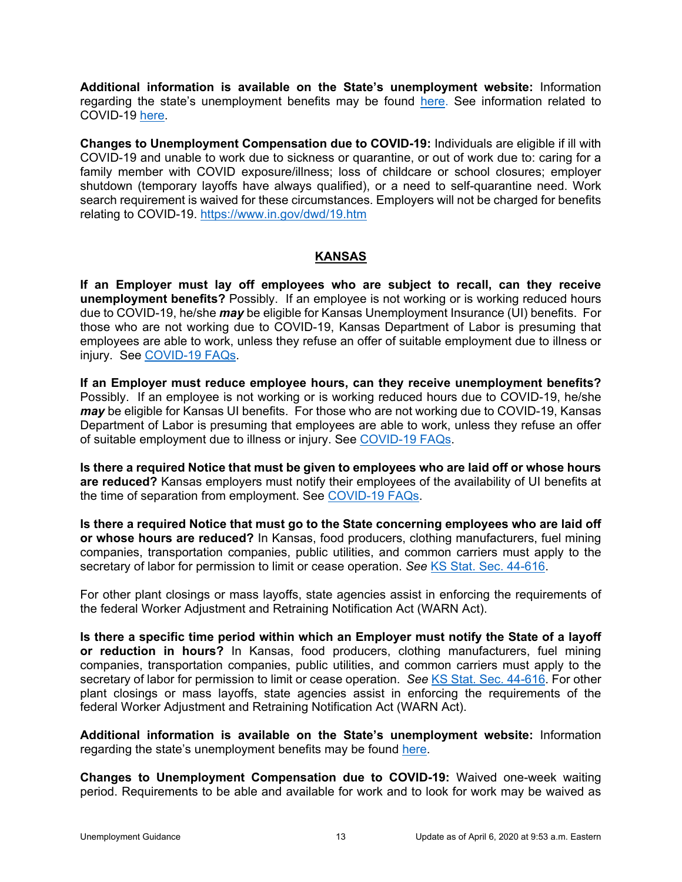**Additional information is available on the State's unemployment website:** Information regarding the state's unemployment benefits may be found here. See information related to COVID-19 here.

**Changes to Unemployment Compensation due to COVID-19:** Individuals are eligible if ill with COVID-19 and unable to work due to sickness or quarantine, or out of work due to: caring for a family member with COVID exposure/illness; loss of childcare or school closures; employer shutdown (temporary layoffs have always qualified), or a need to self-quarantine need. Work search requirement is waived for these circumstances. Employers will not be charged for benefits relating to COVID-19. https://www.in.gov/dwd/19.htm

## KANSAS

**If an Employer must lay off employees who are subject to recall, can they receive unemployment benefits?** Possibly. If an employee is not working or is working reduced hours due to COVID-19, he/she ***may*** be eligible for Kansas Unemployment Insurance (UI) benefits. For those who are not working due to COVID-19, Kansas Department of Labor is presuming that employees are able to work, unless they refuse an offer of suitable employment due to illness or injury. See COVID-19 FAQs.

**If an Employer must reduce employee hours, can they receive unemployment benefits?** Possibly. If an employee is not working or is working reduced hours due to COVID-19, he/she ***may*** be eligible for Kansas UI benefits. For those who are not working due to COVID-19, Kansas Department of Labor is presuming that employees are able to work, unless they refuse an offer of suitable employment due to illness or injury. See COVID-19 FAQs.

**Is there a required Notice that must be given to employees who are laid off or whose hours are reduced?** Kansas employers must notify their employees of the availability of UI benefits at the time of separation from employment. See COVID-19 FAQs.

**Is there a required Notice that must go to the State concerning employees who are laid off or whose hours are reduced?** In Kansas, food producers, clothing manufacturers, fuel mining companies, transportation companies, public utilities, and common carriers must apply to the secretary of labor for permission to limit or cease operation. *See* KS Stat. Sec. 44-616.

For other plant closings or mass layoffs, state agencies assist in enforcing the requirements of the federal Worker Adjustment and Retraining Notification Act (WARN Act).

**Is there a specific time period within which an Employer must notify the State of a layoff or reduction in hours?** In Kansas, food producers, clothing manufacturers, fuel mining companies, transportation companies, public utilities, and common carriers must apply to the secretary of labor for permission to limit or cease operation. See KS Stat. Sec. 44-616. For other plant closings or mass layoffs, state agencies assist in enforcing the requirements of the federal Worker Adjustment and Retraining Notification Act (WARN Act).

**Additional information is available on the State's unemployment website:** Information regarding the state's unemployment benefits may be found here.

**Changes to Unemployment Compensation due to COVID-19:** Waived one-week waiting period. Requirements to be able and available for work and to look for work may be waived as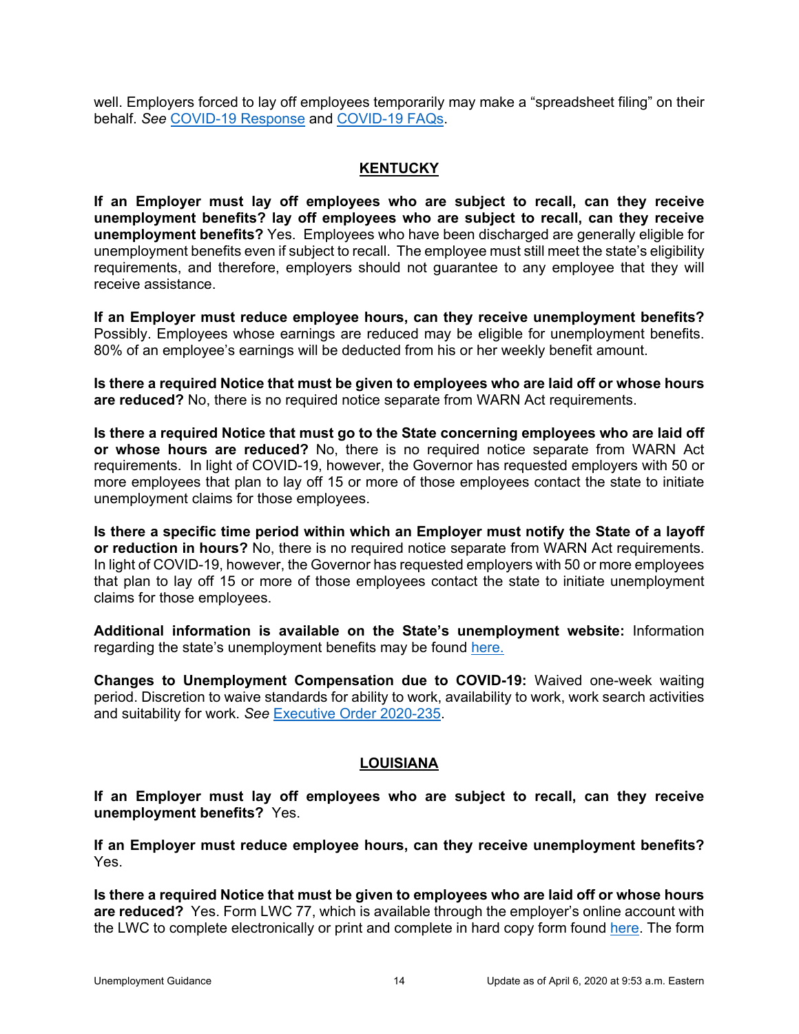well. Employers forced to lay off employees temporarily may make a "spreadsheet filing" on their behalf. *See* COVID-19 Response and COVID-19 FAQs.

## KENTUCKY

**If an Employer must lay off employees who are subject to recall, can they receive unemployment benefits? lay off employees who are subject to recall, can they receive unemployment benefits?** Yes. Employees who have been discharged are generally eligible for unemployment benefits even if subject to recall. The employee must still meet the state's eligibility requirements, and therefore, employers should not guarantee to any employee that they will receive assistance.

**If an Employer must reduce employee hours, can they receive unemployment benefits?** Possibly. Employees whose earnings are reduced may be eligible for unemployment benefits. 80% of an employee's earnings will be deducted from his or her weekly benefit amount.

**Is there a required Notice that must be given to employees who are laid off or whose hours are reduced?** No, there is no required notice separate from WARN Act requirements.

**Is there a required Notice that must go to the State concerning employees who are laid off or whose hours are reduced?** No, there is no required notice separate from WARN Act requirements. In light of COVID-19, however, the Governor has requested employers with 50 or more employees that plan to lay off 15 or more of those employees contact the state to initiate unemployment claims for those employees.

**Is there a specific time period within which an Employer must notify the State of a layoff or reduction in hours?** No, there is no required notice separate from WARN Act requirements. In light of COVID-19, however, the Governor has requested employers with 50 or more employees that plan to lay off 15 or more of those employees contact the state to initiate unemployment claims for those employees.

**Additional information is available on the State's unemployment website:** Information regarding the state's unemployment benefits may be found here.

**Changes to Unemployment Compensation due to COVID-19:** Waived one-week waiting period. Discretion to waive standards for ability to work, availability to work, work search activities and suitability for work. *See* Executive Order 2020-235.

## LOUISIANA

**If an Employer must lay off employees who are subject to recall, can they receive unemployment benefits?** Yes.

**If an Employer must reduce employee hours, can they receive unemployment benefits?** Yes.

**Is there a required Notice that must be given to employees who are laid off or whose hours are reduced?** Yes. Form LWC 77, which is available through the employer's online account with the LWC to complete electronically or print and complete in hard copy form found here. The form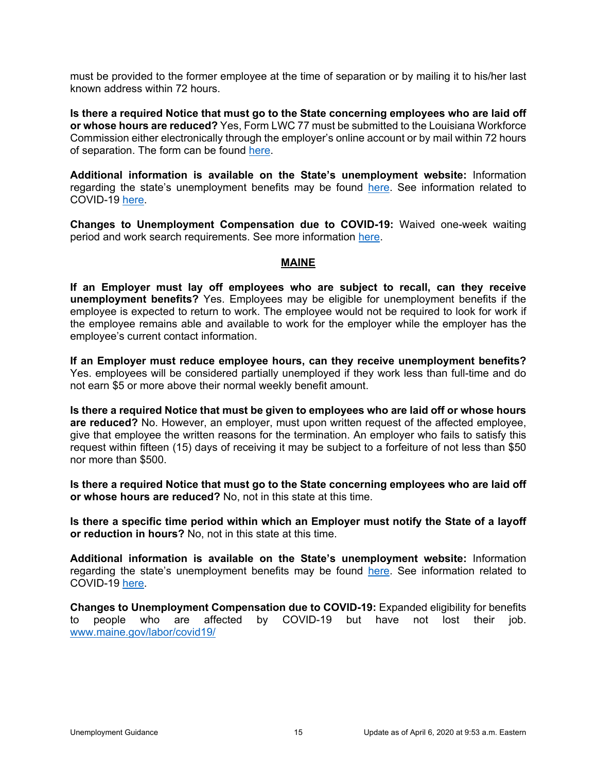must be provided to the former employee at the time of separation or by mailing it to his/her last known address within 72 hours.

**Is there a required Notice that must go to the State concerning employees who are laid off or whose hours are reduced?** Yes, Form LWC 77 must be submitted to the Louisiana Workforce Commission either electronically through the employer's online account or by mail within 72 hours of separation. The form can be found here.

**Additional information is available on the State's unemployment website:** Information regarding the state's unemployment benefits may be found here. See information related to COVID-19 here.

**Changes to Unemployment Compensation due to COVID-19:** Waived one-week waiting period and work search requirements. See more information here.

## MAINE

**If an Employer must lay off employees who are subject to recall, can they receive unemployment benefits?** Yes. Employees may be eligible for unemployment benefits if the employee is expected to return to work. The employee would not be required to look for work if the employee remains able and available to work for the employer while the employer has the employee's current contact information.

**If an Employer must reduce employee hours, can they receive unemployment benefits?** Yes. employees will be considered partially unemployed if they work less than full-time and do not earn $5 or more above their normal weekly benefit amount.

**Is there a required Notice that must be given to employees who are laid off or whose hours are reduced?** No. However, an employer, must upon written request of the affected employee, give that employee the written reasons for the termination. An employer who fails to satisfy this request within fifteen (15) days of receiving it may be subject to a forfeiture of not less than $50 nor more than $500.

**Is there a required Notice that must go to the State concerning employees who are laid off or whose hours are reduced?** No, not in this state at this time.

**Is there a specific time period within which an Employer must notify the State of a layoff or reduction in hours?** No, not in this state at this time.

**Additional information is available on the State's unemployment website:** Information regarding the state's unemployment benefits may be found here. See information related to COVID-19 here.

**Changes to Unemployment Compensation due to COVID-19:** Expanded eligibility for benefits to people who are affected by COVID-19 but have not lost their job. www.maine.gov/labor/covid19/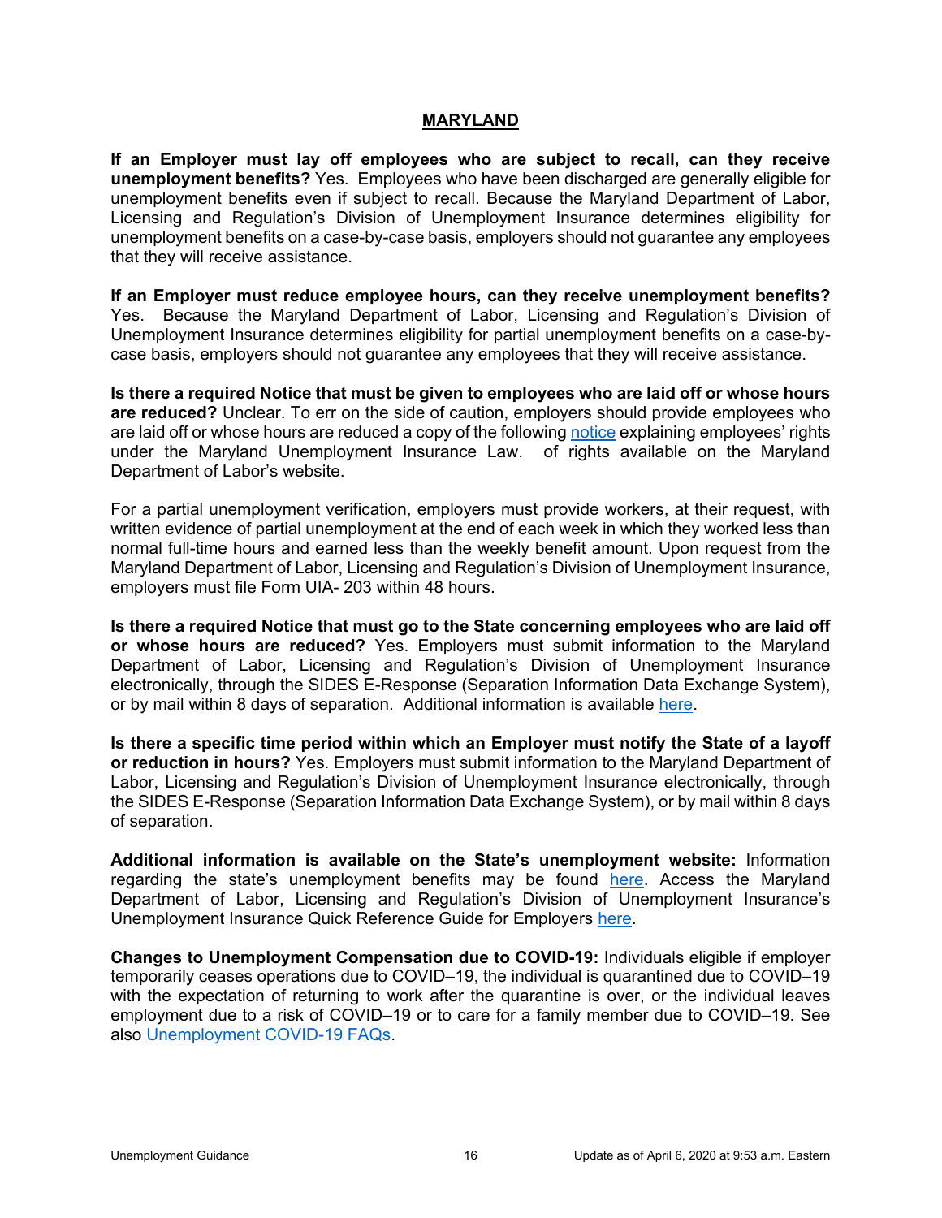## MARYLAND

**If an Employer must lay off employees who are subject to recall, can they receive unemployment benefits?** Yes. Employees who have been discharged are generally eligible for unemployment benefits even if subject to recall. Because the Maryland Department of Labor, Licensing and Regulation's Division of Unemployment Insurance determines eligibility for unemployment benefits on a case-by-case basis, employers should not guarantee any employees that they will receive assistance.

**If an Employer must reduce employee hours, can they receive unemployment benefits?** Yes. Because the Maryland Department of Labor, Licensing and Regulation's Division of Unemployment Insurance determines eligibility for partial unemployment benefits on a case-by-case basis, employers should not guarantee any employees that they will receive assistance.

**Is there a required Notice that must be given to employees who are laid off or whose hours are reduced?** Unclear. To err on the side of caution, employers should provide employees who are laid off or whose hours are reduced a copy of the following notice explaining employees' rights under the Maryland Unemployment Insurance Law. of rights available on the Maryland Department of Labor's website.

For a partial unemployment verification, employers must provide workers, at their request, with written evidence of partial unemployment at the end of each week in which they worked less than normal full-time hours and earned less than the weekly benefit amount. Upon request from the Maryland Department of Labor, Licensing and Regulation's Division of Unemployment Insurance, employers must file Form UIA- 203 within 48 hours.

**Is there a required Notice that must go to the State concerning employees who are laid off or whose hours are reduced?** Yes. Employers must submit information to the Maryland Department of Labor, Licensing and Regulation's Division of Unemployment Insurance electronically, through the SIDES E-Response (Separation Information Data Exchange System), or by mail within 8 days of separation. Additional information is available here.

**Is there a specific time period within which an Employer must notify the State of a layoff or reduction in hours?** Yes. Employers must submit information to the Maryland Department of Labor, Licensing and Regulation's Division of Unemployment Insurance electronically, through the SIDES E-Response (Separation Information Data Exchange System), or by mail within 8 days of separation.

**Additional information is available on the State's unemployment website:** Information regarding the state's unemployment benefits may be found here. Access the Maryland Department of Labor, Licensing and Regulation's Division of Unemployment Insurance's Unemployment Insurance Quick Reference Guide for Employers here.

**Changes to Unemployment Compensation due to COVID-19:** Individuals eligible if employer temporarily ceases operations due to COVID–19, the individual is quarantined due to COVID–19 with the expectation of returning to work after the quarantine is over, or the individual leaves employment due to a risk of COVID–19 or to care for a family member due to COVID–19. See also Unemployment COVID-19 FAQs.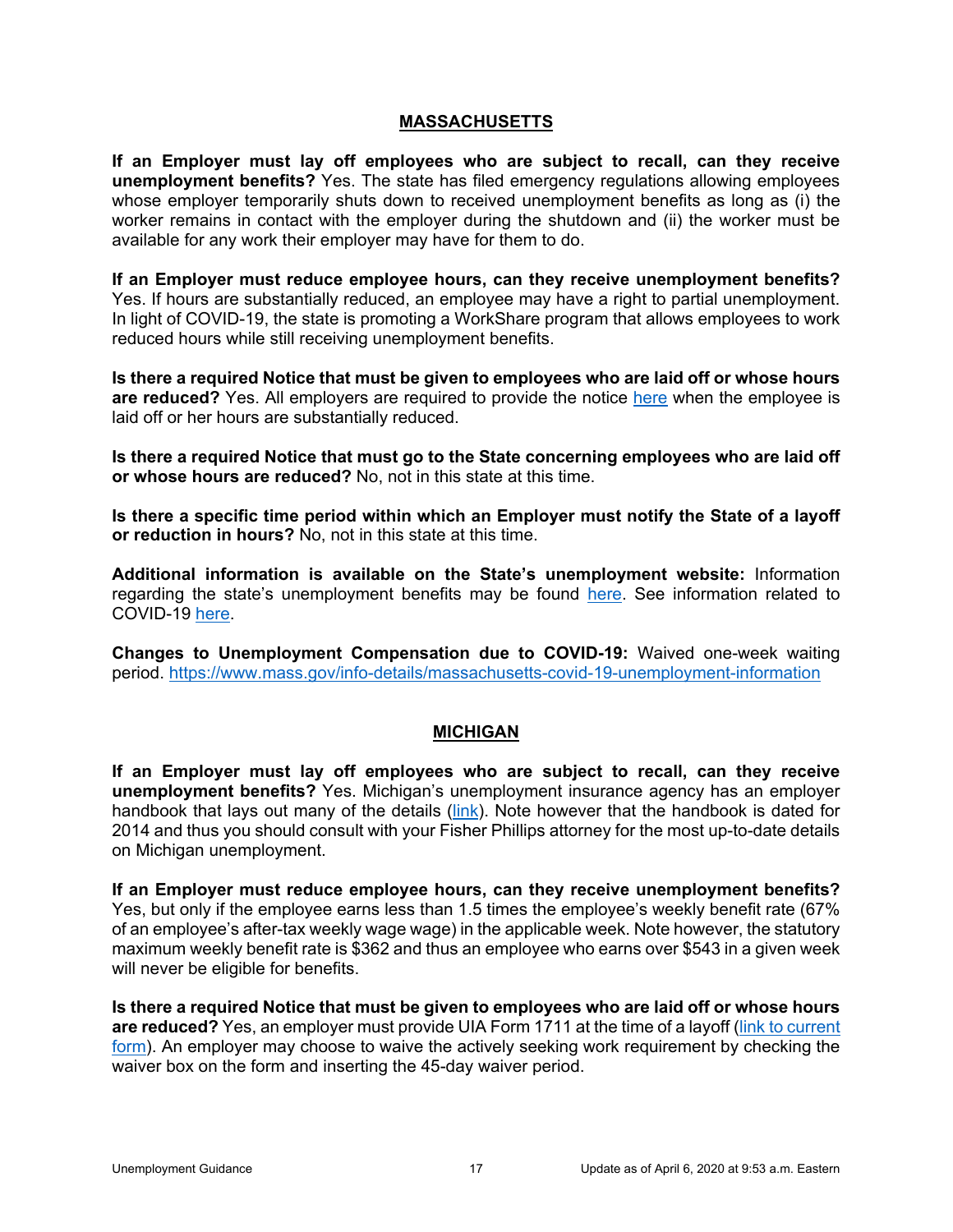## MASSACHUSETTS

**If an Employer must lay off employees who are subject to recall, can they receive unemployment benefits?** Yes. The state has filed emergency regulations allowing employees whose employer temporarily shuts down to received unemployment benefits as long as (i) the worker remains in contact with the employer during the shutdown and (ii) the worker must be available for any work their employer may have for them to do.

**If an Employer must reduce employee hours, can they receive unemployment benefits?** Yes. If hours are substantially reduced, an employee may have a right to partial unemployment. In light of COVID-19, the state is promoting a WorkShare program that allows employees to work reduced hours while still receiving unemployment benefits.

**Is there a required Notice that must be given to employees who are laid off or whose hours are reduced?** Yes. All employers are required to provide the notice here when the employee is laid off or her hours are substantially reduced.

**Is there a required Notice that must go to the State concerning employees who are laid off or whose hours are reduced?** No, not in this state at this time.

**Is there a specific time period within which an Employer must notify the State of a layoff or reduction in hours?** No, not in this state at this time.

**Additional information is available on the State's unemployment website:** Information regarding the state's unemployment benefits may be found here. See information related to COVID-19 here.

**Changes to Unemployment Compensation due to COVID-19:** Waived one-week waiting period. https://www.mass.gov/info-details/massachusetts-covid-19-unemployment-information

## MICHIGAN

**If an Employer must lay off employees who are subject to recall, can they receive unemployment benefits?** Yes. Michigan's unemployment insurance agency has an employer handbook that lays out many of the details (link). Note however that the handbook is dated for 2014 and thus you should consult with your Fisher Phillips attorney for the most up-to-date details on Michigan unemployment.

**If an Employer must reduce employee hours, can they receive unemployment benefits?** Yes, but only if the employee earns less than 1.5 times the employee's weekly benefit rate (67% of an employee's after-tax weekly wage wage) in the applicable week. Note however, the statutory maximum weekly benefit rate is $362 and thus an employee who earns over $543 in a given week will never be eligible for benefits.

**Is there a required Notice that must be given to employees who are laid off or whose hours are reduced?** Yes, an employer must provide UIA Form 1711 at the time of a layoff (link to current form). An employer may choose to waive the actively seeking work requirement by checking the waiver box on the form and inserting the 45-day waiver period.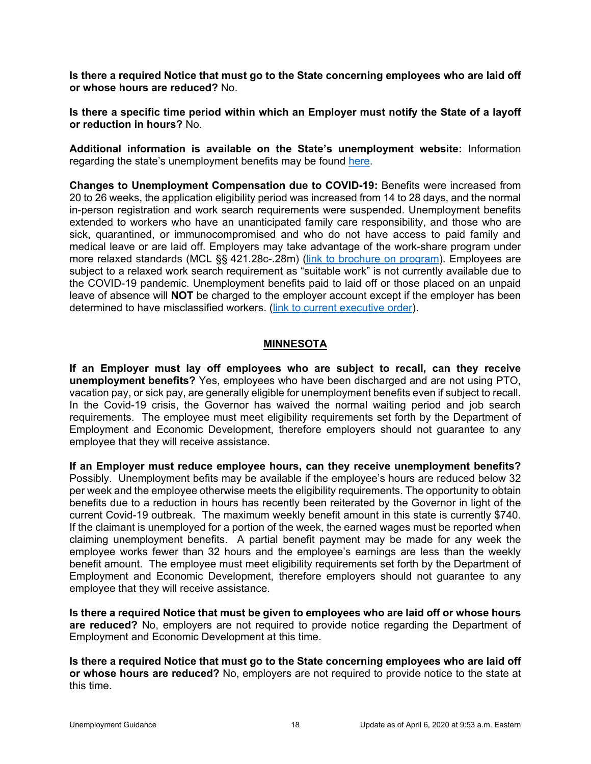**Is there a required Notice that must go to the State concerning employees who are laid off or whose hours are reduced?** No.

**Is there a specific time period within which an Employer must notify the State of a layoff or reduction in hours?** No.

**Additional information is available on the State's unemployment website:** Information regarding the state's unemployment benefits may be found [here](here).

**Changes to Unemployment Compensation due to COVID-19:** Benefits were increased from 20 to 26 weeks, the application eligibility period was increased from 14 to 28 days, and the normal in-person registration and work search requirements were suspended. Unemployment benefits extended to workers who have an unanticipated family care responsibility, and those who are sick, quarantined, or immunocompromised and who do not have access to paid family and medical leave or are laid off. Employers may take advantage of the work-share program under more relaxed standards (MCL §§ 421.28c-.28m) ([link to brochure on program](link to brochure on program)). Employees are subject to a relaxed work search requirement as "suitable work" is not currently available due to the COVID-19 pandemic. Unemployment benefits paid to laid off or those placed on an unpaid leave of absence will **NOT** be charged to the employer account except if the employer has been determined to have misclassified workers. ([link to current executive order](link to current executive order)).

## MINNESOTA

**If an Employer must lay off employees who are subject to recall, can they receive unemployment benefits?** Yes, employees who have been discharged and are not using PTO, vacation pay, or sick pay, are generally eligible for unemployment benefits even if subject to recall. In the Covid-19 crisis, the Governor has waived the normal waiting period and job search requirements. The employee must meet eligibility requirements set forth by the Department of Employment and Economic Development, therefore employers should not guarantee to any employee that they will receive assistance.

**If an Employer must reduce employee hours, can they receive unemployment benefits?** Possibly. Unemployment befits may be available if the employee's hours are reduced below 32 per week and the employee otherwise meets the eligibility requirements. The opportunity to obtain benefits due to a reduction in hours has recently been reiterated by the Governor in light of the current Covid-19 outbreak. The maximum weekly benefit amount in this state is currently $740. If the claimant is unemployed for a portion of the week, the earned wages must be reported when claiming unemployment benefits. A partial benefit payment may be made for any week the employee works fewer than 32 hours and the employee's earnings are less than the weekly benefit amount. The employee must meet eligibility requirements set forth by the Department of Employment and Economic Development, therefore employers should not guarantee to any employee that they will receive assistance.

**Is there a required Notice that must be given to employees who are laid off or whose hours are reduced?** No, employers are not required to provide notice regarding the Department of Employment and Economic Development at this time.

**Is there a required Notice that must go to the State concerning employees who are laid off or whose hours are reduced?** No, employers are not required to provide notice to the state at this time.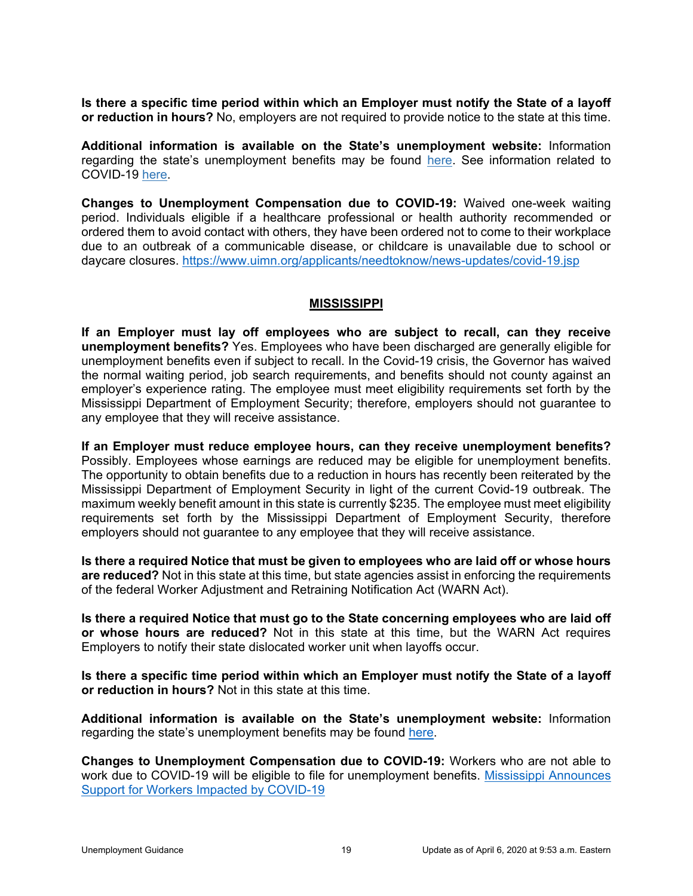**Is there a specific time period within which an Employer must notify the State of a layoff or reduction in hours?** No, employers are not required to provide notice to the state at this time.

**Additional information is available on the State's unemployment website:** Information regarding the state's unemployment benefits may be found here. See information related to COVID-19 here.

**Changes to Unemployment Compensation due to COVID-19:** Waived one-week waiting period. Individuals eligible if a healthcare professional or health authority recommended or ordered them to avoid contact with others, they have been ordered not to come to their workplace due to an outbreak of a communicable disease, or childcare is unavailable due to school or daycare closures. https://www.uimn.org/applicants/needtoknow/news-updates/covid-19.jsp

## MISSISSIPPI

**If an Employer must lay off employees who are subject to recall, can they receive unemployment benefits?** Yes. Employees who have been discharged are generally eligible for unemployment benefits even if subject to recall. In the Covid-19 crisis, the Governor has waived the normal waiting period, job search requirements, and benefits should not county against an employer's experience rating. The employee must meet eligibility requirements set forth by the Mississippi Department of Employment Security; therefore, employers should not guarantee to any employee that they will receive assistance.

**If an Employer must reduce employee hours, can they receive unemployment benefits?** Possibly. Employees whose earnings are reduced may be eligible for unemployment benefits. The opportunity to obtain benefits due to a reduction in hours has recently been reiterated by the Mississippi Department of Employment Security in light of the current Covid-19 outbreak. The maximum weekly benefit amount in this state is currently $235. The employee must meet eligibility requirements set forth by the Mississippi Department of Employment Security, therefore employers should not guarantee to any employee that they will receive assistance.

**Is there a required Notice that must be given to employees who are laid off or whose hours are reduced?** Not in this state at this time, but state agencies assist in enforcing the requirements of the federal Worker Adjustment and Retraining Notification Act (WARN Act).

**Is there a required Notice that must go to the State concerning employees who are laid off or whose hours are reduced?** Not in this state at this time, but the WARN Act requires Employers to notify their state dislocated worker unit when layoffs occur.

**Is there a specific time period within which an Employer must notify the State of a layoff or reduction in hours?** Not in this state at this time.

**Additional information is available on the State's unemployment website:** Information regarding the state's unemployment benefits may be found here.

**Changes to Unemployment Compensation due to COVID-19:** Workers who are not able to work due to COVID-19 will be eligible to file for unemployment benefits. Mississippi Announces Support for Workers Impacted by COVID-19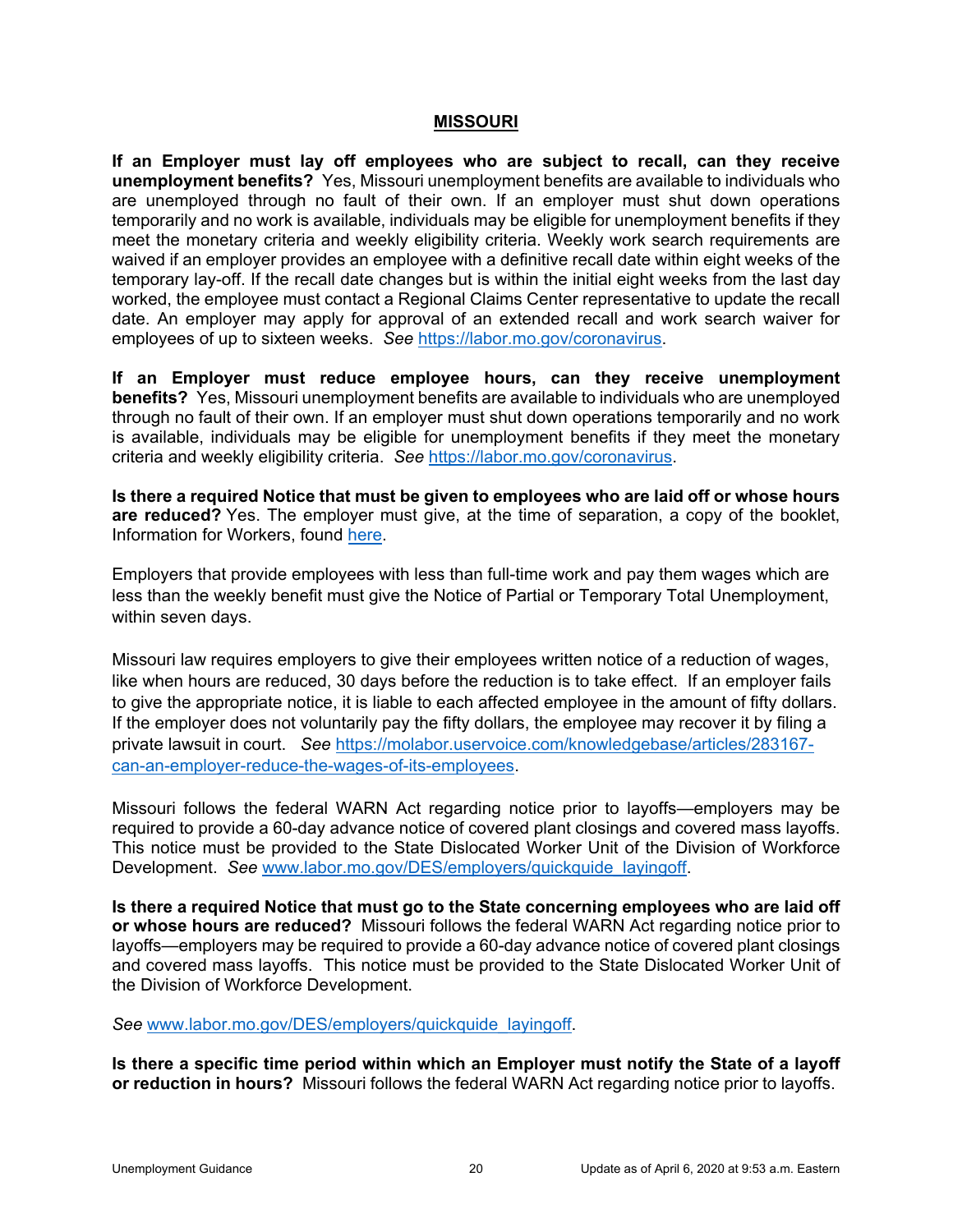## MISSOURI

**If an Employer must lay off employees who are subject to recall, can they receive unemployment benefits?** Yes, Missouri unemployment benefits are available to individuals who are unemployed through no fault of their own. If an employer must shut down operations temporarily and no work is available, individuals may be eligible for unemployment benefits if they meet the monetary criteria and weekly eligibility criteria. Weekly work search requirements are waived if an employer provides an employee with a definitive recall date within eight weeks of the temporary lay-off. If the recall date changes but is within the initial eight weeks from the last day worked, the employee must contact a Regional Claims Center representative to update the recall date. An employer may apply for approval of an extended recall and work search waiver for employees of up to sixteen weeks. *See* https://labor.mo.gov/coronavirus.

**If an Employer must reduce employee hours, can they receive unemployment benefits?** Yes, Missouri unemployment benefits are available to individuals who are unemployed through no fault of their own. If an employer must shut down operations temporarily and no work is available, individuals may be eligible for unemployment benefits if they meet the monetary criteria and weekly eligibility criteria. *See* https://labor.mo.gov/coronavirus.

**Is there a required Notice that must be given to employees who are laid off or whose hours are reduced?** Yes. The employer must give, at the time of separation, a copy of the booklet, Information for Workers, found here.

Employers that provide employees with less than full-time work and pay them wages which are less than the weekly benefit must give the Notice of Partial or Temporary Total Unemployment, within seven days.

Missouri law requires employers to give their employees written notice of a reduction of wages, like when hours are reduced, 30 days before the reduction is to take effect. If an employer fails to give the appropriate notice, it is liable to each affected employee in the amount of fifty dollars. If the employer does not voluntarily pay the fifty dollars, the employee may recover it by filing a private lawsuit in court. *See* https://molabor.uservoice.com/knowledgebase/articles/283167-can-an-employer-reduce-the-wages-of-its-employees.

Missouri follows the federal WARN Act regarding notice prior to layoffs—employers may be required to provide a 60-day advance notice of covered plant closings and covered mass layoffs. This notice must be provided to the State Dislocated Worker Unit of the Division of Workforce Development. *See* www.labor.mo.gov/DES/employers/quickguide_layingoff.

**Is there a required Notice that must go to the State concerning employees who are laid off or whose hours are reduced?** Missouri follows the federal WARN Act regarding notice prior to layoffs—employers may be required to provide a 60-day advance notice of covered plant closings and covered mass layoffs. This notice must be provided to the State Dislocated Worker Unit of the Division of Workforce Development.

*See* www.labor.mo.gov/DES/employers/quickguide_layingoff.

**Is there a specific time period within which an Employer must notify the State of a layoff or reduction in hours?** Missouri follows the federal WARN Act regarding notice prior to layoffs.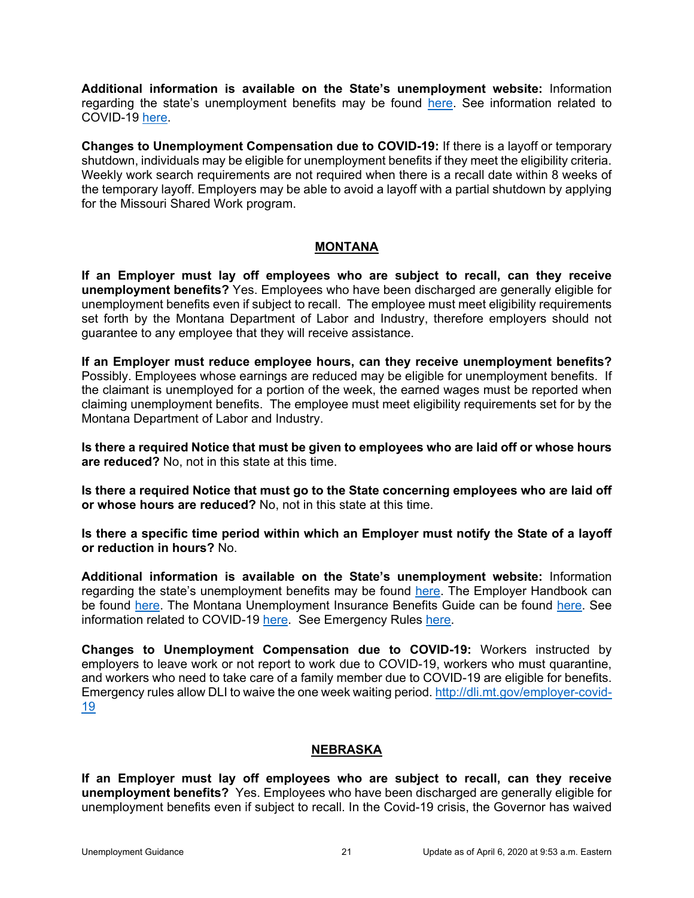**Additional information is available on the State's unemployment website:** Information regarding the state's unemployment benefits may be found here. See information related to COVID-19 here.

**Changes to Unemployment Compensation due to COVID-19:** If there is a layoff or temporary shutdown, individuals may be eligible for unemployment benefits if they meet the eligibility criteria. Weekly work search requirements are not required when there is a recall date within 8 weeks of the temporary layoff. Employers may be able to avoid a layoff with a partial shutdown by applying for the Missouri Shared Work program.

## MONTANA

**If an Employer must lay off employees who are subject to recall, can they receive unemployment benefits?** Yes. Employees who have been discharged are generally eligible for unemployment benefits even if subject to recall. The employee must meet eligibility requirements set forth by the Montana Department of Labor and Industry, therefore employers should not guarantee to any employee that they will receive assistance.

**If an Employer must reduce employee hours, can they receive unemployment benefits?** Possibly. Employees whose earnings are reduced may be eligible for unemployment benefits. If the claimant is unemployed for a portion of the week, the earned wages must be reported when claiming unemployment benefits. The employee must meet eligibility requirements set for by the Montana Department of Labor and Industry.

**Is there a required Notice that must be given to employees who are laid off or whose hours are reduced?** No, not in this state at this time.

**Is there a required Notice that must go to the State concerning employees who are laid off or whose hours are reduced?** No, not in this state at this time.

**Is there a specific time period within which an Employer must notify the State of a layoff or reduction in hours?** No.

**Additional information is available on the State's unemployment website:** Information regarding the state's unemployment benefits may be found here. The Employer Handbook can be found here. The Montana Unemployment Insurance Benefits Guide can be found here. See information related to COVID-19 here. See Emergency Rules here.

**Changes to Unemployment Compensation due to COVID-19:** Workers instructed by employers to leave work or not report to work due to COVID-19, workers who must quarantine, and workers who need to take care of a family member due to COVID-19 are eligible for benefits. Emergency rules allow DLI to waive the one week waiting period. http://dli.mt.gov/employer-covid-19

## NEBRASKA

**If an Employer must lay off employees who are subject to recall, can they receive unemployment benefits?** Yes. Employees who have been discharged are generally eligible for unemployment benefits even if subject to recall. In the Covid-19 crisis, the Governor has waived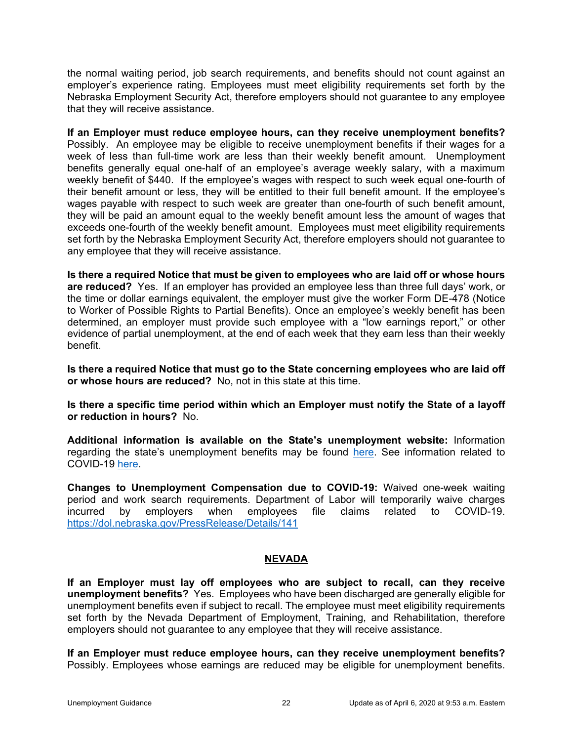the normal waiting period, job search requirements, and benefits should not count against an employer's experience rating. Employees must meet eligibility requirements set forth by the Nebraska Employment Security Act, therefore employers should not guarantee to any employee that they will receive assistance.

**If an Employer must reduce employee hours, can they receive unemployment benefits?** Possibly. An employee may be eligible to receive unemployment benefits if their wages for a week of less than full-time work are less than their weekly benefit amount. Unemployment benefits generally equal one-half of an employee's average weekly salary, with a maximum weekly benefit of $440. If the employee's wages with respect to such week equal one-fourth of their benefit amount or less, they will be entitled to their full benefit amount. If the employee's wages payable with respect to such week are greater than one-fourth of such benefit amount, they will be paid an amount equal to the weekly benefit amount less the amount of wages that exceeds one-fourth of the weekly benefit amount. Employees must meet eligibility requirements set forth by the Nebraska Employment Security Act, therefore employers should not guarantee to any employee that they will receive assistance.

**Is there a required Notice that must be given to employees who are laid off or whose hours are reduced?** Yes. If an employer has provided an employee less than three full days' work, or the time or dollar earnings equivalent, the employer must give the worker Form DE-478 (Notice to Worker of Possible Rights to Partial Benefits). Once an employee's weekly benefit has been determined, an employer must provide such employee with a "low earnings report," or other evidence of partial unemployment, at the end of each week that they earn less than their weekly benefit.

**Is there a required Notice that must go to the State concerning employees who are laid off or whose hours are reduced?** No, not in this state at this time.

**Is there a specific time period within which an Employer must notify the State of a layoff or reduction in hours?** No.

**Additional information is available on the State's unemployment website:** Information regarding the state's unemployment benefits may be found here. See information related to COVID-19 here.

**Changes to Unemployment Compensation due to COVID-19:** Waived one-week waiting period and work search requirements. Department of Labor will temporarily waive charges incurred by employers when employees file claims related to COVID-19. https://dol.nebraska.gov/PressRelease/Details/141

## NEVADA

**If an Employer must lay off employees who are subject to recall, can they receive unemployment benefits?** Yes. Employees who have been discharged are generally eligible for unemployment benefits even if subject to recall. The employee must meet eligibility requirements set forth by the Nevada Department of Employment, Training, and Rehabilitation, therefore employers should not guarantee to any employee that they will receive assistance.

**If an Employer must reduce employee hours, can they receive unemployment benefits?** Possibly. Employees whose earnings are reduced may be eligible for unemployment benefits.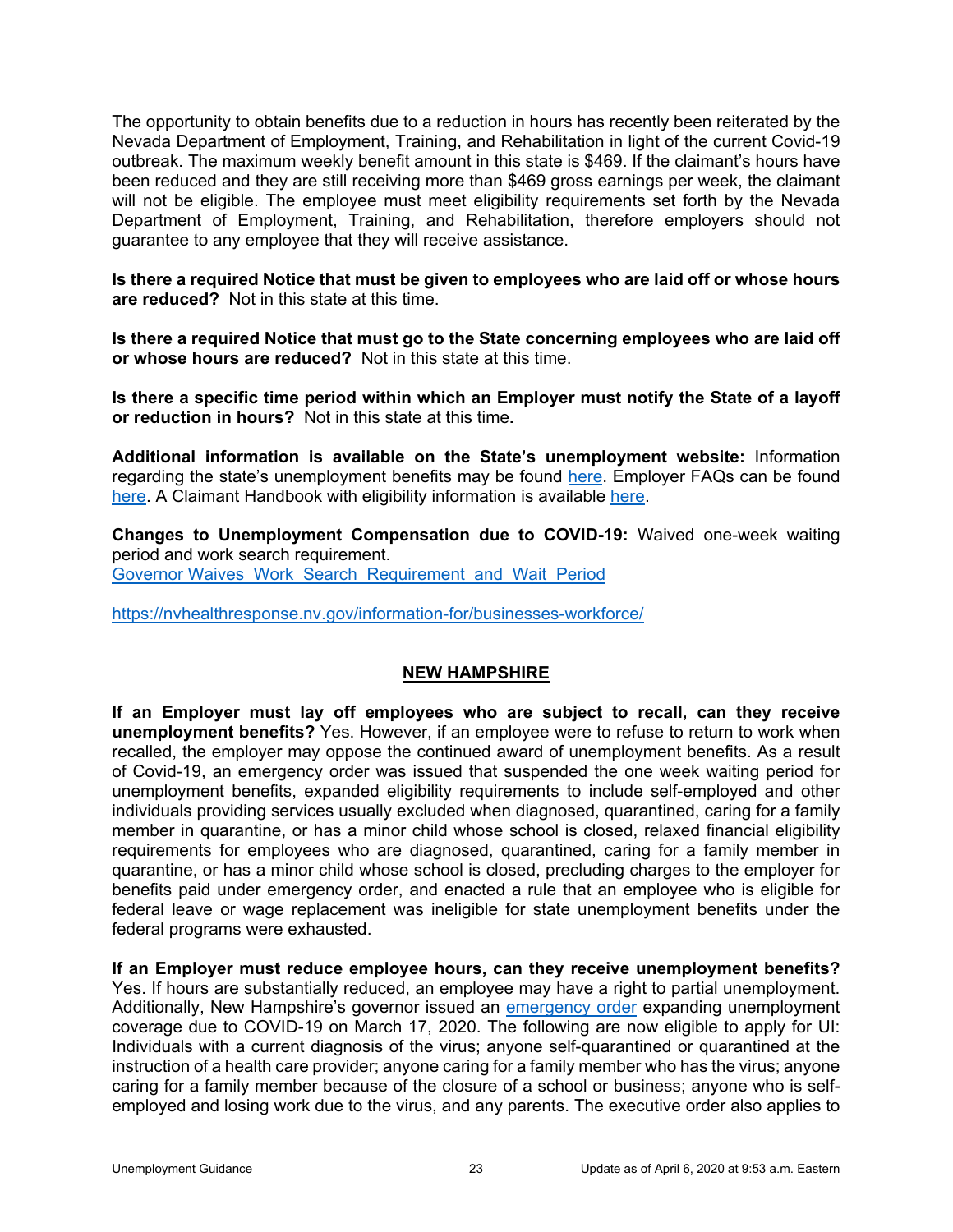The opportunity to obtain benefits due to a reduction in hours has recently been reiterated by the Nevada Department of Employment, Training, and Rehabilitation in light of the current Covid-19 outbreak. The maximum weekly benefit amount in this state is $469. If the claimant's hours have been reduced and they are still receiving more than $469 gross earnings per week, the claimant will not be eligible. The employee must meet eligibility requirements set forth by the Nevada Department of Employment, Training, and Rehabilitation, therefore employers should not guarantee to any employee that they will receive assistance.

**Is there a required Notice that must be given to employees who are laid off or whose hours are reduced?** Not in this state at this time.

**Is there a required Notice that must go to the State concerning employees who are laid off or whose hours are reduced?** Not in this state at this time.

**Is there a specific time period within which an Employer must notify the State of a layoff or reduction in hours?** Not in this state at this time**.**

**Additional information is available on the State's unemployment website:** Information regarding the state's unemployment benefits may be found here. Employer FAQs can be found here. A Claimant Handbook with eligibility information is available here.

**Changes to Unemployment Compensation due to COVID-19:** Waived one-week waiting period and work search requirement.
Governor Waives Work Search Requirement and Wait Period

https://nvhealthresponse.nv.gov/information-for/businesses-workforce/

## NEW HAMPSHIRE

**If an Employer must lay off employees who are subject to recall, can they receive unemployment benefits?** Yes. However, if an employee were to refuse to return to work when recalled, the employer may oppose the continued award of unemployment benefits. As a result of Covid-19, an emergency order was issued that suspended the one week waiting period for unemployment benefits, expanded eligibility requirements to include self-employed and other individuals providing services usually excluded when diagnosed, quarantined, caring for a family member in quarantine, or has a minor child whose school is closed, relaxed financial eligibility requirements for employees who are diagnosed, quarantined, caring for a family member in quarantine, or has a minor child whose school is closed, precluding charges to the employer for benefits paid under emergency order, and enacted a rule that an employee who is eligible for federal leave or wage replacement was ineligible for state unemployment benefits under the federal programs were exhausted.

**If an Employer must reduce employee hours, can they receive unemployment benefits?** Yes. If hours are substantially reduced, an employee may have a right to partial unemployment. Additionally, New Hampshire's governor issued an emergency order expanding unemployment coverage due to COVID-19 on March 17, 2020. The following are now eligible to apply for UI: Individuals with a current diagnosis of the virus; anyone self-quarantined or quarantined at the instruction of a health care provider; anyone caring for a family member who has the virus; anyone caring for a family member because of the closure of a school or business; anyone who is self-employed and losing work due to the virus, and any parents. The executive order also applies to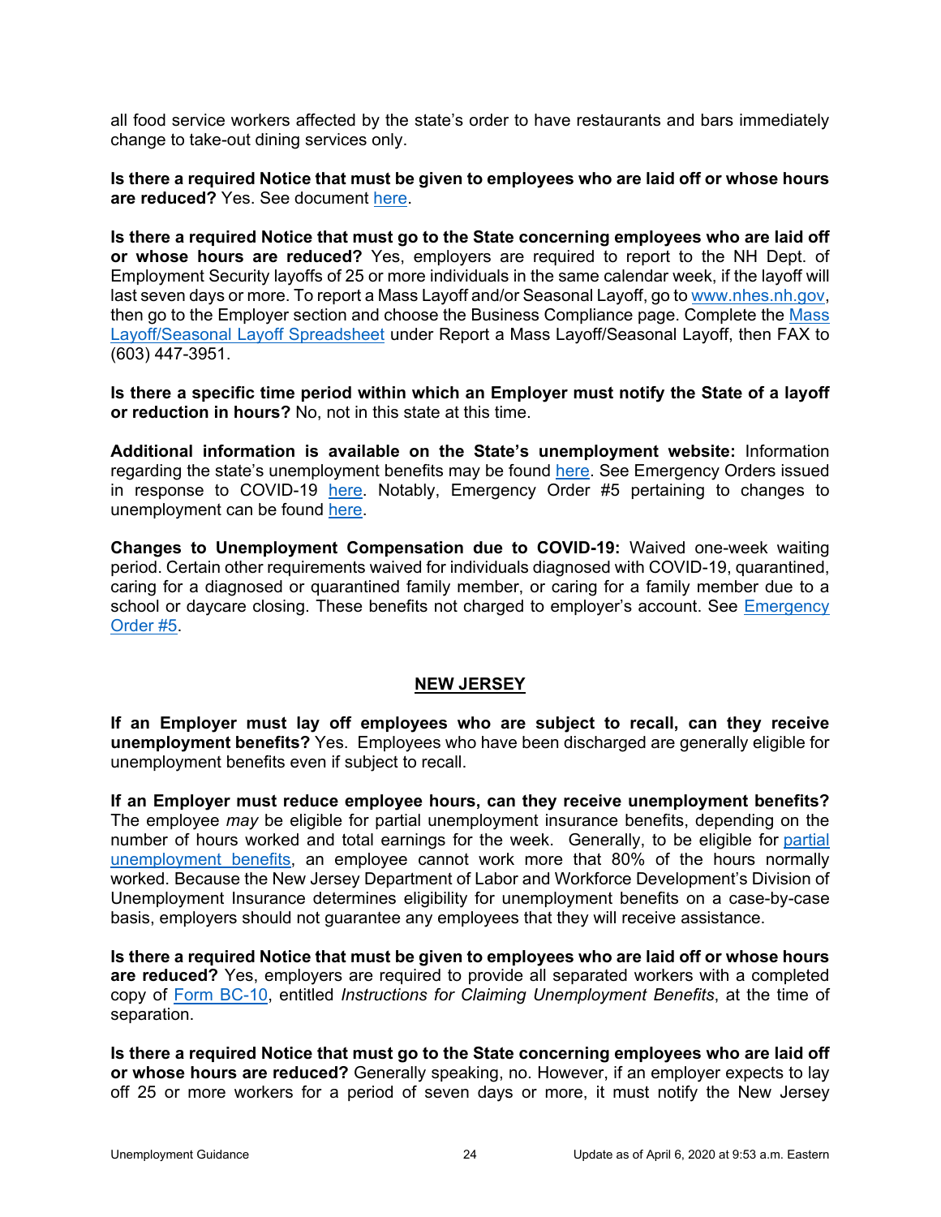all food service workers affected by the state's order to have restaurants and bars immediately change to take-out dining services only.

**Is there a required Notice that must be given to employees who are laid off or whose hours are reduced?** Yes. See document here.

**Is there a required Notice that must go to the State concerning employees who are laid off or whose hours are reduced?** Yes, employers are required to report to the NH Dept. of Employment Security layoffs of 25 or more individuals in the same calendar week, if the layoff will last seven days or more. To report a Mass Layoff and/or Seasonal Layoff, go to www.nhes.nh.gov, then go to the Employer section and choose the Business Compliance page. Complete the Mass Layoff/Seasonal Layoff Spreadsheet under Report a Mass Layoff/Seasonal Layoff, then FAX to (603) 447-3951.

**Is there a specific time period within which an Employer must notify the State of a layoff or reduction in hours?** No, not in this state at this time.

**Additional information is available on the State's unemployment website:** Information regarding the state's unemployment benefits may be found here. See Emergency Orders issued in response to COVID-19 here. Notably, Emergency Order #5 pertaining to changes to unemployment can be found here.

**Changes to Unemployment Compensation due to COVID-19:** Waived one-week waiting period. Certain other requirements waived for individuals diagnosed with COVID-19, quarantined, caring for a diagnosed or quarantined family member, or caring for a family member due to a school or daycare closing. These benefits not charged to employer's account. See Emergency Order #5.

## NEW JERSEY

**If an Employer must lay off employees who are subject to recall, can they receive unemployment benefits?** Yes. Employees who have been discharged are generally eligible for unemployment benefits even if subject to recall.

**If an Employer must reduce employee hours, can they receive unemployment benefits?** The employee *may* be eligible for partial unemployment insurance benefits, depending on the number of hours worked and total earnings for the week. Generally, to be eligible for partial unemployment benefits, an employee cannot work more that 80% of the hours normally worked. Because the New Jersey Department of Labor and Workforce Development's Division of Unemployment Insurance determines eligibility for unemployment benefits on a case-by-case basis, employers should not guarantee any employees that they will receive assistance.

**Is there a required Notice that must be given to employees who are laid off or whose hours are reduced?** Yes, employers are required to provide all separated workers with a completed copy of Form BC-10, entitled *Instructions for Claiming Unemployment Benefits*, at the time of separation.

**Is there a required Notice that must go to the State concerning employees who are laid off or whose hours are reduced?** Generally speaking, no. However, if an employer expects to lay off 25 or more workers for a period of seven days or more, it must notify the New Jersey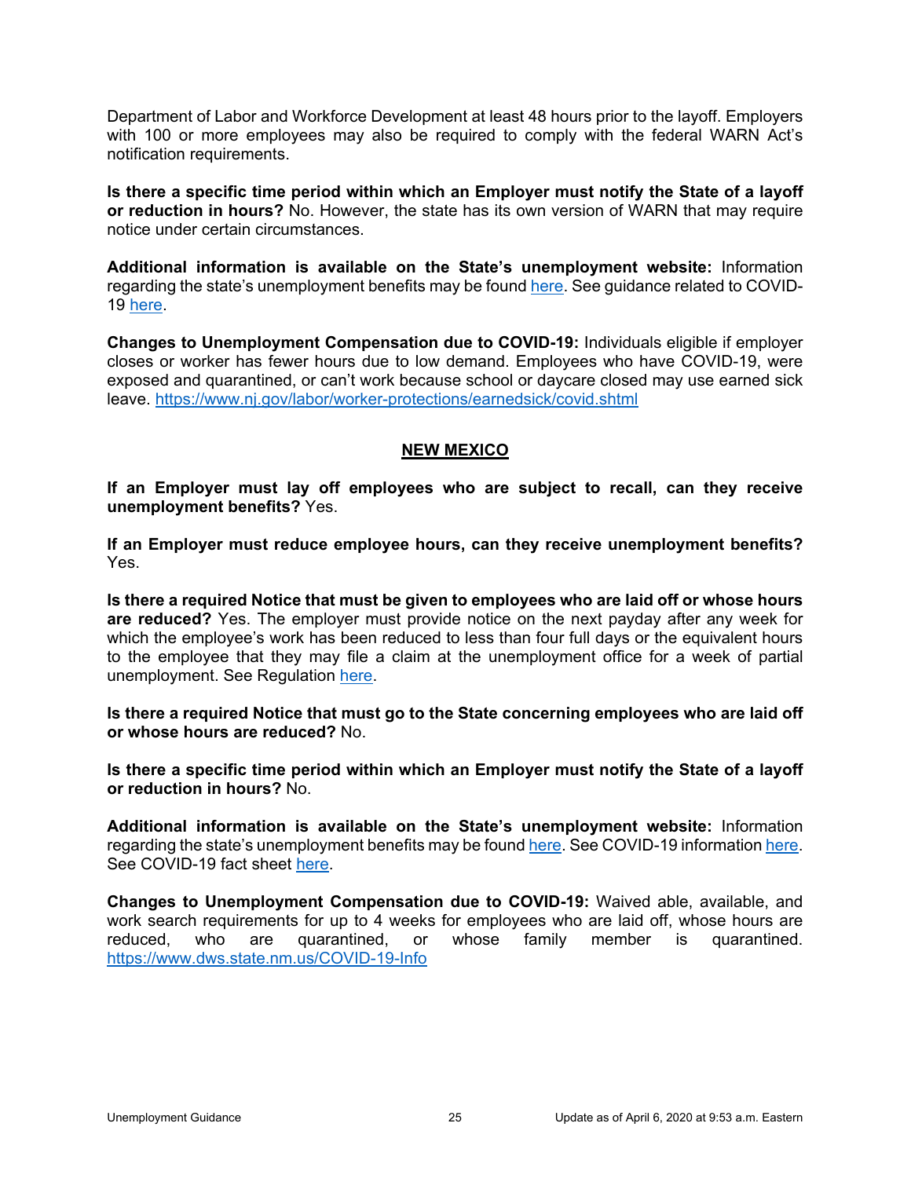Department of Labor and Workforce Development at least 48 hours prior to the layoff. Employers with 100 or more employees may also be required to comply with the federal WARN Act's notification requirements.

**Is there a specific time period within which an Employer must notify the State of a layoff or reduction in hours?** No. However, the state has its own version of WARN that may require notice under certain circumstances.

**Additional information is available on the State's unemployment website:** Information regarding the state's unemployment benefits may be found here. See guidance related to COVID-19 here.

**Changes to Unemployment Compensation due to COVID-19:** Individuals eligible if employer closes or worker has fewer hours due to low demand. Employees who have COVID-19, were exposed and quarantined, or can't work because school or daycare closed may use earned sick leave. https://www.nj.gov/labor/worker-protections/earnedsick/covid.shtml

## NEW MEXICO

**If an Employer must lay off employees who are subject to recall, can they receive unemployment benefits?** Yes.

**If an Employer must reduce employee hours, can they receive unemployment benefits?** Yes.

**Is there a required Notice that must be given to employees who are laid off or whose hours are reduced?** Yes. The employer must provide notice on the next payday after any week for which the employee's work has been reduced to less than four full days or the equivalent hours to the employee that they may file a claim at the unemployment office for a week of partial unemployment. See Regulation here.

**Is there a required Notice that must go to the State concerning employees who are laid off or whose hours are reduced?** No.

**Is there a specific time period within which an Employer must notify the State of a layoff or reduction in hours?** No.

**Additional information is available on the State's unemployment website:** Information regarding the state's unemployment benefits may be found here. See COVID-19 information here. See COVID-19 fact sheet here.

**Changes to Unemployment Compensation due to COVID-19:** Waived able, available, and work search requirements for up to 4 weeks for employees who are laid off, whose hours are reduced, who are quarantined, or whose family member is quarantined. https://www.dws.state.nm.us/COVID-19-Info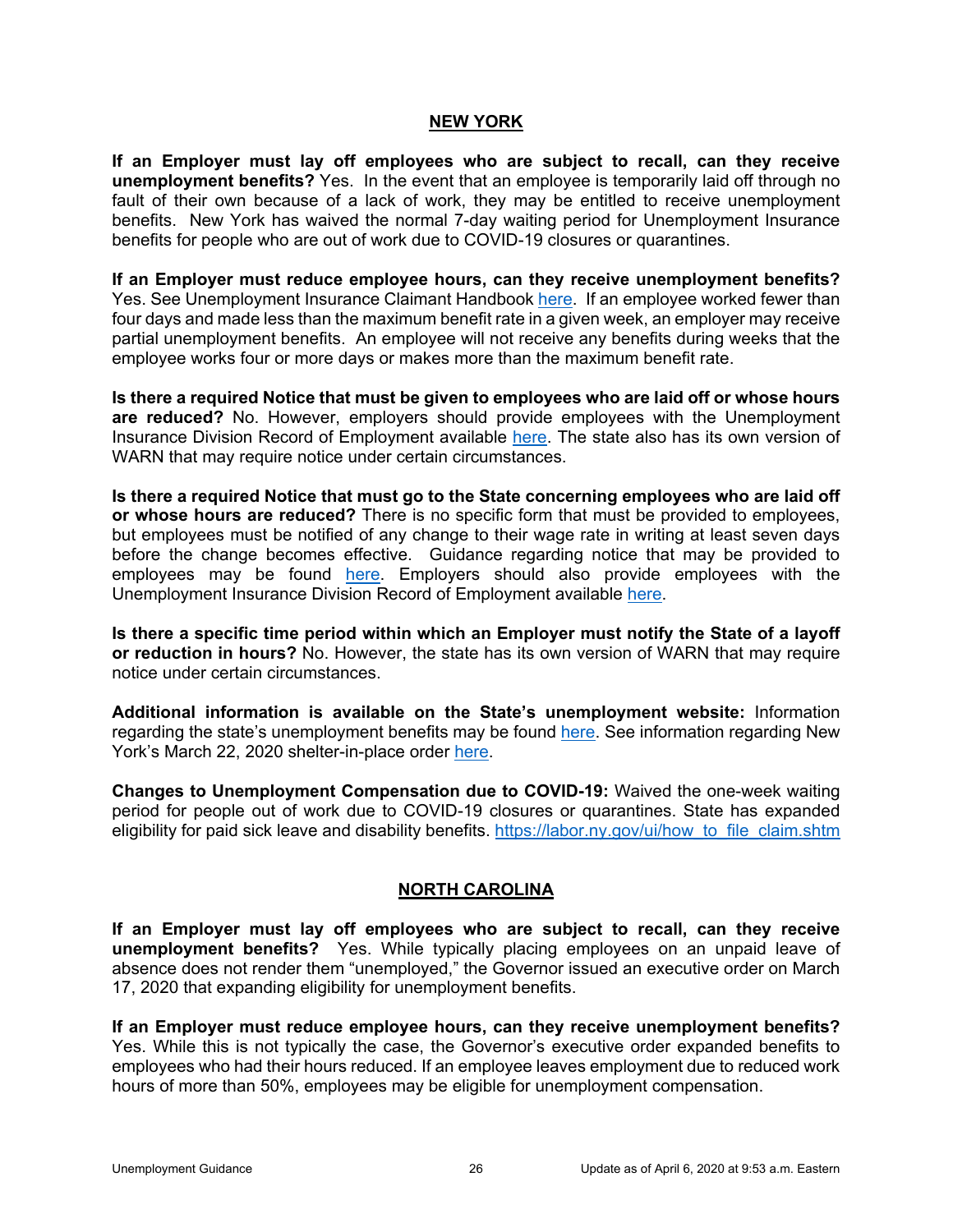## NEW YORK

**If an Employer must lay off employees who are subject to recall, can they receive unemployment benefits?** Yes. In the event that an employee is temporarily laid off through no fault of their own because of a lack of work, they may be entitled to receive unemployment benefits. New York has waived the normal 7-day waiting period for Unemployment Insurance benefits for people who are out of work due to COVID-19 closures or quarantines.

**If an Employer must reduce employee hours, can they receive unemployment benefits?** Yes. See Unemployment Insurance Claimant Handbook here. If an employee worked fewer than four days and made less than the maximum benefit rate in a given week, an employer may receive partial unemployment benefits. An employee will not receive any benefits during weeks that the employee works four or more days or makes more than the maximum benefit rate.

**Is there a required Notice that must be given to employees who are laid off or whose hours are reduced?** No. However, employers should provide employees with the Unemployment Insurance Division Record of Employment available here. The state also has its own version of WARN that may require notice under certain circumstances.

**Is there a required Notice that must go to the State concerning employees who are laid off or whose hours are reduced?** There is no specific form that must be provided to employees, but employees must be notified of any change to their wage rate in writing at least seven days before the change becomes effective. Guidance regarding notice that may be provided to employees may be found here. Employers should also provide employees with the Unemployment Insurance Division Record of Employment available here.

**Is there a specific time period within which an Employer must notify the State of a layoff or reduction in hours?** No. However, the state has its own version of WARN that may require notice under certain circumstances.

**Additional information is available on the State's unemployment website:** Information regarding the state's unemployment benefits may be found here. See information regarding New York's March 22, 2020 shelter-in-place order here.

**Changes to Unemployment Compensation due to COVID-19:** Waived the one-week waiting period for people out of work due to COVID-19 closures or quarantines. State has expanded eligibility for paid sick leave and disability benefits. https://labor.ny.gov/ui/how_to_file_claim.shtm

## NORTH CAROLINA

**If an Employer must lay off employees who are subject to recall, can they receive unemployment benefits?** Yes. While typically placing employees on an unpaid leave of absence does not render them "unemployed," the Governor issued an executive order on March 17, 2020 that expanding eligibility for unemployment benefits.

**If an Employer must reduce employee hours, can they receive unemployment benefits?** Yes. While this is not typically the case, the Governor's executive order expanded benefits to employees who had their hours reduced. If an employee leaves employment due to reduced work hours of more than 50%, employees may be eligible for unemployment compensation.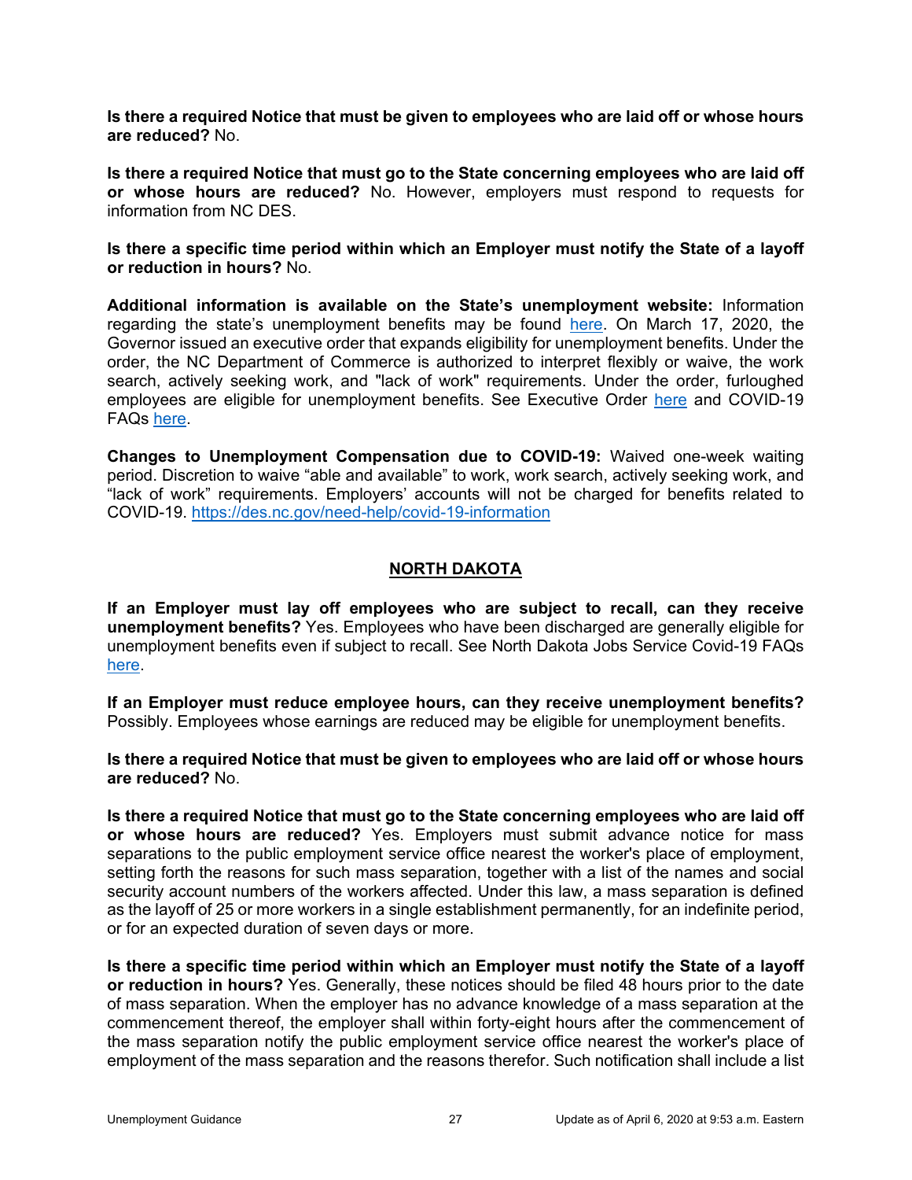**Is there a required Notice that must be given to employees who are laid off or whose hours are reduced?** No.

**Is there a required Notice that must go to the State concerning employees who are laid off or whose hours are reduced?** No. However, employers must respond to requests for information from NC DES.

**Is there a specific time period within which an Employer must notify the State of a layoff or reduction in hours?** No.

**Additional information is available on the State's unemployment website:** Information regarding the state's unemployment benefits may be found here. On March 17, 2020, the Governor issued an executive order that expands eligibility for unemployment benefits. Under the order, the NC Department of Commerce is authorized to interpret flexibly or waive, the work search, actively seeking work, and "lack of work" requirements. Under the order, furloughed employees are eligible for unemployment benefits. See Executive Order here and COVID-19 FAQs here.

**Changes to Unemployment Compensation due to COVID-19:** Waived one-week waiting period. Discretion to waive "able and available" to work, work search, actively seeking work, and "lack of work" requirements. Employers' accounts will not be charged for benefits related to COVID-19. https://des.nc.gov/need-help/covid-19-information

## NORTH DAKOTA

**If an Employer must lay off employees who are subject to recall, can they receive unemployment benefits?** Yes. Employees who have been discharged are generally eligible for unemployment benefits even if subject to recall. See North Dakota Jobs Service Covid-19 FAQs here.

**If an Employer must reduce employee hours, can they receive unemployment benefits?** Possibly. Employees whose earnings are reduced may be eligible for unemployment benefits.

**Is there a required Notice that must be given to employees who are laid off or whose hours are reduced?** No.

**Is there a required Notice that must go to the State concerning employees who are laid off or whose hours are reduced?** Yes. Employers must submit advance notice for mass separations to the public employment service office nearest the worker's place of employment, setting forth the reasons for such mass separation, together with a list of the names and social security account numbers of the workers affected. Under this law, a mass separation is defined as the layoff of 25 or more workers in a single establishment permanently, for an indefinite period, or for an expected duration of seven days or more.

**Is there a specific time period within which an Employer must notify the State of a layoff or reduction in hours?** Yes. Generally, these notices should be filed 48 hours prior to the date of mass separation. When the employer has no advance knowledge of a mass separation at the commencement thereof, the employer shall within forty-eight hours after the commencement of the mass separation notify the public employment service office nearest the worker's place of employment of the mass separation and the reasons therefor. Such notification shall include a list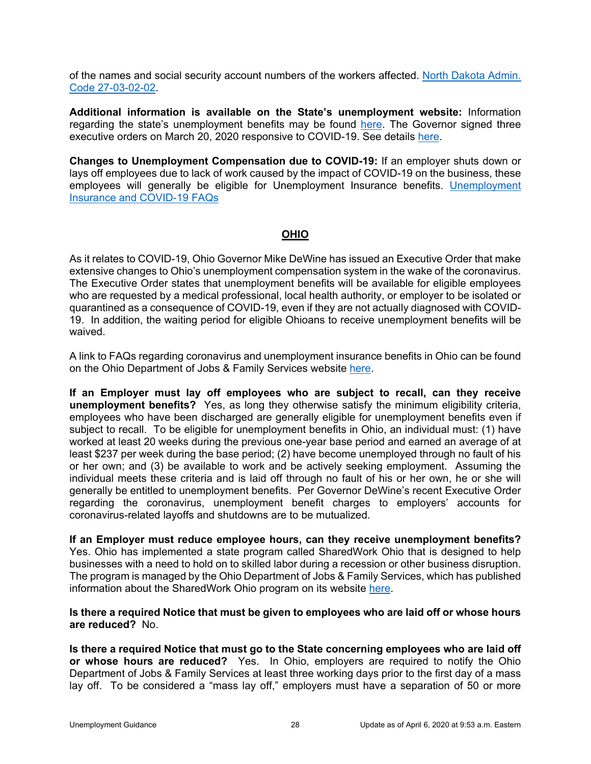of the names and social security account numbers of the workers affected. North Dakota Admin. Code 27-03-02-02.

**Additional information is available on the State's unemployment website:** Information regarding the state's unemployment benefits may be found here. The Governor signed three executive orders on March 20, 2020 responsive to COVID-19. See details here.

**Changes to Unemployment Compensation due to COVID-19:** If an employer shuts down or lays off employees due to lack of work caused by the impact of COVID-19 on the business, these employees will generally be eligible for Unemployment Insurance benefits. Unemployment Insurance and COVID-19 FAQs

## OHIO

As it relates to COVID-19, Ohio Governor Mike DeWine has issued an Executive Order that make extensive changes to Ohio's unemployment compensation system in the wake of the coronavirus. The Executive Order states that unemployment benefits will be available for eligible employees who are requested by a medical professional, local health authority, or employer to be isolated or quarantined as a consequence of COVID-19, even if they are not actually diagnosed with COVID-19. In addition, the waiting period for eligible Ohioans to receive unemployment benefits will be waived.

A link to FAQs regarding coronavirus and unemployment insurance benefits in Ohio can be found on the Ohio Department of Jobs & Family Services website here.

**If an Employer must lay off employees who are subject to recall, can they receive unemployment benefits?** Yes, as long they otherwise satisfy the minimum eligibility criteria, employees who have been discharged are generally eligible for unemployment benefits even if subject to recall. To be eligible for unemployment benefits in Ohio, an individual must: (1) have worked at least 20 weeks during the previous one-year base period and earned an average of at least $237 per week during the base period; (2) have become unemployed through no fault of his or her own; and (3) be available to work and be actively seeking employment. Assuming the individual meets these criteria and is laid off through no fault of his or her own, he or she will generally be entitled to unemployment benefits. Per Governor DeWine's recent Executive Order regarding the coronavirus, unemployment benefit charges to employers' accounts for coronavirus-related layoffs and shutdowns are to be mutualized.

**If an Employer must reduce employee hours, can they receive unemployment benefits?** Yes. Ohio has implemented a state program called SharedWork Ohio that is designed to help businesses with a need to hold on to skilled labor during a recession or other business disruption. The program is managed by the Ohio Department of Jobs & Family Services, which has published information about the SharedWork Ohio program on its website here.

**Is there a required Notice that must be given to employees who are laid off or whose hours are reduced?** No.

**Is there a required Notice that must go to the State concerning employees who are laid off or whose hours are reduced?** Yes. In Ohio, employers are required to notify the Ohio Department of Jobs & Family Services at least three working days prior to the first day of a mass lay off. To be considered a "mass lay off," employers must have a separation of 50 or more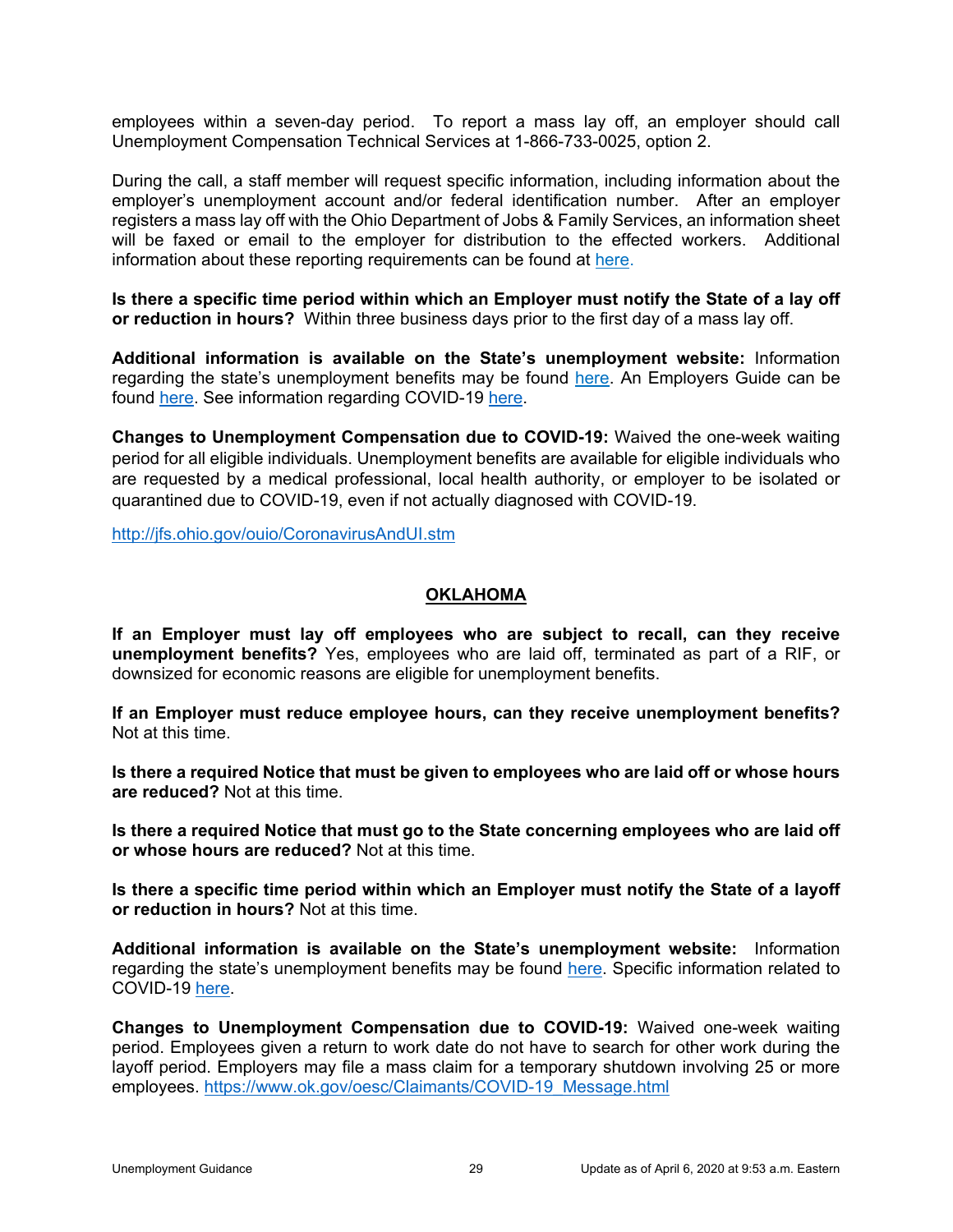employees within a seven-day period. To report a mass lay off, an employer should call Unemployment Compensation Technical Services at 1-866-733-0025, option 2.

During the call, a staff member will request specific information, including information about the employer's unemployment account and/or federal identification number. After an employer registers a mass lay off with the Ohio Department of Jobs & Family Services, an information sheet will be faxed or email to the employer for distribution to the effected workers. Additional information about these reporting requirements can be found at here.

**Is there a specific time period within which an Employer must notify the State of a lay off or reduction in hours?** Within three business days prior to the first day of a mass lay off.

**Additional information is available on the State's unemployment website:** Information regarding the state's unemployment benefits may be found here. An Employers Guide can be found here. See information regarding COVID-19 here.

**Changes to Unemployment Compensation due to COVID-19:** Waived the one-week waiting period for all eligible individuals. Unemployment benefits are available for eligible individuals who are requested by a medical professional, local health authority, or employer to be isolated or quarantined due to COVID-19, even if not actually diagnosed with COVID-19.

http://jfs.ohio.gov/ouio/CoronavirusAndUI.stm

## OKLAHOMA

**If an Employer must lay off employees who are subject to recall, can they receive unemployment benefits?** Yes, employees who are laid off, terminated as part of a RIF, or downsized for economic reasons are eligible for unemployment benefits.

**If an Employer must reduce employee hours, can they receive unemployment benefits?** Not at this time.

**Is there a required Notice that must be given to employees who are laid off or whose hours are reduced?** Not at this time.

**Is there a required Notice that must go to the State concerning employees who are laid off or whose hours are reduced?** Not at this time.

**Is there a specific time period within which an Employer must notify the State of a layoff or reduction in hours?** Not at this time.

**Additional information is available on the State's unemployment website:** Information regarding the state's unemployment benefits may be found here. Specific information related to COVID-19 here.

**Changes to Unemployment Compensation due to COVID-19:** Waived one-week waiting period. Employees given a return to work date do not have to search for other work during the layoff period. Employers may file a mass claim for a temporary shutdown involving 25 or more employees. https://www.ok.gov/oesc/Claimants/COVID-19_Message.html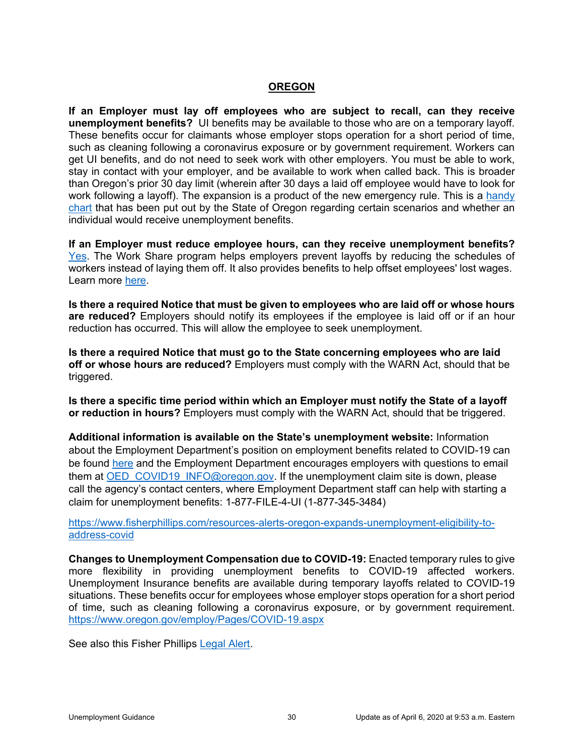## OREGON

**If an Employer must lay off employees who are subject to recall, can they receive unemployment benefits?** UI benefits may be available to those who are on a temporary layoff. These benefits occur for claimants whose employer stops operation for a short period of time, such as cleaning following a coronavirus exposure or by government requirement. Workers can get UI benefits, and do not need to seek work with other employers. You must be able to work, stay in contact with your employer, and be available to work when called back. This is broader than Oregon's prior 30 day limit (wherein after 30 days a laid off employee would have to look for work following a layoff). The expansion is a product of the new emergency rule. This is a handy chart that has been put out by the State of Oregon regarding certain scenarios and whether an individual would receive unemployment benefits.

**If an Employer must reduce employee hours, can they receive unemployment benefits?** Yes. The Work Share program helps employers prevent layoffs by reducing the schedules of workers instead of laying them off. It also provides benefits to help offset employees' lost wages. Learn more here.

**Is there a required Notice that must be given to employees who are laid off or whose hours are reduced?** Employers should notify its employees if the employee is laid off or if an hour reduction has occurred. This will allow the employee to seek unemployment.

**Is there a required Notice that must go to the State concerning employees who are laid off or whose hours are reduced?** Employers must comply with the WARN Act, should that be triggered.

**Is there a specific time period within which an Employer must notify the State of a layoff or reduction in hours?** Employers must comply with the WARN Act, should that be triggered.

**Additional information is available on the State's unemployment website:** Information about the Employment Department's position on employment benefits related to COVID-19 can be found here and the Employment Department encourages employers with questions to email them at OED_COVID19_INFO@oregon.gov. If the unemployment claim site is down, please call the agency's contact centers, where Employment Department staff can help with starting a claim for unemployment benefits: 1-877-FILE-4-UI (1-877-345-3484)

https://www.fisherphillips.com/resources-alerts-oregon-expands-unemployment-eligibility-to-address-covid

**Changes to Unemployment Compensation due to COVID-19:** Enacted temporary rules to give more flexibility in providing unemployment benefits to COVID-19 affected workers. Unemployment Insurance benefits are available during temporary layoffs related to COVID-19 situations. These benefits occur for employees whose employer stops operation for a short period of time, such as cleaning following a coronavirus exposure, or by government requirement. https://www.oregon.gov/employ/Pages/COVID-19.aspx

See also this Fisher Phillips Legal Alert.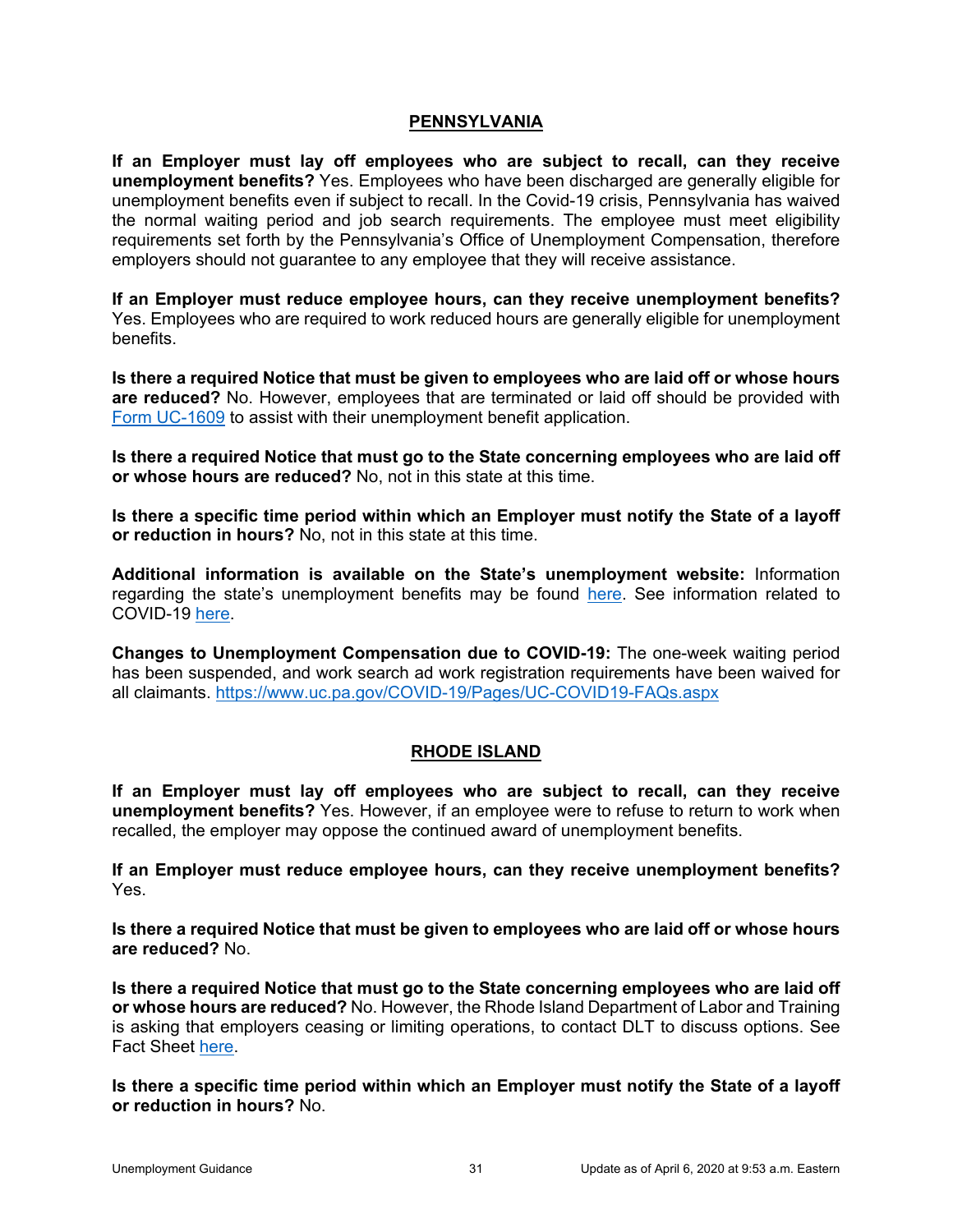## PENNSYLVANIA

**If an Employer must lay off employees who are subject to recall, can they receive unemployment benefits?** Yes. Employees who have been discharged are generally eligible for unemployment benefits even if subject to recall. In the Covid-19 crisis, Pennsylvania has waived the normal waiting period and job search requirements. The employee must meet eligibility requirements set forth by the Pennsylvania's Office of Unemployment Compensation, therefore employers should not guarantee to any employee that they will receive assistance.

**If an Employer must reduce employee hours, can they receive unemployment benefits?** Yes. Employees who are required to work reduced hours are generally eligible for unemployment benefits.

**Is there a required Notice that must be given to employees who are laid off or whose hours are reduced?** No. However, employees that are terminated or laid off should be provided with Form UC-1609 to assist with their unemployment benefit application.

**Is there a required Notice that must go to the State concerning employees who are laid off or whose hours are reduced?** No, not in this state at this time.

**Is there a specific time period within which an Employer must notify the State of a layoff or reduction in hours?** No, not in this state at this time.

**Additional information is available on the State's unemployment website:** Information regarding the state's unemployment benefits may be found here. See information related to COVID-19 here.

**Changes to Unemployment Compensation due to COVID-19:** The one-week waiting period has been suspended, and work search ad work registration requirements have been waived for all claimants. https://www.uc.pa.gov/COVID-19/Pages/UC-COVID19-FAQs.aspx

## RHODE ISLAND

**If an Employer must lay off employees who are subject to recall, can they receive unemployment benefits?** Yes. However, if an employee were to refuse to return to work when recalled, the employer may oppose the continued award of unemployment benefits.

**If an Employer must reduce employee hours, can they receive unemployment benefits?** Yes.

**Is there a required Notice that must be given to employees who are laid off or whose hours are reduced?** No.

**Is there a required Notice that must go to the State concerning employees who are laid off or whose hours are reduced?** No. However, the Rhode Island Department of Labor and Training is asking that employers ceasing or limiting operations, to contact DLT to discuss options. See Fact Sheet here.

**Is there a specific time period within which an Employer must notify the State of a layoff or reduction in hours?** No.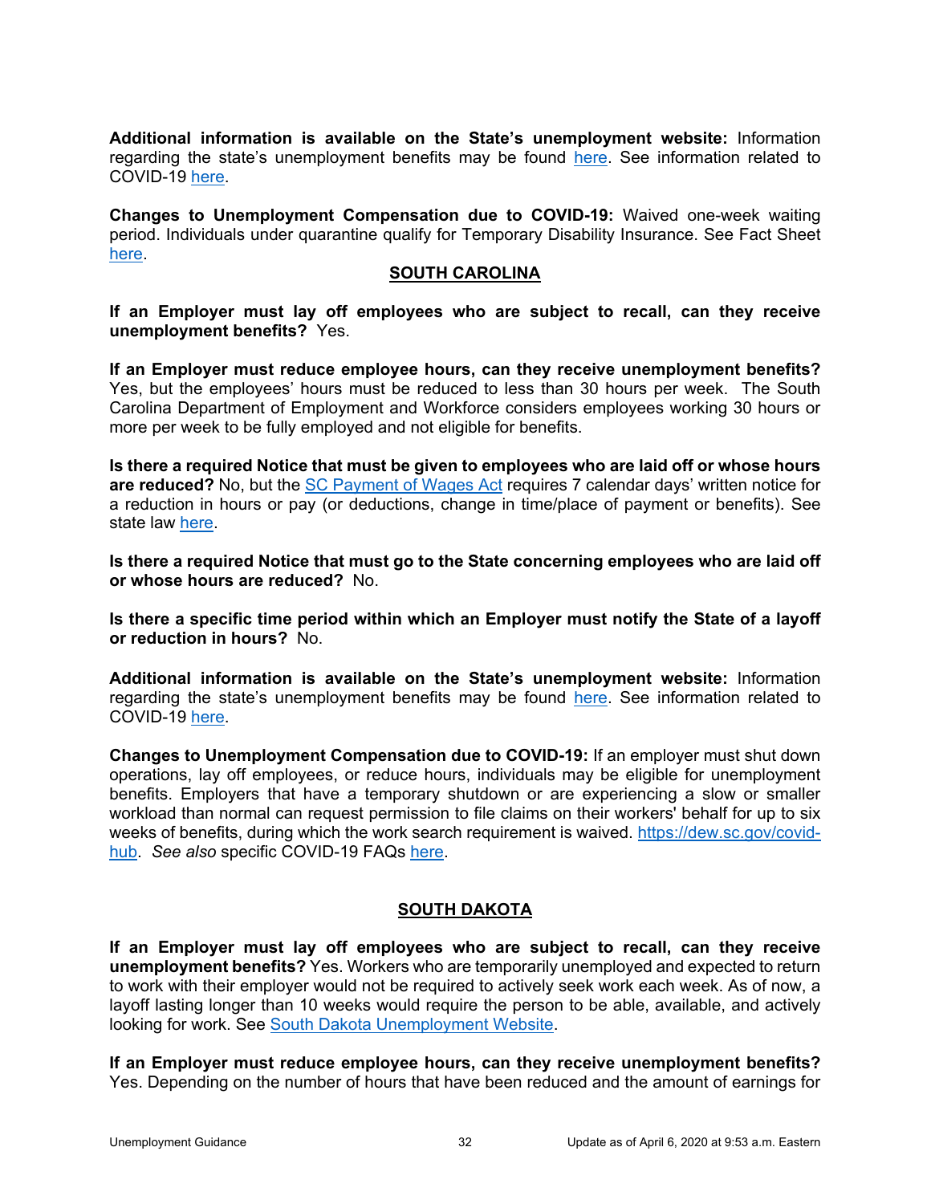**Additional information is available on the State's unemployment website:** Information regarding the state's unemployment benefits may be found here. See information related to COVID-19 here.

**Changes to Unemployment Compensation due to COVID-19:** Waived one-week waiting period. Individuals under quarantine qualify for Temporary Disability Insurance. See Fact Sheet here.

## SOUTH CAROLINA

**If an Employer must lay off employees who are subject to recall, can they receive unemployment benefits?** Yes.

**If an Employer must reduce employee hours, can they receive unemployment benefits?** Yes, but the employees' hours must be reduced to less than 30 hours per week. The South Carolina Department of Employment and Workforce considers employees working 30 hours or more per week to be fully employed and not eligible for benefits.

**Is there a required Notice that must be given to employees who are laid off or whose hours are reduced?** No, but the SC Payment of Wages Act requires 7 calendar days' written notice for a reduction in hours or pay (or deductions, change in time/place of payment or benefits). See state law here.

**Is there a required Notice that must go to the State concerning employees who are laid off or whose hours are reduced?** No.

**Is there a specific time period within which an Employer must notify the State of a layoff or reduction in hours?** No.

**Additional information is available on the State's unemployment website:** Information regarding the state's unemployment benefits may be found here. See information related to COVID-19 here.

**Changes to Unemployment Compensation due to COVID-19:** If an employer must shut down operations, lay off employees, or reduce hours, individuals may be eligible for unemployment benefits. Employers that have a temporary shutdown or are experiencing a slow or smaller workload than normal can request permission to file claims on their workers' behalf for up to six weeks of benefits, during which the work search requirement is waived. https://dew.sc.gov/covid-hub. *See also* specific COVID-19 FAQs here.

## SOUTH DAKOTA

**If an Employer must lay off employees who are subject to recall, can they receive unemployment benefits?** Yes. Workers who are temporarily unemployed and expected to return to work with their employer would not be required to actively seek work each week. As of now, a layoff lasting longer than 10 weeks would require the person to be able, available, and actively looking for work. See South Dakota Unemployment Website.

**If an Employer must reduce employee hours, can they receive unemployment benefits?** Yes. Depending on the number of hours that have been reduced and the amount of earnings for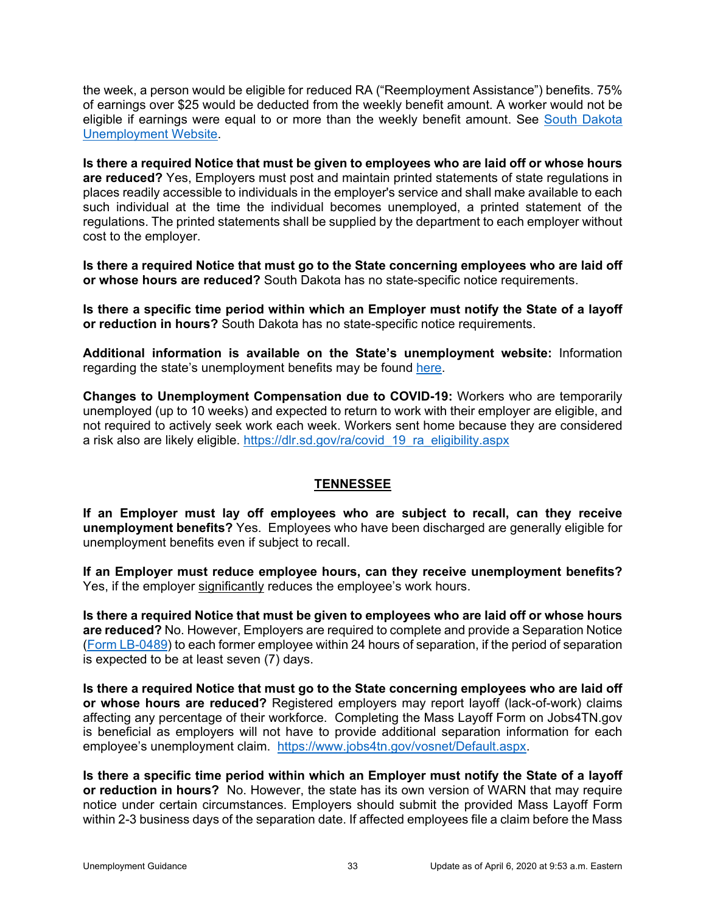the week, a person would be eligible for reduced RA ("Reemployment Assistance") benefits. 75% of earnings over $25 would be deducted from the weekly benefit amount. A worker would not be eligible if earnings were equal to or more than the weekly benefit amount. See [South Dakota Unemployment Website](#).

**Is there a required Notice that must be given to employees who are laid off or whose hours are reduced?** Yes, Employers must post and maintain printed statements of state regulations in places readily accessible to individuals in the employer's service and shall make available to each such individual at the time the individual becomes unemployed, a printed statement of the regulations. The printed statements shall be supplied by the department to each employer without cost to the employer.

**Is there a required Notice that must go to the State concerning employees who are laid off or whose hours are reduced?** South Dakota has no state-specific notice requirements.

**Is there a specific time period within which an Employer must notify the State of a layoff or reduction in hours?** South Dakota has no state-specific notice requirements.

**Additional information is available on the State's unemployment website:** Information regarding the state's unemployment benefits may be found [here](#).

**Changes to Unemployment Compensation due to COVID-19:** Workers who are temporarily unemployed (up to 10 weeks) and expected to return to work with their employer are eligible, and not required to actively seek work each week. Workers sent home because they are considered a risk also are likely eligible. https://dlr.sd.gov/ra/covid_19_ra_eligibility.aspx

## TENNESSEE

**If an Employer must lay off employees who are subject to recall, can they receive unemployment benefits?** Yes. Employees who have been discharged are generally eligible for unemployment benefits even if subject to recall.

**If an Employer must reduce employee hours, can they receive unemployment benefits?** Yes, if the employer significantly reduces the employee's work hours.

**Is there a required Notice that must be given to employees who are laid off or whose hours are reduced?** No. However, Employers are required to complete and provide a Separation Notice ([Form LB-0489](#)) to each former employee within 24 hours of separation, if the period of separation is expected to be at least seven (7) days.

**Is there a required Notice that must go to the State concerning employees who are laid off or whose hours are reduced?** Registered employers may report layoff (lack-of-work) claims affecting any percentage of their workforce. Completing the Mass Layoff Form on Jobs4TN.gov is beneficial as employers will not have to provide additional separation information for each employee's unemployment claim. https://www.jobs4tn.gov/vosnet/Default.aspx.

**Is there a specific time period within which an Employer must notify the State of a layoff or reduction in hours?** No. However, the state has its own version of WARN that may require notice under certain circumstances. Employers should submit the provided Mass Layoff Form within 2-3 business days of the separation date. If affected employees file a claim before the Mass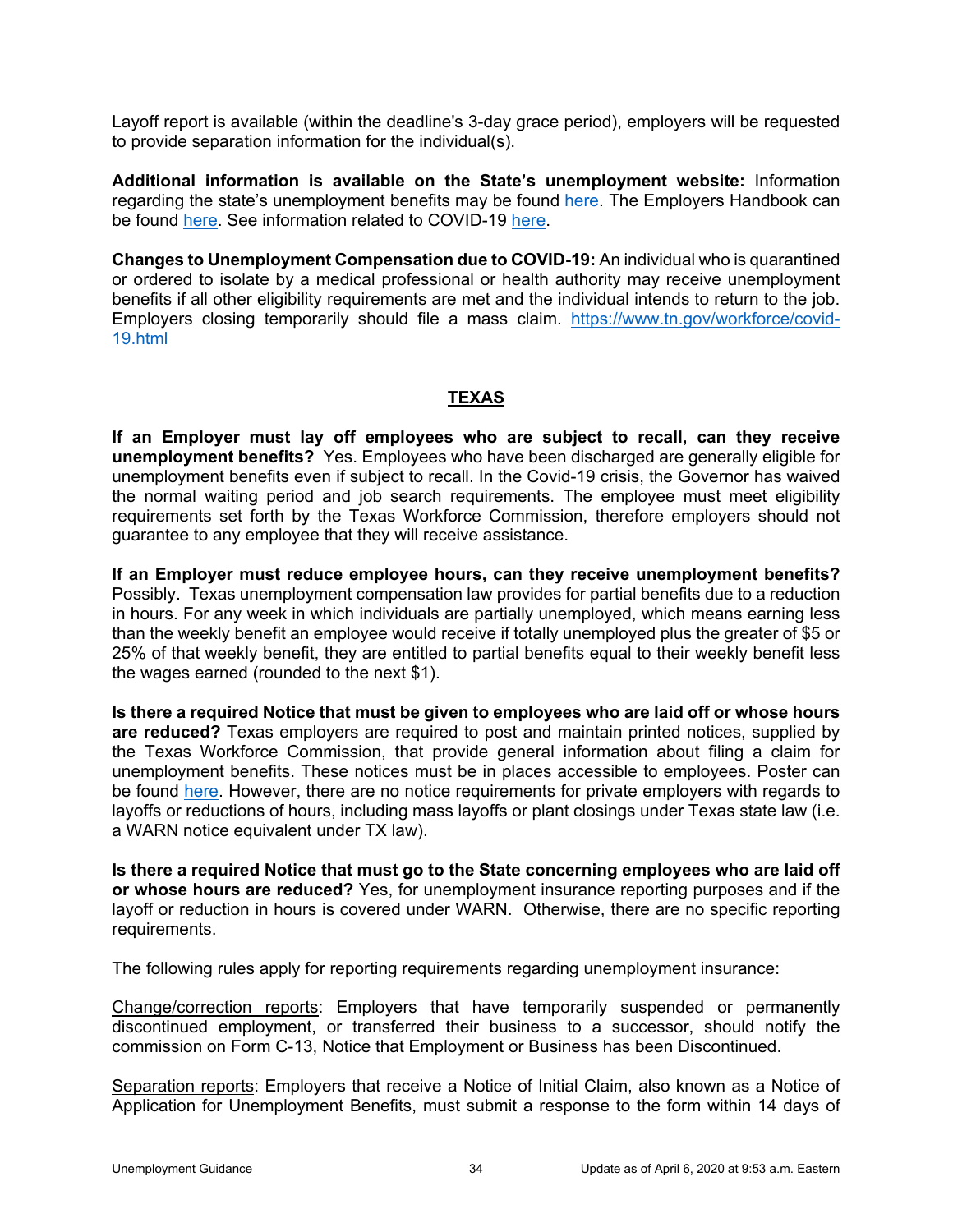Layoff report is available (within the deadline's 3-day grace period), employers will be requested to provide separation information for the individual(s).

**Additional information is available on the State's unemployment website:** Information regarding the state's unemployment benefits may be found here. The Employers Handbook can be found here. See information related to COVID-19 here.

**Changes to Unemployment Compensation due to COVID-19:** An individual who is quarantined or ordered to isolate by a medical professional or health authority may receive unemployment benefits if all other eligibility requirements are met and the individual intends to return to the job. Employers closing temporarily should file a mass claim. https://www.tn.gov/workforce/covid-19.html

## TEXAS

**If an Employer must lay off employees who are subject to recall, can they receive unemployment benefits?** Yes. Employees who have been discharged are generally eligible for unemployment benefits even if subject to recall. In the Covid-19 crisis, the Governor has waived the normal waiting period and job search requirements. The employee must meet eligibility requirements set forth by the Texas Workforce Commission, therefore employers should not guarantee to any employee that they will receive assistance.

**If an Employer must reduce employee hours, can they receive unemployment benefits?** Possibly. Texas unemployment compensation law provides for partial benefits due to a reduction in hours. For any week in which individuals are partially unemployed, which means earning less than the weekly benefit an employee would receive if totally unemployed plus the greater of $5 or 25% of that weekly benefit, they are entitled to partial benefits equal to their weekly benefit less the wages earned (rounded to the next $1).

**Is there a required Notice that must be given to employees who are laid off or whose hours are reduced?** Texas employers are required to post and maintain printed notices, supplied by the Texas Workforce Commission, that provide general information about filing a claim for unemployment benefits. These notices must be in places accessible to employees. Poster can be found here. However, there are no notice requirements for private employers with regards to layoffs or reductions of hours, including mass layoffs or plant closings under Texas state law (i.e. a WARN notice equivalent under TX law).

**Is there a required Notice that must go to the State concerning employees who are laid off or whose hours are reduced?** Yes, for unemployment insurance reporting purposes and if the layoff or reduction in hours is covered under WARN. Otherwise, there are no specific reporting requirements.

The following rules apply for reporting requirements regarding unemployment insurance:

Change/correction reports: Employers that have temporarily suspended or permanently discontinued employment, or transferred their business to a successor, should notify the commission on Form C-13, Notice that Employment or Business has been Discontinued.

Separation reports: Employers that receive a Notice of Initial Claim, also known as a Notice of Application for Unemployment Benefits, must submit a response to the form within 14 days of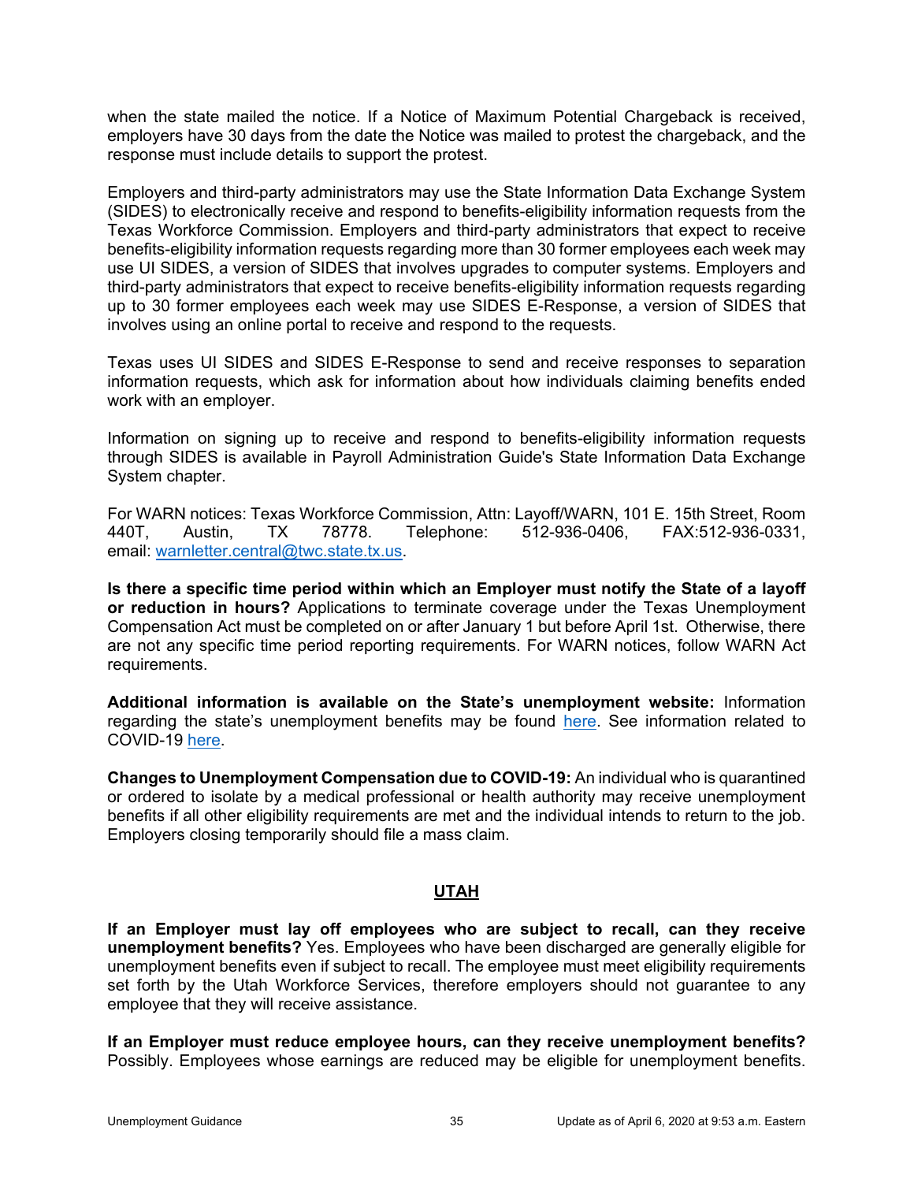when the state mailed the notice. If a Notice of Maximum Potential Chargeback is received, employers have 30 days from the date the Notice was mailed to protest the chargeback, and the response must include details to support the protest.

Employers and third-party administrators may use the State Information Data Exchange System (SIDES) to electronically receive and respond to benefits-eligibility information requests from the Texas Workforce Commission. Employers and third-party administrators that expect to receive benefits-eligibility information requests regarding more than 30 former employees each week may use UI SIDES, a version of SIDES that involves upgrades to computer systems. Employers and third-party administrators that expect to receive benefits-eligibility information requests regarding up to 30 former employees each week may use SIDES E-Response, a version of SIDES that involves using an online portal to receive and respond to the requests.

Texas uses UI SIDES and SIDES E-Response to send and receive responses to separation information requests, which ask for information about how individuals claiming benefits ended work with an employer.

Information on signing up to receive and respond to benefits-eligibility information requests through SIDES is available in Payroll Administration Guide's State Information Data Exchange System chapter.

For WARN notices: Texas Workforce Commission, Attn: Layoff/WARN, 101 E. 15th Street, Room 440T, Austin, TX 78778. Telephone: 512-936-0406, FAX:512-936-0331, email: [warnletter.central@twc.state.tx.us](mailto:warnletter.central@twc.state.tx.us).

**Is there a specific time period within which an Employer must notify the State of a layoff or reduction in hours?** Applications to terminate coverage under the Texas Unemployment Compensation Act must be completed on or after January 1 but before April 1st. Otherwise, there are not any specific time period reporting requirements. For WARN notices, follow WARN Act requirements.

**Additional information is available on the State's unemployment website:** Information regarding the state's unemployment benefits may be found here. See information related to COVID-19 here.

**Changes to Unemployment Compensation due to COVID-19:** An individual who is quarantined or ordered to isolate by a medical professional or health authority may receive unemployment benefits if all other eligibility requirements are met and the individual intends to return to the job. Employers closing temporarily should file a mass claim.

## UTAH

**If an Employer must lay off employees who are subject to recall, can they receive unemployment benefits?** Yes. Employees who have been discharged are generally eligible for unemployment benefits even if subject to recall. The employee must meet eligibility requirements set forth by the Utah Workforce Services, therefore employers should not guarantee to any employee that they will receive assistance.

**If an Employer must reduce employee hours, can they receive unemployment benefits?** Possibly. Employees whose earnings are reduced may be eligible for unemployment benefits.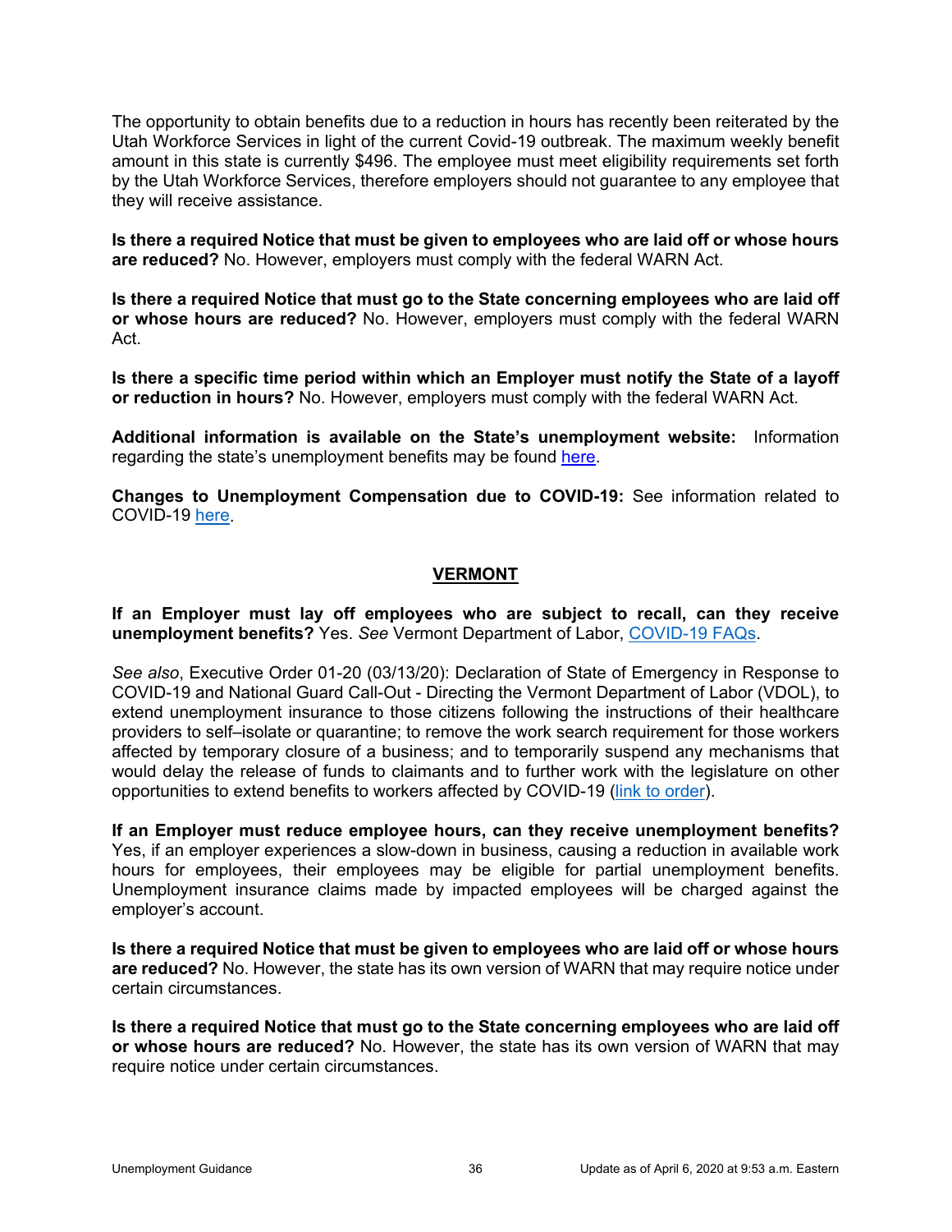The opportunity to obtain benefits due to a reduction in hours has recently been reiterated by the Utah Workforce Services in light of the current Covid-19 outbreak. The maximum weekly benefit amount in this state is currently $496. The employee must meet eligibility requirements set forth by the Utah Workforce Services, therefore employers should not guarantee to any employee that they will receive assistance.

**Is there a required Notice that must be given to employees who are laid off or whose hours are reduced?** No. However, employers must comply with the federal WARN Act.

**Is there a required Notice that must go to the State concerning employees who are laid off or whose hours are reduced?** No. However, employers must comply with the federal WARN Act.

**Is there a specific time period within which an Employer must notify the State of a layoff or reduction in hours?** No. However, employers must comply with the federal WARN Act.

**Additional information is available on the State's unemployment website:** Information regarding the state's unemployment benefits may be found here.

**Changes to Unemployment Compensation due to COVID-19:** See information related to COVID-19 here.

## VERMONT

**If an Employer must lay off employees who are subject to recall, can they receive unemployment benefits?** Yes. *See* Vermont Department of Labor, COVID-19 FAQs.

*See also*, Executive Order 01-20 (03/13/20): Declaration of State of Emergency in Response to COVID-19 and National Guard Call-Out - Directing the Vermont Department of Labor (VDOL), to extend unemployment insurance to those citizens following the instructions of their healthcare providers to self–isolate or quarantine; to remove the work search requirement for those workers affected by temporary closure of a business; and to temporarily suspend any mechanisms that would delay the release of funds to claimants and to further work with the legislature on other opportunities to extend benefits to workers affected by COVID-19 (link to order).

**If an Employer must reduce employee hours, can they receive unemployment benefits?** Yes, if an employer experiences a slow-down in business, causing a reduction in available work hours for employees, their employees may be eligible for partial unemployment benefits. Unemployment insurance claims made by impacted employees will be charged against the employer's account.

**Is there a required Notice that must be given to employees who are laid off or whose hours are reduced?** No. However, the state has its own version of WARN that may require notice under certain circumstances.

**Is there a required Notice that must go to the State concerning employees who are laid off or whose hours are reduced?** No. However, the state has its own version of WARN that may require notice under certain circumstances.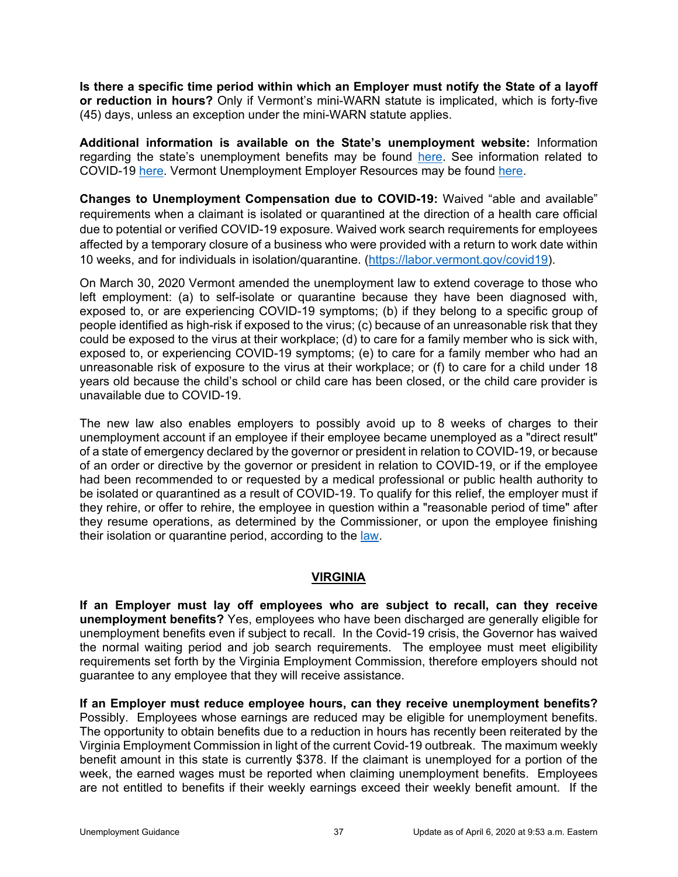**Is there a specific time period within which an Employer must notify the State of a layoff or reduction in hours?** Only if Vermont's mini-WARN statute is implicated, which is forty-five (45) days, unless an exception under the mini-WARN statute applies.

**Additional information is available on the State's unemployment website:** Information regarding the state's unemployment benefits may be found here. See information related to COVID-19 here. Vermont Unemployment Employer Resources may be found here.

**Changes to Unemployment Compensation due to COVID-19:** Waived "able and available" requirements when a claimant is isolated or quarantined at the direction of a health care official due to potential or verified COVID-19 exposure. Waived work search requirements for employees affected by a temporary closure of a business who were provided with a return to work date within 10 weeks, and for individuals in isolation/quarantine. (https://labor.vermont.gov/covid19).

On March 30, 2020 Vermont amended the unemployment law to extend coverage to those who left employment: (a) to self-isolate or quarantine because they have been diagnosed with, exposed to, or are experiencing COVID-19 symptoms; (b) if they belong to a specific group of people identified as high-risk if exposed to the virus; (c) because of an unreasonable risk that they could be exposed to the virus at their workplace; (d) to care for a family member who is sick with, exposed to, or experiencing COVID-19 symptoms; (e) to care for a family member who had an unreasonable risk of exposure to the virus at their workplace; or (f) to care for a child under 18 years old because the child's school or child care has been closed, or the child care provider is unavailable due to COVID-19.

The new law also enables employers to possibly avoid up to 8 weeks of charges to their unemployment account if an employee if their employee became unemployed as a "direct result" of a state of emergency declared by the governor or president in relation to COVID-19, or because of an order or directive by the governor or president in relation to COVID-19, or if the employee had been recommended to or requested by a medical professional or public health authority to be isolated or quarantined as a result of COVID-19. To qualify for this relief, the employer must if they rehire, or offer to rehire, the employee in question within a "reasonable period of time" after they resume operations, as determined by the Commissioner, or upon the employee finishing their isolation or quarantine period, according to the law.

## VIRGINIA

**If an Employer must lay off employees who are subject to recall, can they receive unemployment benefits?** Yes, employees who have been discharged are generally eligible for unemployment benefits even if subject to recall. In the Covid-19 crisis, the Governor has waived the normal waiting period and job search requirements. The employee must meet eligibility requirements set forth by the Virginia Employment Commission, therefore employers should not guarantee to any employee that they will receive assistance.

**If an Employer must reduce employee hours, can they receive unemployment benefits?** Possibly. Employees whose earnings are reduced may be eligible for unemployment benefits. The opportunity to obtain benefits due to a reduction in hours has recently been reiterated by the Virginia Employment Commission in light of the current Covid-19 outbreak. The maximum weekly benefit amount in this state is currently $378. If the claimant is unemployed for a portion of the week, the earned wages must be reported when claiming unemployment benefits. Employees are not entitled to benefits if their weekly earnings exceed their weekly benefit amount. If the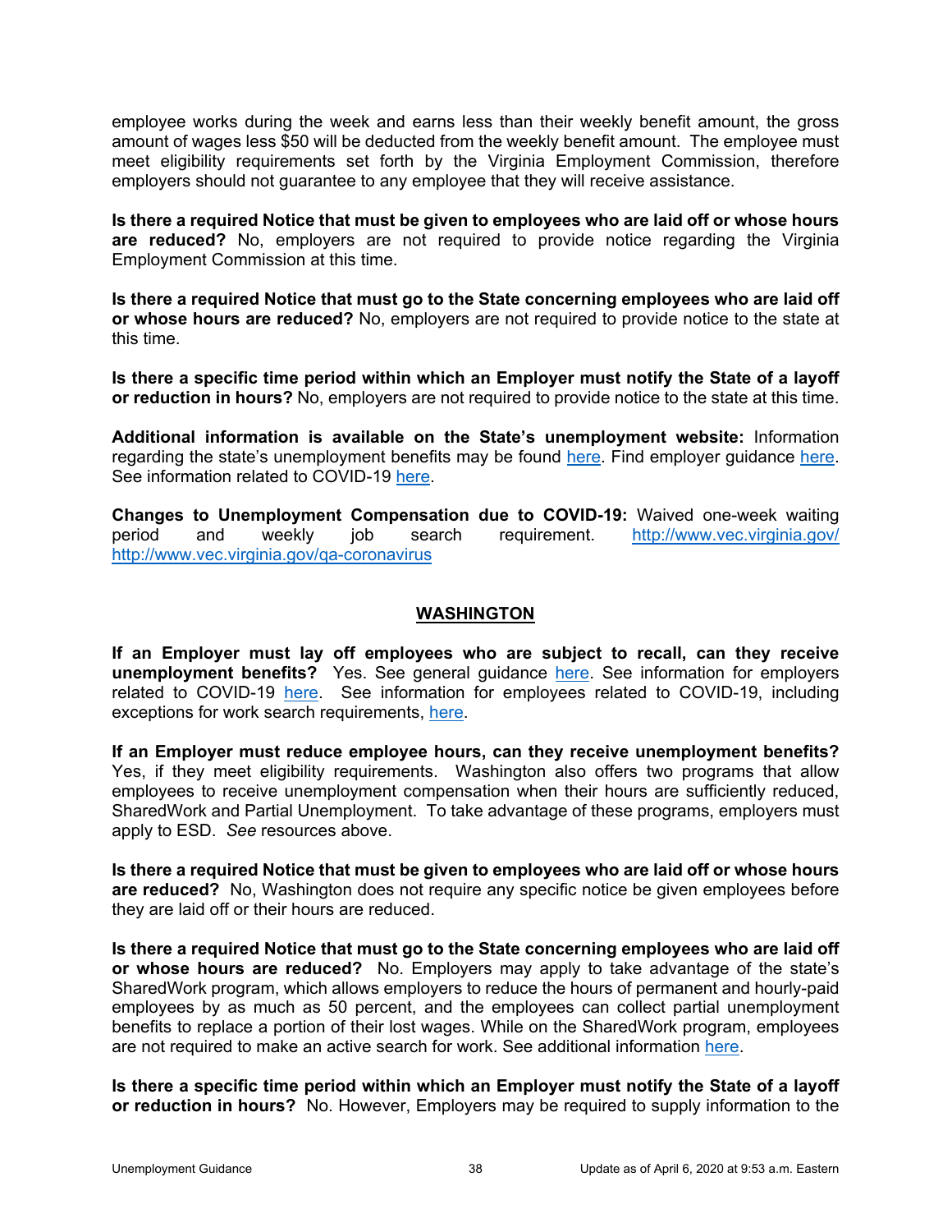employee works during the week and earns less than their weekly benefit amount, the gross amount of wages less $50 will be deducted from the weekly benefit amount. The employee must meet eligibility requirements set forth by the Virginia Employment Commission, therefore employers should not guarantee to any employee that they will receive assistance.

**Is there a required Notice that must be given to employees who are laid off or whose hours are reduced?** No, employers are not required to provide notice regarding the Virginia Employment Commission at this time.

**Is there a required Notice that must go to the State concerning employees who are laid off or whose hours are reduced?** No, employers are not required to provide notice to the state at this time.

**Is there a specific time period within which an Employer must notify the State of a layoff or reduction in hours?** No, employers are not required to provide notice to the state at this time.

**Additional information is available on the State's unemployment website:** Information regarding the state's unemployment benefits may be found here. Find employer guidance here. See information related to COVID-19 here.

**Changes to Unemployment Compensation due to COVID-19:** Waived one-week waiting period and weekly job search requirement. http://www.vec.virginia.gov/ http://www.vec.virginia.gov/qa-coronavirus

## WASHINGTON

**If an Employer must lay off employees who are subject to recall, can they receive unemployment benefits?** Yes. See general guidance here. See information for employers related to COVID-19 here. See information for employees related to COVID-19, including exceptions for work search requirements, here.

**If an Employer must reduce employee hours, can they receive unemployment benefits?** Yes, if they meet eligibility requirements. Washington also offers two programs that allow employees to receive unemployment compensation when their hours are sufficiently reduced, SharedWork and Partial Unemployment. To take advantage of these programs, employers must apply to ESD. *See* resources above.

**Is there a required Notice that must be given to employees who are laid off or whose hours are reduced?** No, Washington does not require any specific notice be given employees before they are laid off or their hours are reduced.

**Is there a required Notice that must go to the State concerning employees who are laid off or whose hours are reduced?** No. Employers may apply to take advantage of the state's SharedWork program, which allows employers to reduce the hours of permanent and hourly-paid employees by as much as 50 percent, and the employees can collect partial unemployment benefits to replace a portion of their lost wages. While on the SharedWork program, employees are not required to make an active search for work. See additional information here.

**Is there a specific time period within which an Employer must notify the State of a layoff or reduction in hours?** No. However, Employers may be required to supply information to the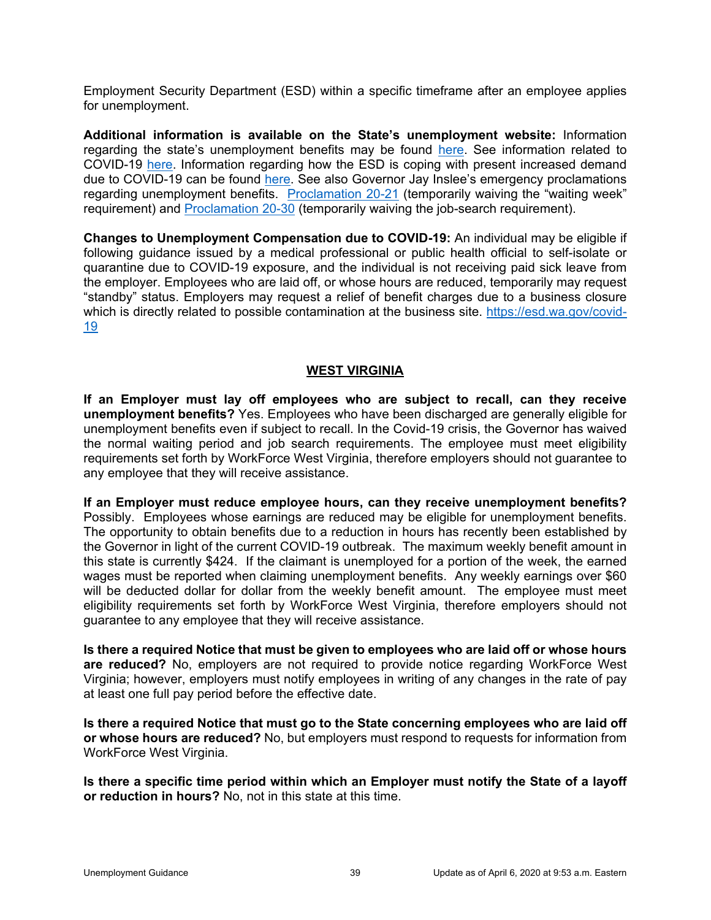Employment Security Department (ESD) within a specific timeframe after an employee applies for unemployment.

**Additional information is available on the State's unemployment website:** Information regarding the state's unemployment benefits may be found here. See information related to COVID-19 here. Information regarding how the ESD is coping with present increased demand due to COVID-19 can be found here. See also Governor Jay Inslee's emergency proclamations regarding unemployment benefits. Proclamation 20-21 (temporarily waiving the "waiting week" requirement) and Proclamation 20-30 (temporarily waiving the job-search requirement).

**Changes to Unemployment Compensation due to COVID-19:** An individual may be eligible if following guidance issued by a medical professional or public health official to self-isolate or quarantine due to COVID-19 exposure, and the individual is not receiving paid sick leave from the employer. Employees who are laid off, or whose hours are reduced, temporarily may request "standby" status. Employers may request a relief of benefit charges due to a business closure which is directly related to possible contamination at the business site. https://esd.wa.gov/covid-19

## WEST VIRGINIA

**If an Employer must lay off employees who are subject to recall, can they receive unemployment benefits?** Yes. Employees who have been discharged are generally eligible for unemployment benefits even if subject to recall. In the Covid-19 crisis, the Governor has waived the normal waiting period and job search requirements. The employee must meet eligibility requirements set forth by WorkForce West Virginia, therefore employers should not guarantee to any employee that they will receive assistance.

**If an Employer must reduce employee hours, can they receive unemployment benefits?** Possibly. Employees whose earnings are reduced may be eligible for unemployment benefits. The opportunity to obtain benefits due to a reduction in hours has recently been established by the Governor in light of the current COVID-19 outbreak. The maximum weekly benefit amount in this state is currently $424. If the claimant is unemployed for a portion of the week, the earned wages must be reported when claiming unemployment benefits. Any weekly earnings over $60 will be deducted dollar for dollar from the weekly benefit amount. The employee must meet eligibility requirements set forth by WorkForce West Virginia, therefore employers should not guarantee to any employee that they will receive assistance.

**Is there a required Notice that must be given to employees who are laid off or whose hours are reduced?** No, employers are not required to provide notice regarding WorkForce West Virginia; however, employers must notify employees in writing of any changes in the rate of pay at least one full pay period before the effective date.

**Is there a required Notice that must go to the State concerning employees who are laid off or whose hours are reduced?** No, but employers must respond to requests for information from WorkForce West Virginia.

**Is there a specific time period within which an Employer must notify the State of a layoff or reduction in hours?** No, not in this state at this time.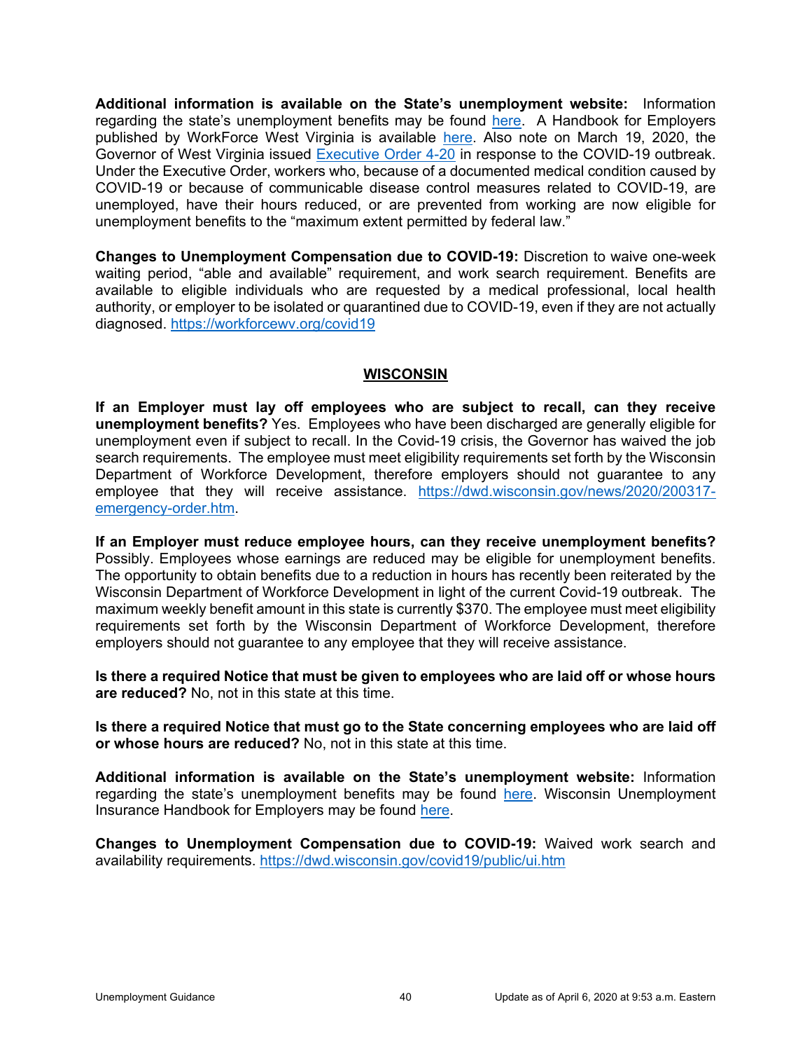**Additional information is available on the State's unemployment website:** Information regarding the state's unemployment benefits may be found [here](). A Handbook for Employers published by WorkForce West Virginia is available [here](). Also note on March 19, 2020, the Governor of West Virginia issued [Executive Order 4-20]() in response to the COVID-19 outbreak. Under the Executive Order, workers who, because of a documented medical condition caused by COVID-19 or because of communicable disease control measures related to COVID-19, are unemployed, have their hours reduced, or are prevented from working are now eligible for unemployment benefits to the "maximum extent permitted by federal law."

**Changes to Unemployment Compensation due to COVID-19:** Discretion to waive one-week waiting period, "able and available" requirement, and work search requirement. Benefits are available to eligible individuals who are requested by a medical professional, local health authority, or employer to be isolated or quarantined due to COVID-19, even if they are not actually diagnosed. https://workforcewv.org/covid19

## WISCONSIN

**If an Employer must lay off employees who are subject to recall, can they receive unemployment benefits?** Yes. Employees who have been discharged are generally eligible for unemployment even if subject to recall. In the Covid-19 crisis, the Governor has waived the job search requirements. The employee must meet eligibility requirements set forth by the Wisconsin Department of Workforce Development, therefore employers should not guarantee to any employee that they will receive assistance. https://dwd.wisconsin.gov/news/2020/200317-emergency-order.htm.

**If an Employer must reduce employee hours, can they receive unemployment benefits?** Possibly. Employees whose earnings are reduced may be eligible for unemployment benefits. The opportunity to obtain benefits due to a reduction in hours has recently been reiterated by the Wisconsin Department of Workforce Development in light of the current Covid-19 outbreak. The maximum weekly benefit amount in this state is currently $370. The employee must meet eligibility requirements set forth by the Wisconsin Department of Workforce Development, therefore employers should not guarantee to any employee that they will receive assistance.

**Is there a required Notice that must be given to employees who are laid off or whose hours are reduced?** No, not in this state at this time.

**Is there a required Notice that must go to the State concerning employees who are laid off or whose hours are reduced?** No, not in this state at this time.

**Additional information is available on the State's unemployment website:** Information regarding the state's unemployment benefits may be found [here](). Wisconsin Unemployment Insurance Handbook for Employers may be found [here]().

**Changes to Unemployment Compensation due to COVID-19:** Waived work search and availability requirements. https://dwd.wisconsin.gov/covid19/public/ui.htm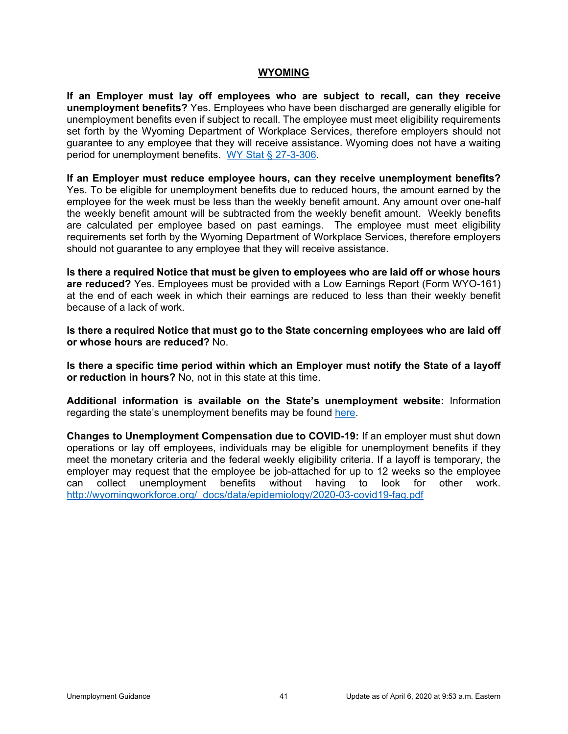## WYOMING

**If an Employer must lay off employees who are subject to recall, can they receive unemployment benefits?** Yes. Employees who have been discharged are generally eligible for unemployment benefits even if subject to recall. The employee must meet eligibility requirements set forth by the Wyoming Department of Workplace Services, therefore employers should not guarantee to any employee that they will receive assistance. Wyoming does not have a waiting period for unemployment benefits. WY Stat § 27-3-306.

**If an Employer must reduce employee hours, can they receive unemployment benefits?** Yes. To be eligible for unemployment benefits due to reduced hours, the amount earned by the employee for the week must be less than the weekly benefit amount. Any amount over one-half the weekly benefit amount will be subtracted from the weekly benefit amount. Weekly benefits are calculated per employee based on past earnings. The employee must meet eligibility requirements set forth by the Wyoming Department of Workplace Services, therefore employers should not guarantee to any employee that they will receive assistance.

**Is there a required Notice that must be given to employees who are laid off or whose hours are reduced?** Yes. Employees must be provided with a Low Earnings Report (Form WYO-161) at the end of each week in which their earnings are reduced to less than their weekly benefit because of a lack of work.

**Is there a required Notice that must go to the State concerning employees who are laid off or whose hours are reduced?** No.

**Is there a specific time period within which an Employer must notify the State of a layoff or reduction in hours?** No, not in this state at this time.

**Additional information is available on the State's unemployment website:** Information regarding the state's unemployment benefits may be found here.

**Changes to Unemployment Compensation due to COVID-19:** If an employer must shut down operations or lay off employees, individuals may be eligible for unemployment benefits if they meet the monetary criteria and the federal weekly eligibility criteria. If a layoff is temporary, the employer may request that the employee be job-attached for up to 12 weeks so the employee can collect unemployment benefits without having to look for other work. http://wyomingworkforce.org/_docs/data/epidemiology/2020-03-covid19-faq.pdf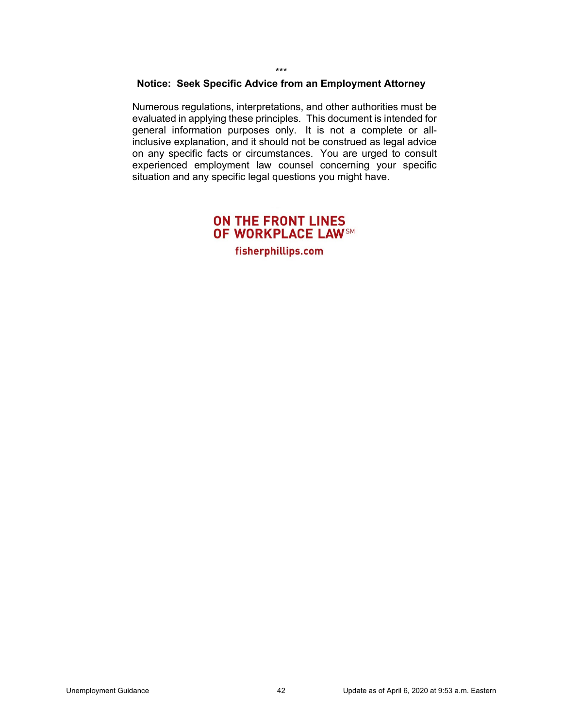\*\*\*

**Notice: Seek Specific Advice from an Employment Attorney**

Numerous regulations, interpretations, and other authorities must be evaluated in applying these principles. This document is intended for general information purposes only. It is not a complete or all-inclusive explanation, and it should not be construed as legal advice on any specific facts or circumstances. You are urged to consult experienced employment law counsel concerning your specific situation and any specific legal questions you might have.

**ON THE FRONT LINES OF WORKPLACE LAW℠**

**fisherphillips.com**